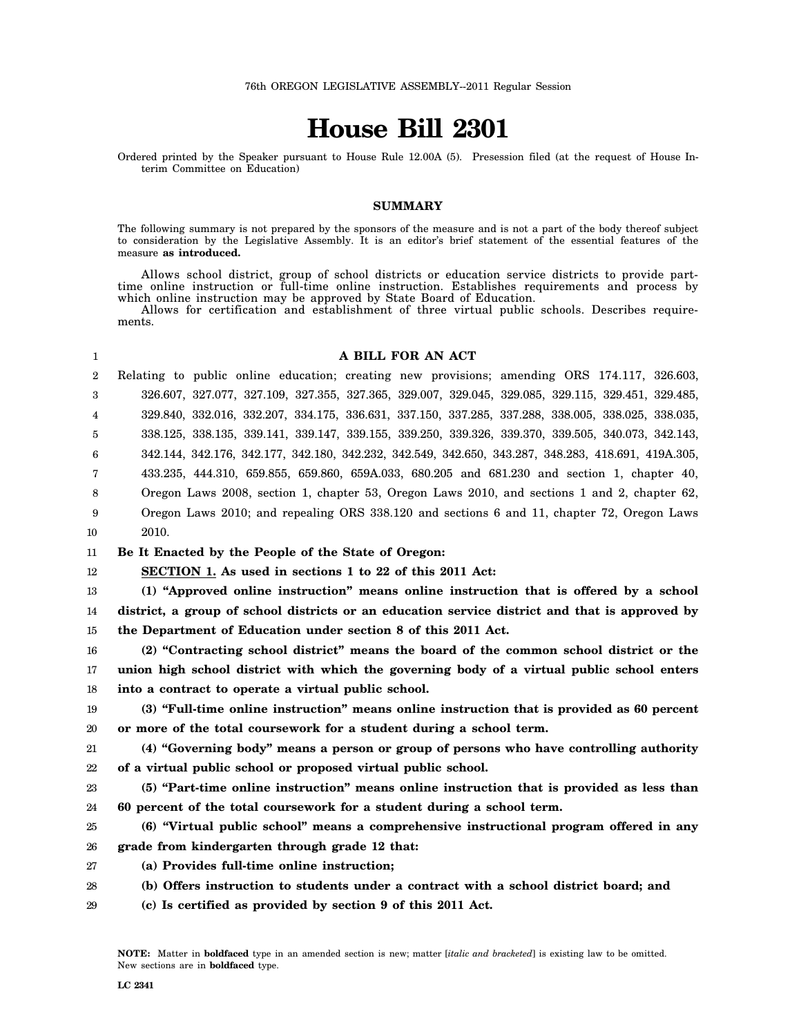76th OREGON LEGISLATIVE ASSEMBLY--2011 Regular Session

# House Bill 2301

Ordered printed by the Speaker pursuant to House Rule 12.00A (5). Presession filed (at the request of House Interim Committee on Education)

## SUMMARY

The following summary is not prepared by the sponsors of the measure and is not a part of the body thereof subject to consideration by the Legislative Assembly. It is an editor's brief statement of the essential features of the measure **as introduced.**

Allows school district, group of school districts or education service districts to provide part-time online instruction or full-time online instruction. Establishes requirements and process by which online instruction may be approved by State Board of Education.

Allows for certification and establishment of three virtual public schools. Describes requirements.

**A BILL FOR AN ACT**

Relating to public online education; creating new provisions; amending ORS 174.117, 326.603, 326.607, 327.077, 327.109, 327.355, 327.365, 329.007, 329.045, 329.085, 329.115, 329.451, 329.485, 329.840, 332.016, 332.207, 334.175, 336.631, 337.150, 337.285, 337.288, 338.005, 338.025, 338.035, 338.125, 338.135, 339.141, 339.147, 339.155, 339.250, 339.326, 339.370, 339.505, 340.073, 342.143, 342.144, 342.176, 342.177, 342.180, 342.232, 342.549, 342.650, 343.287, 348.283, 418.691, 419A.305, 433.235, 444.310, 659.855, 659.860, 659A.033, 680.205 and 681.230 and section 1, chapter 40, Oregon Laws 2008, section 1, chapter 53, Oregon Laws 2010, and sections 1 and 2, chapter 62, Oregon Laws 2010; and repealing ORS 338.120 and sections 6 and 11, chapter 72, Oregon Laws 2010.

**Be It Enacted by the People of the State of Oregon:**

**SECTION 1. As used in sections 1 to 22 of this 2011 Act:**

**(1) "Approved online instruction" means online instruction that is offered by a school district, a group of school districts or an education service district and that is approved by the Department of Education under section 8 of this 2011 Act.**

**(2) "Contracting school district" means the board of the common school district or the union high school district with which the governing body of a virtual public school enters into a contract to operate a virtual public school.**

**(3) "Full-time online instruction" means online instruction that is provided as 60 percent or more of the total coursework for a student during a school term.**

**(4) "Governing body" means a person or group of persons who have controlling authority of a virtual public school or proposed virtual public school.**

**(5) "Part-time online instruction" means online instruction that is provided as less than 60 percent of the total coursework for a student during a school term.**

**(6) "Virtual public school" means a comprehensive instructional program offered in any grade from kindergarten through grade 12 that:**

**(a) Provides full-time online instruction;**

**(b) Offers instruction to students under a contract with a school district board; and**

**(c) Is certified as provided by section 9 of this 2011 Act.**

**NOTE:** Matter in **boldfaced** type in an amended section is new; matter [*italic and bracketed*] is existing law to be omitted. New sections are in **boldfaced** type.

LC 2341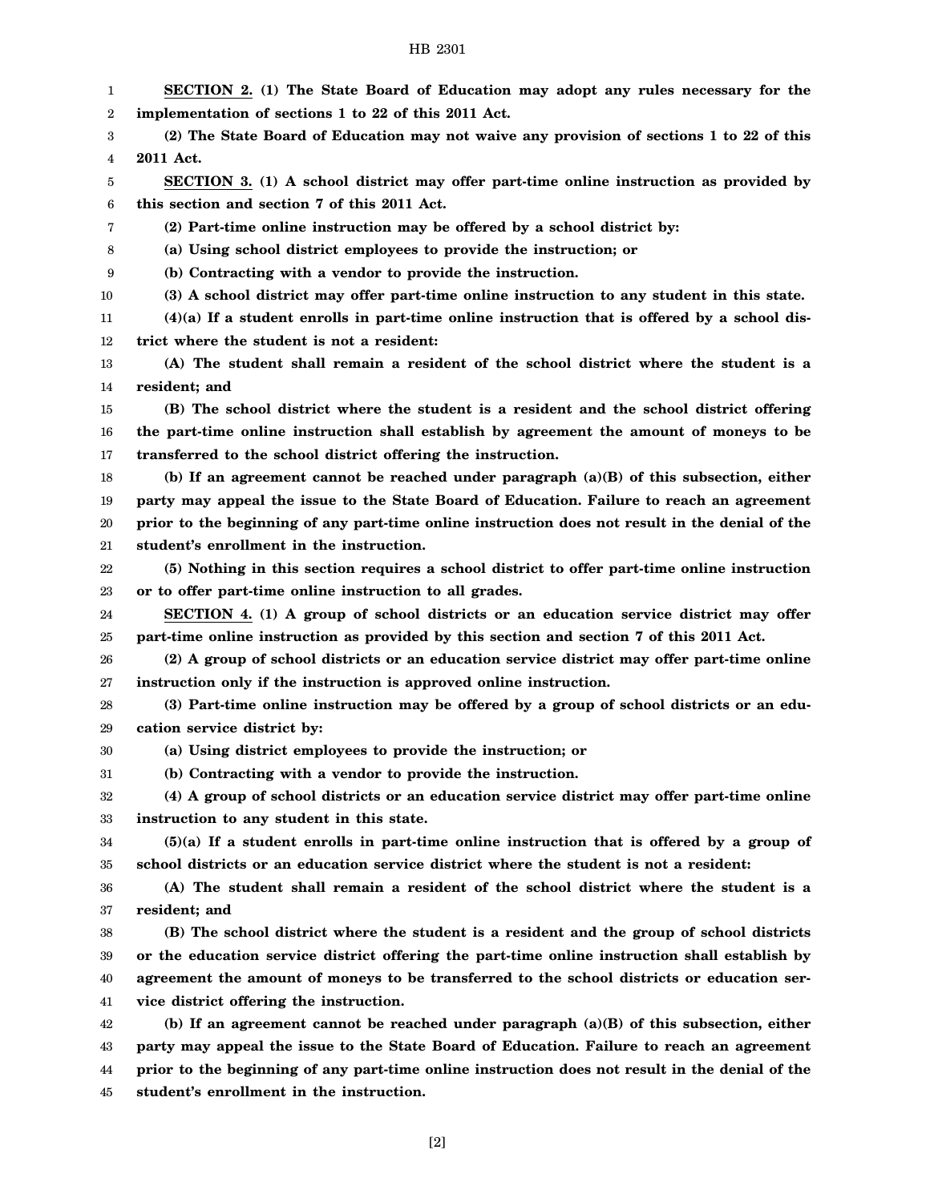**SECTION 2. (1) The State Board of Education may adopt any rules necessary for the implementation of sections 1 to 22 of this 2011 Act.**

**(2) The State Board of Education may not waive any provision of sections 1 to 22 of this 2011 Act.**

**SECTION 3. (1) A school district may offer part-time online instruction as provided by this section and section 7 of this 2011 Act.**

**(2) Part-time online instruction may be offered by a school district by:**

**(a) Using school district employees to provide the instruction; or**

**(b) Contracting with a vendor to provide the instruction.**

**(3) A school district may offer part-time online instruction to any student in this state.**

**(4)(a) If a student enrolls in part-time online instruction that is offered by a school district where the student is not a resident:**

**(A) The student shall remain a resident of the school district where the student is a resident; and**

**(B) The school district where the student is a resident and the school district offering the part-time online instruction shall establish by agreement the amount of moneys to be transferred to the school district offering the instruction.**

**(b) If an agreement cannot be reached under paragraph (a)(B) of this subsection, either party may appeal the issue to the State Board of Education. Failure to reach an agreement prior to the beginning of any part-time online instruction does not result in the denial of the student's enrollment in the instruction.**

**(5) Nothing in this section requires a school district to offer part-time online instruction or to offer part-time online instruction to all grades.**

**SECTION 4. (1) A group of school districts or an education service district may offer part-time online instruction as provided by this section and section 7 of this 2011 Act.**

**(2) A group of school districts or an education service district may offer part-time online instruction only if the instruction is approved online instruction.**

**(3) Part-time online instruction may be offered by a group of school districts or an education service district by:**

**(a) Using district employees to provide the instruction; or**

**(b) Contracting with a vendor to provide the instruction.**

**(4) A group of school districts or an education service district may offer part-time online instruction to any student in this state.**

**(5)(a) If a student enrolls in part-time online instruction that is offered by a group of school districts or an education service district where the student is not a resident:**

**(A) The student shall remain a resident of the school district where the student is a resident; and**

**(B) The school district where the student is a resident and the group of school districts or the education service district offering the part-time online instruction shall establish by agreement the amount of moneys to be transferred to the school districts or education service district offering the instruction.**

**(b) If an agreement cannot be reached under paragraph (a)(B) of this subsection, either party may appeal the issue to the State Board of Education. Failure to reach an agreement prior to the beginning of any part-time online instruction does not result in the denial of the student's enrollment in the instruction.**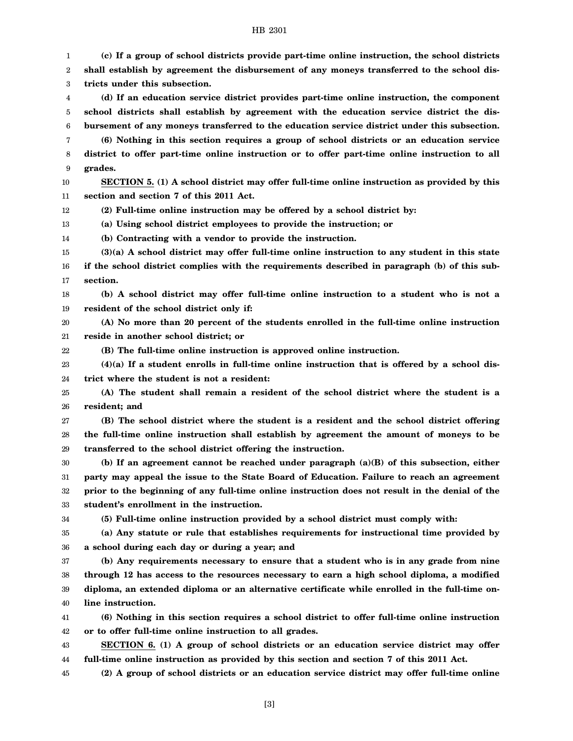**(c) If a group of school districts provide part-time online instruction, the school districts shall establish by agreement the disbursement of any moneys transferred to the school districts under this subsection.**

**(d) If an education service district provides part-time online instruction, the component school districts shall establish by agreement with the education service district the disbursement of any moneys transferred to the education service district under this subsection.**

**(6) Nothing in this section requires a group of school districts or an education service district to offer part-time online instruction or to offer part-time online instruction to all grades.**

**SECTION 5. (1) A school district may offer full-time online instruction as provided by this section and section 7 of this 2011 Act.**

**(2) Full-time online instruction may be offered by a school district by:**

**(a) Using school district employees to provide the instruction; or**

**(b) Contracting with a vendor to provide the instruction.**

**(3)(a) A school district may offer full-time online instruction to any student in this state if the school district complies with the requirements described in paragraph (b) of this subsection.**

**(b) A school district may offer full-time online instruction to a student who is not a resident of the school district only if:**

**(A) No more than 20 percent of the students enrolled in the full-time online instruction reside in another school district; or**

**(B) The full-time online instruction is approved online instruction.**

**(4)(a) If a student enrolls in full-time online instruction that is offered by a school district where the student is not a resident:**

**(A) The student shall remain a resident of the school district where the student is a resident; and**

**(B) The school district where the student is a resident and the school district offering the full-time online instruction shall establish by agreement the amount of moneys to be transferred to the school district offering the instruction.**

**(b) If an agreement cannot be reached under paragraph (a)(B) of this subsection, either party may appeal the issue to the State Board of Education. Failure to reach an agreement prior to the beginning of any full-time online instruction does not result in the denial of the student's enrollment in the instruction.**

**(5) Full-time online instruction provided by a school district must comply with:**

**(a) Any statute or rule that establishes requirements for instructional time provided by a school during each day or during a year; and**

**(b) Any requirements necessary to ensure that a student who is in any grade from nine through 12 has access to the resources necessary to earn a high school diploma, a modified diploma, an extended diploma or an alternative certificate while enrolled in the full-time online instruction.**

**(6) Nothing in this section requires a school district to offer full-time online instruction or to offer full-time online instruction to all grades.**

**SECTION 6. (1) A group of school districts or an education service district may offer full-time online instruction as provided by this section and section 7 of this 2011 Act.**

**(2) A group of school districts or an education service district may offer full-time online**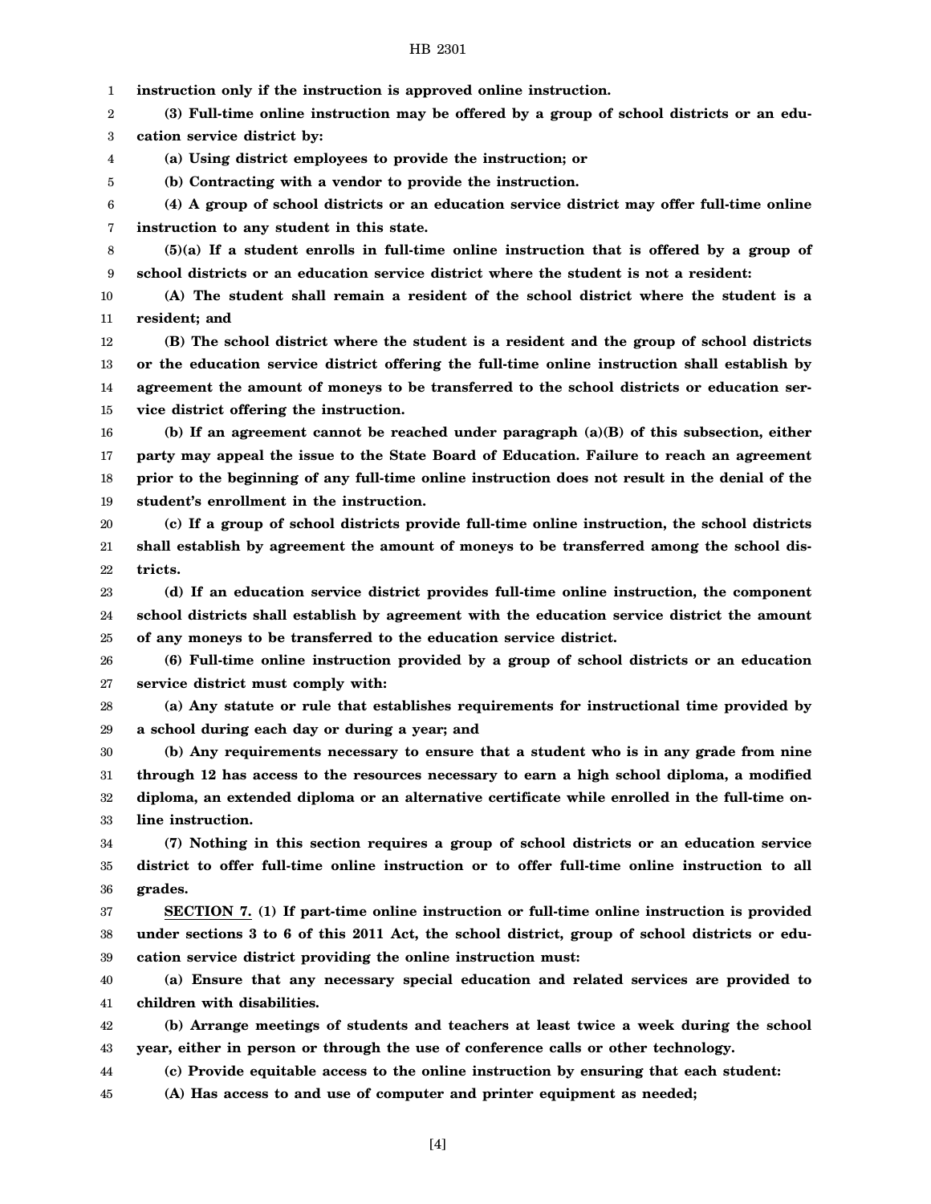**instruction only if the instruction is approved online instruction.**

**(3) Full-time online instruction may be offered by a group of school districts or an education service district by:**

**(a) Using district employees to provide the instruction; or**

**(b) Contracting with a vendor to provide the instruction.**

**(4) A group of school districts or an education service district may offer full-time online instruction to any student in this state.**

**(5)(a) If a student enrolls in full-time online instruction that is offered by a group of school districts or an education service district where the student is not a resident:**

**(A) The student shall remain a resident of the school district where the student is a resident; and**

**(B) The school district where the student is a resident and the group of school districts or the education service district offering the full-time online instruction shall establish by agreement the amount of moneys to be transferred to the school districts or education service district offering the instruction.**

**(b) If an agreement cannot be reached under paragraph (a)(B) of this subsection, either party may appeal the issue to the State Board of Education. Failure to reach an agreement prior to the beginning of any full-time online instruction does not result in the denial of the student's enrollment in the instruction.**

**(c) If a group of school districts provide full-time online instruction, the school districts shall establish by agreement the amount of moneys to be transferred among the school districts.**

**(d) If an education service district provides full-time online instruction, the component school districts shall establish by agreement with the education service district the amount of any moneys to be transferred to the education service district.**

**(6) Full-time online instruction provided by a group of school districts or an education service district must comply with:**

**(a) Any statute or rule that establishes requirements for instructional time provided by a school during each day or during a year; and**

**(b) Any requirements necessary to ensure that a student who is in any grade from nine through 12 has access to the resources necessary to earn a high school diploma, a modified diploma, an extended diploma or an alternative certificate while enrolled in the full-time online instruction.**

**(7) Nothing in this section requires a group of school districts or an education service district to offer full-time online instruction or to offer full-time online instruction to all grades.**

**SECTION 7. (1) If part-time online instruction or full-time online instruction is provided under sections 3 to 6 of this 2011 Act, the school district, group of school districts or education service district providing the online instruction must:**

**(a) Ensure that any necessary special education and related services are provided to children with disabilities.**

**(b) Arrange meetings of students and teachers at least twice a week during the school year, either in person or through the use of conference calls or other technology.**

**(c) Provide equitable access to the online instruction by ensuring that each student:**

**(A) Has access to and use of computer and printer equipment as needed;**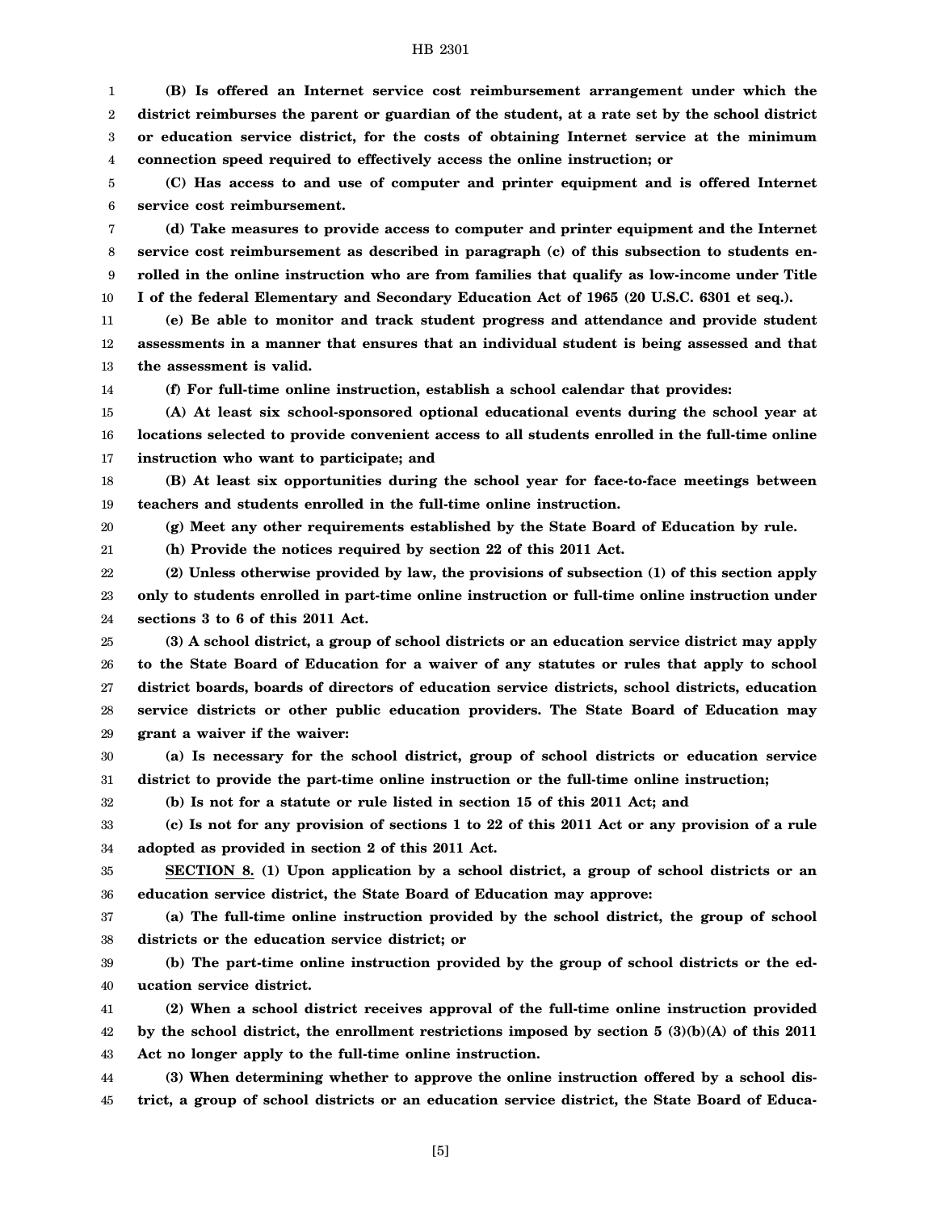**(B) Is offered an Internet service cost reimbursement arrangement under which the district reimburses the parent or guardian of the student, at a rate set by the school district or education service district, for the costs of obtaining Internet service at the minimum connection speed required to effectively access the online instruction; or**

**(C) Has access to and use of computer and printer equipment and is offered Internet service cost reimbursement.**

**(d) Take measures to provide access to computer and printer equipment and the Internet service cost reimbursement as described in paragraph (c) of this subsection to students enrolled in the online instruction who are from families that qualify as low-income under Title I of the federal Elementary and Secondary Education Act of 1965 (20 U.S.C. 6301 et seq.).**

**(e) Be able to monitor and track student progress and attendance and provide student assessments in a manner that ensures that an individual student is being assessed and that the assessment is valid.**

**(f) For full-time online instruction, establish a school calendar that provides:**

**(A) At least six school-sponsored optional educational events during the school year at locations selected to provide convenient access to all students enrolled in the full-time online instruction who want to participate; and**

**(B) At least six opportunities during the school year for face-to-face meetings between teachers and students enrolled in the full-time online instruction.**

**(g) Meet any other requirements established by the State Board of Education by rule.**

**(h) Provide the notices required by section 22 of this 2011 Act.**

**(2) Unless otherwise provided by law, the provisions of subsection (1) of this section apply only to students enrolled in part-time online instruction or full-time online instruction under sections 3 to 6 of this 2011 Act.**

**(3) A school district, a group of school districts or an education service district may apply to the State Board of Education for a waiver of any statutes or rules that apply to school district boards, boards of directors of education service districts, school districts, education service districts or other public education providers. The State Board of Education may grant a waiver if the waiver:**

**(a) Is necessary for the school district, group of school districts or education service district to provide the part-time online instruction or the full-time online instruction;**

**(b) Is not for a statute or rule listed in section 15 of this 2011 Act; and**

**(c) Is not for any provision of sections 1 to 22 of this 2011 Act or any provision of a rule adopted as provided in section 2 of this 2011 Act.**

**SECTION 8. (1) Upon application by a school district, a group of school districts or an education service district, the State Board of Education may approve:**

**(a) The full-time online instruction provided by the school district, the group of school districts or the education service district; or**

**(b) The part-time online instruction provided by the group of school districts or the education service district.**

**(2) When a school district receives approval of the full-time online instruction provided by the school district, the enrollment restrictions imposed by section 5 (3)(b)(A) of this 2011 Act no longer apply to the full-time online instruction.**

**(3) When determining whether to approve the online instruction offered by a school district, a group of school districts or an education service district, the State Board of Educa-**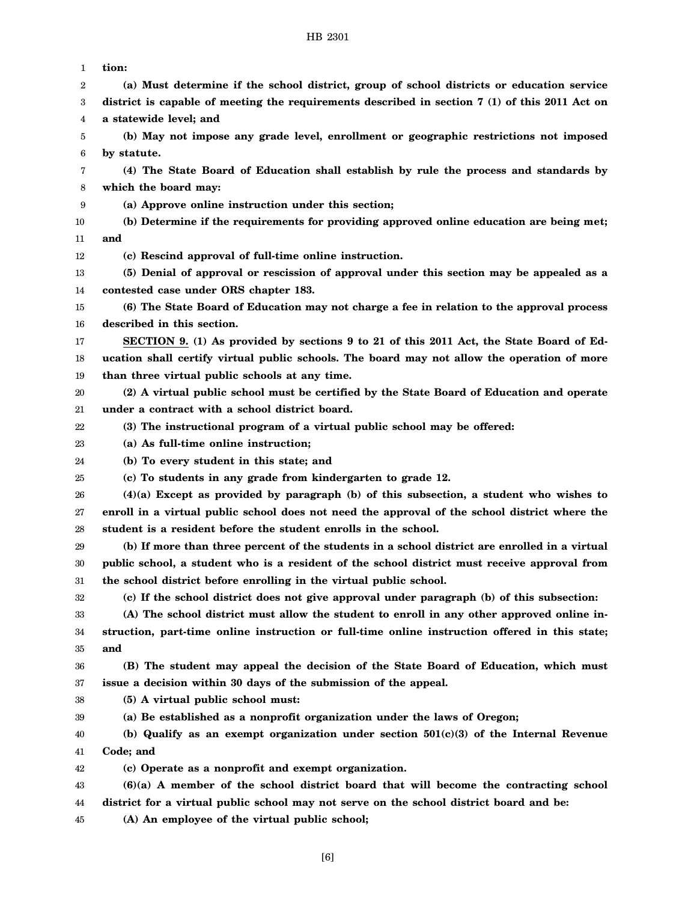**tion:**

**(a) Must determine if the school district, group of school districts or education service district is capable of meeting the requirements described in section 7 (1) of this 2011 Act on a statewide level; and**

**(b) May not impose any grade level, enrollment or geographic restrictions not imposed by statute.**

**(4) The State Board of Education shall establish by rule the process and standards by which the board may:**

**(a) Approve online instruction under this section;**

**(b) Determine if the requirements for providing approved online education are being met; and**

**(c) Rescind approval of full-time online instruction.**

**(5) Denial of approval or rescission of approval under this section may be appealed as a contested case under ORS chapter 183.**

**(6) The State Board of Education may not charge a fee in relation to the approval process described in this section.**

**SECTION 9. (1) As provided by sections 9 to 21 of this 2011 Act, the State Board of Education shall certify virtual public schools. The board may not allow the operation of more than three virtual public schools at any time.**

**(2) A virtual public school must be certified by the State Board of Education and operate under a contract with a school district board.**

**(3) The instructional program of a virtual public school may be offered:**

**(a) As full-time online instruction;**

**(b) To every student in this state; and**

**(c) To students in any grade from kindergarten to grade 12.**

**(4)(a) Except as provided by paragraph (b) of this subsection, a student who wishes to enroll in a virtual public school does not need the approval of the school district where the student is a resident before the student enrolls in the school.**

**(b) If more than three percent of the students in a school district are enrolled in a virtual public school, a student who is a resident of the school district must receive approval from the school district before enrolling in the virtual public school.**

**(c) If the school district does not give approval under paragraph (b) of this subsection:**

**(A) The school district must allow the student to enroll in any other approved online instruction, part-time online instruction or full-time online instruction offered in this state; and**

**(B) The student may appeal the decision of the State Board of Education, which must issue a decision within 30 days of the submission of the appeal.**

**(5) A virtual public school must:**

**(a) Be established as a nonprofit organization under the laws of Oregon;**

**(b) Qualify as an exempt organization under section 501(c)(3) of the Internal Revenue Code; and**

**(c) Operate as a nonprofit and exempt organization.**

**(6)(a) A member of the school district board that will become the contracting school district for a virtual public school may not serve on the school district board and be:**

**(A) An employee of the virtual public school;**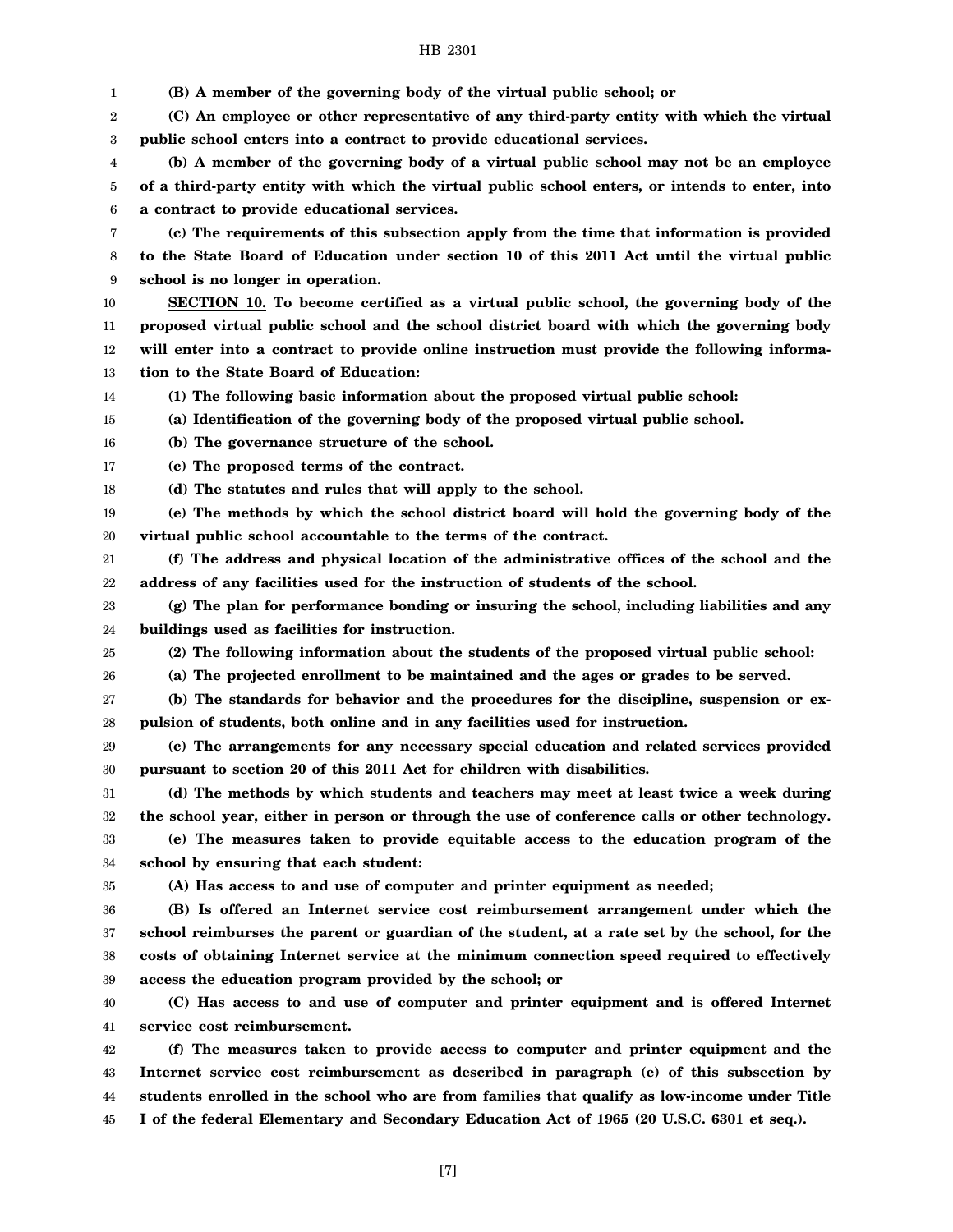**(B) A member of the governing body of the virtual public school; or**

**(C) An employee or other representative of any third-party entity with which the virtual public school enters into a contract to provide educational services.**

**(b) A member of the governing body of a virtual public school may not be an employee of a third-party entity with which the virtual public school enters, or intends to enter, into a contract to provide educational services.**

**(c) The requirements of this subsection apply from the time that information is provided to the State Board of Education under section 10 of this 2011 Act until the virtual public school is no longer in operation.**

**SECTION 10. To become certified as a virtual public school, the governing body of the proposed virtual public school and the school district board with which the governing body will enter into a contract to provide online instruction must provide the following information to the State Board of Education:**

**(1) The following basic information about the proposed virtual public school:**

**(a) Identification of the governing body of the proposed virtual public school.**

**(b) The governance structure of the school.**

**(c) The proposed terms of the contract.**

**(d) The statutes and rules that will apply to the school.**

**(e) The methods by which the school district board will hold the governing body of the virtual public school accountable to the terms of the contract.**

**(f) The address and physical location of the administrative offices of the school and the address of any facilities used for the instruction of students of the school.**

**(g) The plan for performance bonding or insuring the school, including liabilities and any buildings used as facilities for instruction.**

**(2) The following information about the students of the proposed virtual public school:**

**(a) The projected enrollment to be maintained and the ages or grades to be served.**

**(b) The standards for behavior and the procedures for the discipline, suspension or expulsion of students, both online and in any facilities used for instruction.**

**(c) The arrangements for any necessary special education and related services provided pursuant to section 20 of this 2011 Act for children with disabilities.**

**(d) The methods by which students and teachers may meet at least twice a week during the school year, either in person or through the use of conference calls or other technology.**

**(e) The measures taken to provide equitable access to the education program of the school by ensuring that each student:**

**(A) Has access to and use of computer and printer equipment as needed;**

**(B) Is offered an Internet service cost reimbursement arrangement under which the school reimburses the parent or guardian of the student, at a rate set by the school, for the costs of obtaining Internet service at the minimum connection speed required to effectively access the education program provided by the school; or**

**(C) Has access to and use of computer and printer equipment and is offered Internet service cost reimbursement.**

**(f) The measures taken to provide access to computer and printer equipment and the Internet service cost reimbursement as described in paragraph (e) of this subsection by students enrolled in the school who are from families that qualify as low-income under Title I of the federal Elementary and Secondary Education Act of 1965 (20 U.S.C. 6301 et seq.).**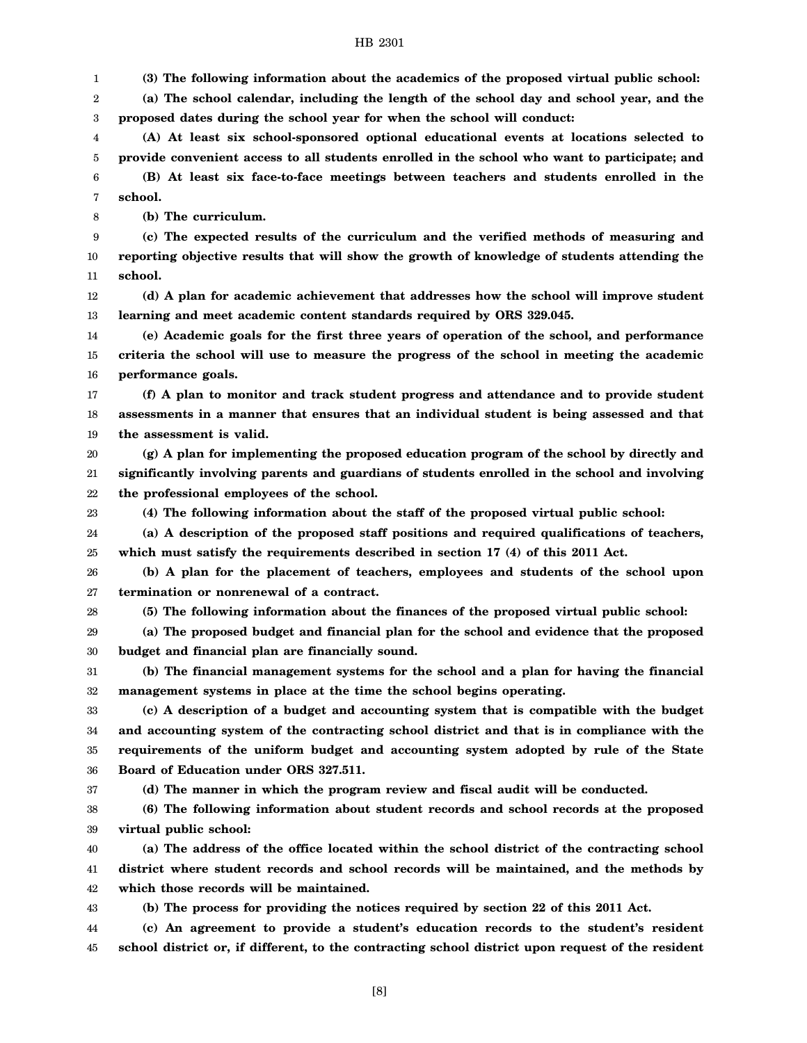**(3) The following information about the academics of the proposed virtual public school:**

**(a) The school calendar, including the length of the school day and school year, and the proposed dates during the school year for when the school will conduct:**

**(A) At least six school-sponsored optional educational events at locations selected to provide convenient access to all students enrolled in the school who want to participate; and**

**(B) At least six face-to-face meetings between teachers and students enrolled in the school.**

**(b) The curriculum.**

**(c) The expected results of the curriculum and the verified methods of measuring and reporting objective results that will show the growth of knowledge of students attending the school.**

**(d) A plan for academic achievement that addresses how the school will improve student learning and meet academic content standards required by ORS 329.045.**

**(e) Academic goals for the first three years of operation of the school, and performance criteria the school will use to measure the progress of the school in meeting the academic performance goals.**

**(f) A plan to monitor and track student progress and attendance and to provide student assessments in a manner that ensures that an individual student is being assessed and that the assessment is valid.**

**(g) A plan for implementing the proposed education program of the school by directly and significantly involving parents and guardians of students enrolled in the school and involving the professional employees of the school.**

**(4) The following information about the staff of the proposed virtual public school:**

**(a) A description of the proposed staff positions and required qualifications of teachers, which must satisfy the requirements described in section 17 (4) of this 2011 Act.**

**(b) A plan for the placement of teachers, employees and students of the school upon termination or nonrenewal of a contract.**

**(5) The following information about the finances of the proposed virtual public school:**

**(a) The proposed budget and financial plan for the school and evidence that the proposed budget and financial plan are financially sound.**

**(b) The financial management systems for the school and a plan for having the financial management systems in place at the time the school begins operating.**

**(c) A description of a budget and accounting system that is compatible with the budget and accounting system of the contracting school district and that is in compliance with the requirements of the uniform budget and accounting system adopted by rule of the State Board of Education under ORS 327.511.**

**(d) The manner in which the program review and fiscal audit will be conducted.**

**(6) The following information about student records and school records at the proposed virtual public school:**

**(a) The address of the office located within the school district of the contracting school district where student records and school records will be maintained, and the methods by which those records will be maintained.**

**(b) The process for providing the notices required by section 22 of this 2011 Act.**

**(c) An agreement to provide a student's education records to the student's resident school district or, if different, to the contracting school district upon request of the resident**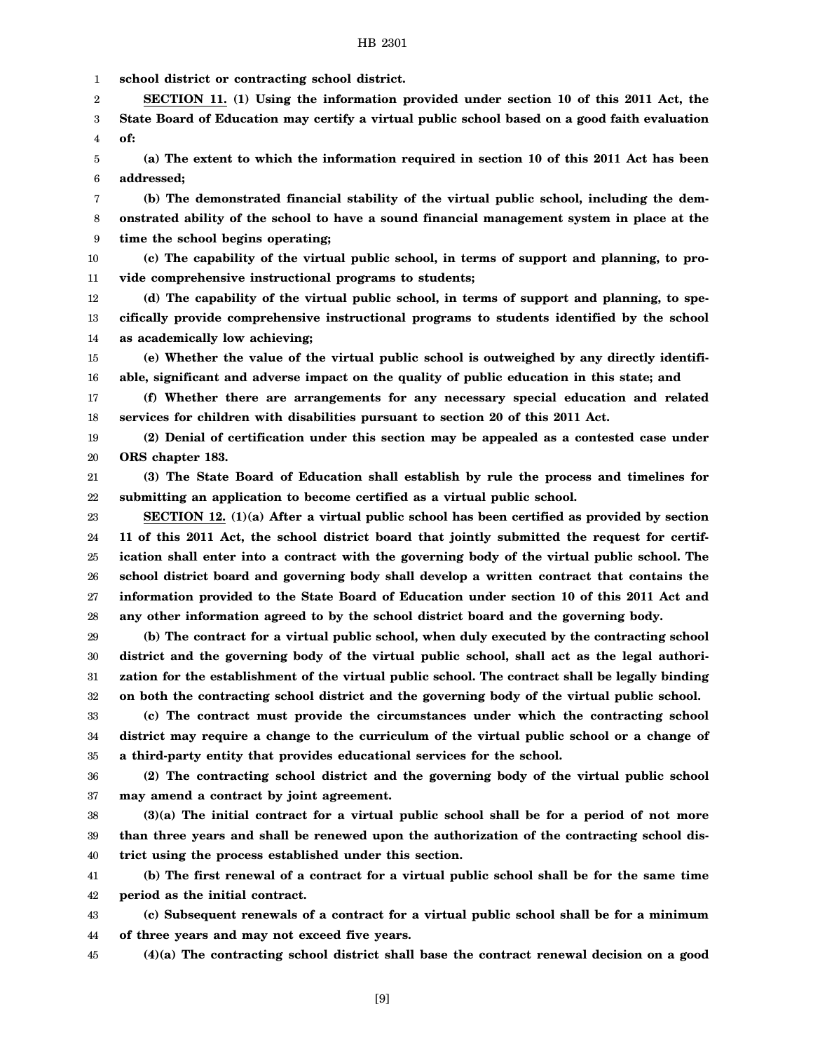**school district or contracting school district.**

**SECTION 11. (1) Using the information provided under section 10 of this 2011 Act, the State Board of Education may certify a virtual public school based on a good faith evaluation of:**

**(a) The extent to which the information required in section 10 of this 2011 Act has been addressed;**

**(b) The demonstrated financial stability of the virtual public school, including the demonstrated ability of the school to have a sound financial management system in place at the time the school begins operating;**

**(c) The capability of the virtual public school, in terms of support and planning, to provide comprehensive instructional programs to students;**

**(d) The capability of the virtual public school, in terms of support and planning, to specifically provide comprehensive instructional programs to students identified by the school as academically low achieving;**

**(e) Whether the value of the virtual public school is outweighed by any directly identifiable, significant and adverse impact on the quality of public education in this state; and**

**(f) Whether there are arrangements for any necessary special education and related services for children with disabilities pursuant to section 20 of this 2011 Act.**

**(2) Denial of certification under this section may be appealed as a contested case under ORS chapter 183.**

**(3) The State Board of Education shall establish by rule the process and timelines for submitting an application to become certified as a virtual public school.**

**SECTION 12. (1)(a) After a virtual public school has been certified as provided by section 11 of this 2011 Act, the school district board that jointly submitted the request for certification shall enter into a contract with the governing body of the virtual public school. The school district board and governing body shall develop a written contract that contains the information provided to the State Board of Education under section 10 of this 2011 Act and any other information agreed to by the school district board and the governing body.**

**(b) The contract for a virtual public school, when duly executed by the contracting school district and the governing body of the virtual public school, shall act as the legal authorization for the establishment of the virtual public school. The contract shall be legally binding on both the contracting school district and the governing body of the virtual public school.**

**(c) The contract must provide the circumstances under which the contracting school district may require a change to the curriculum of the virtual public school or a change of a third-party entity that provides educational services for the school.**

**(2) The contracting school district and the governing body of the virtual public school may amend a contract by joint agreement.**

**(3)(a) The initial contract for a virtual public school shall be for a period of not more than three years and shall be renewed upon the authorization of the contracting school district using the process established under this section.**

**(b) The first renewal of a contract for a virtual public school shall be for the same time period as the initial contract.**

**(c) Subsequent renewals of a contract for a virtual public school shall be for a minimum of three years and may not exceed five years.**

**(4)(a) The contracting school district shall base the contract renewal decision on a good**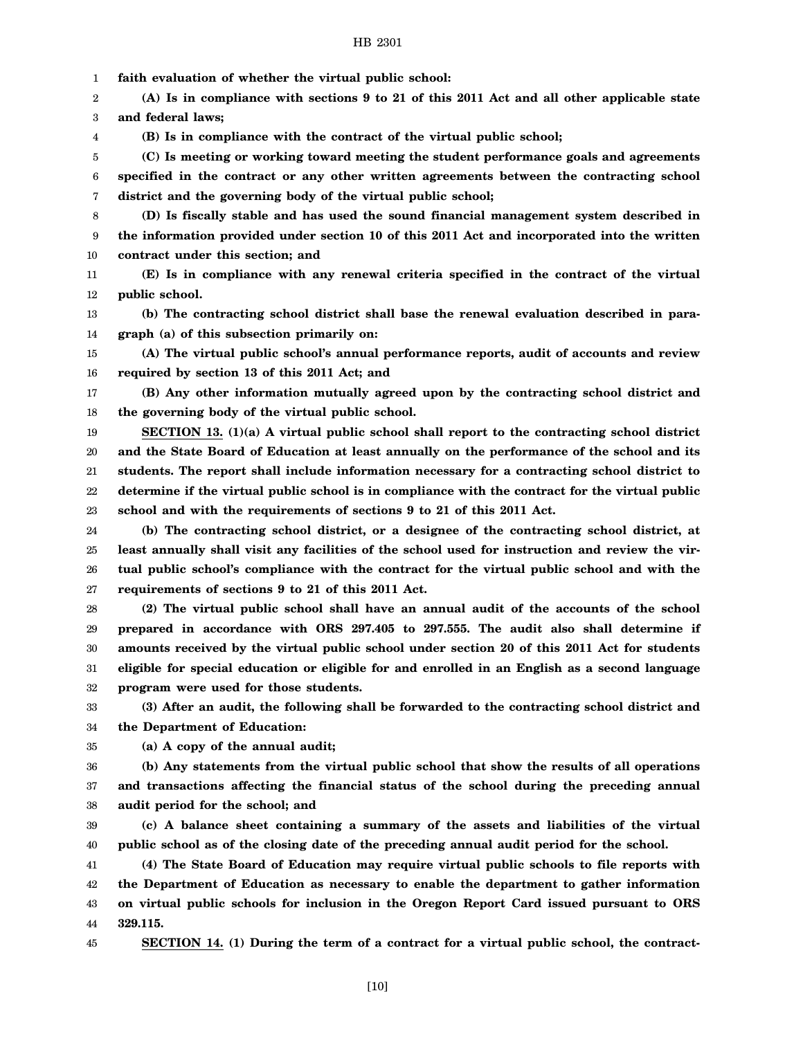**faith evaluation of whether the virtual public school:**

**(A) Is in compliance with sections 9 to 21 of this 2011 Act and all other applicable state and federal laws;**

**(B) Is in compliance with the contract of the virtual public school;**

**(C) Is meeting or working toward meeting the student performance goals and agreements specified in the contract or any other written agreements between the contracting school district and the governing body of the virtual public school;**

**(D) Is fiscally stable and has used the sound financial management system described in the information provided under section 10 of this 2011 Act and incorporated into the written contract under this section; and**

**(E) Is in compliance with any renewal criteria specified in the contract of the virtual public school.**

**(b) The contracting school district shall base the renewal evaluation described in paragraph (a) of this subsection primarily on:**

**(A) The virtual public school's annual performance reports, audit of accounts and review required by section 13 of this 2011 Act; and**

**(B) Any other information mutually agreed upon by the contracting school district and the governing body of the virtual public school.**

**SECTION 13. (1)(a) A virtual public school shall report to the contracting school district and the State Board of Education at least annually on the performance of the school and its students. The report shall include information necessary for a contracting school district to determine if the virtual public school is in compliance with the contract for the virtual public school and with the requirements of sections 9 to 21 of this 2011 Act.**

**(b) The contracting school district, or a designee of the contracting school district, at least annually shall visit any facilities of the school used for instruction and review the virtual public school's compliance with the contract for the virtual public school and with the requirements of sections 9 to 21 of this 2011 Act.**

**(2) The virtual public school shall have an annual audit of the accounts of the school prepared in accordance with ORS 297.405 to 297.555. The audit also shall determine if amounts received by the virtual public school under section 20 of this 2011 Act for students eligible for special education or eligible for and enrolled in an English as a second language program were used for those students.**

**(3) After an audit, the following shall be forwarded to the contracting school district and the Department of Education:**

**(a) A copy of the annual audit;**

**(b) Any statements from the virtual public school that show the results of all operations and transactions affecting the financial status of the school during the preceding annual audit period for the school; and**

**(c) A balance sheet containing a summary of the assets and liabilities of the virtual public school as of the closing date of the preceding annual audit period for the school.**

**(4) The State Board of Education may require virtual public schools to file reports with the Department of Education as necessary to enable the department to gather information on virtual public schools for inclusion in the Oregon Report Card issued pursuant to ORS 329.115.**

**SECTION 14. (1) During the term of a contract for a virtual public school, the contract-**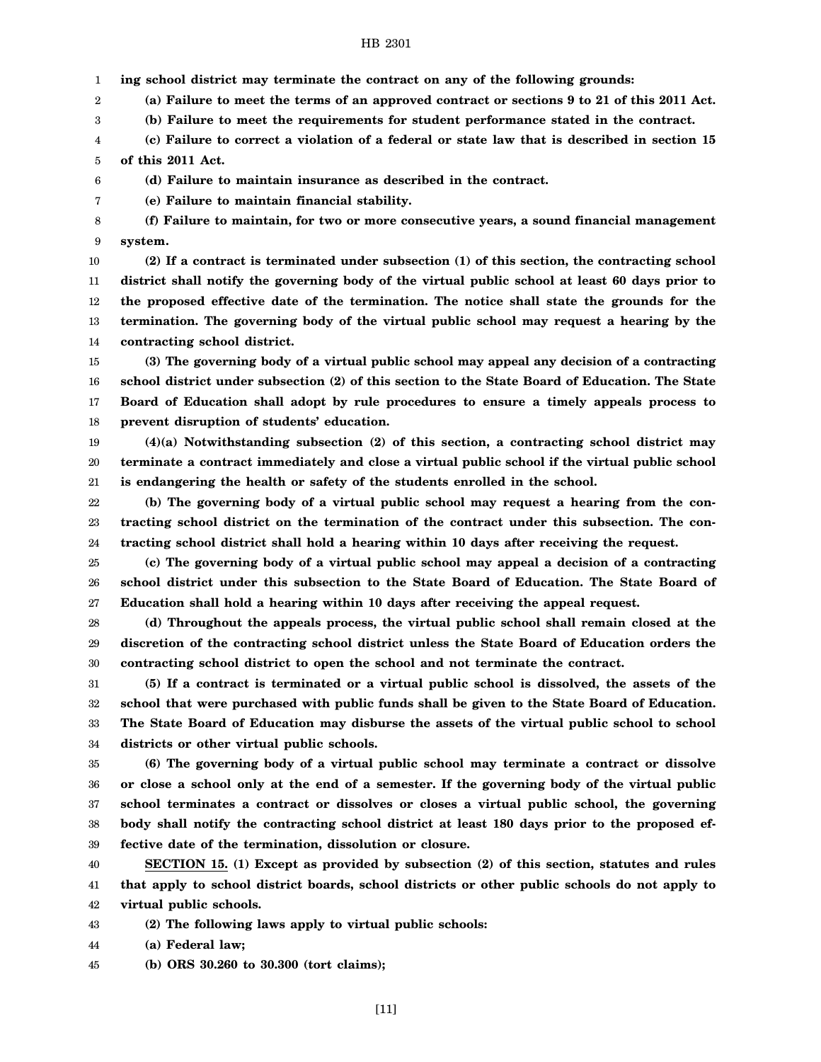**ing school district may terminate the contract on any of the following grounds:**

**(a) Failure to meet the terms of an approved contract or sections 9 to 21 of this 2011 Act.**

**(b) Failure to meet the requirements for student performance stated in the contract.**

**(c) Failure to correct a violation of a federal or state law that is described in section 15 of this 2011 Act.**

**(d) Failure to maintain insurance as described in the contract.**

**(e) Failure to maintain financial stability.**

**(f) Failure to maintain, for two or more consecutive years, a sound financial management system.**

**(2) If a contract is terminated under subsection (1) of this section, the contracting school district shall notify the governing body of the virtual public school at least 60 days prior to the proposed effective date of the termination. The notice shall state the grounds for the termination. The governing body of the virtual public school may request a hearing by the contracting school district.**

**(3) The governing body of a virtual public school may appeal any decision of a contracting school district under subsection (2) of this section to the State Board of Education. The State Board of Education shall adopt by rule procedures to ensure a timely appeals process to prevent disruption of students' education.**

**(4)(a) Notwithstanding subsection (2) of this section, a contracting school district may terminate a contract immediately and close a virtual public school if the virtual public school is endangering the health or safety of the students enrolled in the school.**

**(b) The governing body of a virtual public school may request a hearing from the contracting school district on the termination of the contract under this subsection. The contracting school district shall hold a hearing within 10 days after receiving the request.**

**(c) The governing body of a virtual public school may appeal a decision of a contracting school district under this subsection to the State Board of Education. The State Board of Education shall hold a hearing within 10 days after receiving the appeal request.**

**(d) Throughout the appeals process, the virtual public school shall remain closed at the discretion of the contracting school district unless the State Board of Education orders the contracting school district to open the school and not terminate the contract.**

**(5) If a contract is terminated or a virtual public school is dissolved, the assets of the school that were purchased with public funds shall be given to the State Board of Education. The State Board of Education may disburse the assets of the virtual public school to school districts or other virtual public schools.**

**(6) The governing body of a virtual public school may terminate a contract or dissolve or close a school only at the end of a semester. If the governing body of the virtual public school terminates a contract or dissolves or closes a virtual public school, the governing body shall notify the contracting school district at least 180 days prior to the proposed effective date of the termination, dissolution or closure.**

**SECTION 15. (1) Except as provided by subsection (2) of this section, statutes and rules that apply to school district boards, school districts or other public schools do not apply to virtual public schools.**

**(2) The following laws apply to virtual public schools:**

**(a) Federal law;**

**(b) ORS 30.260 to 30.300 (tort claims);**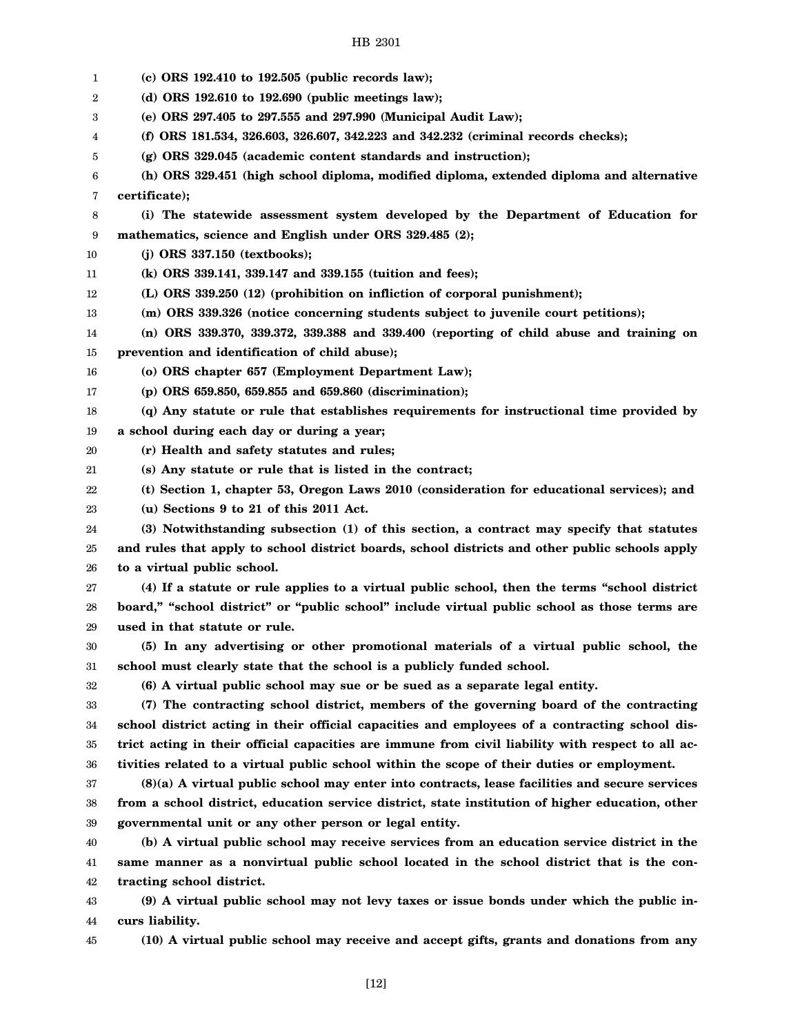**(c) ORS 192.410 to 192.505 (public records law);**

**(d) ORS 192.610 to 192.690 (public meetings law);**

**(e) ORS 297.405 to 297.555 and 297.990 (Municipal Audit Law);**

**(f) ORS 181.534, 326.603, 326.607, 342.223 and 342.232 (criminal records checks);**

**(g) ORS 329.045 (academic content standards and instruction);**

**(h) ORS 329.451 (high school diploma, modified diploma, extended diploma and alternative certificate);**

**(i) The statewide assessment system developed by the Department of Education for mathematics, science and English under ORS 329.485 (2);**

**(j) ORS 337.150 (textbooks);**

**(k) ORS 339.141, 339.147 and 339.155 (tuition and fees);**

**(L) ORS 339.250 (12) (prohibition on infliction of corporal punishment);**

**(m) ORS 339.326 (notice concerning students subject to juvenile court petitions);**

**(n) ORS 339.370, 339.372, 339.388 and 339.400 (reporting of child abuse and training on prevention and identification of child abuse);**

**(o) ORS chapter 657 (Employment Department Law);**

**(p) ORS 659.850, 659.855 and 659.860 (discrimination);**

**(q) Any statute or rule that establishes requirements for instructional time provided by a school during each day or during a year;**

**(r) Health and safety statutes and rules;**

**(s) Any statute or rule that is listed in the contract;**

**(t) Section 1, chapter 53, Oregon Laws 2010 (consideration for educational services); and**

**(u) Sections 9 to 21 of this 2011 Act.**

**(3) Notwithstanding subsection (1) of this section, a contract may specify that statutes and rules that apply to school district boards, school districts and other public schools apply to a virtual public school.**

**(4) If a statute or rule applies to a virtual public school, then the terms "school district board," "school district" or "public school" include virtual public school as those terms are used in that statute or rule.**

**(5) In any advertising or other promotional materials of a virtual public school, the school must clearly state that the school is a publicly funded school.**

**(6) A virtual public school may sue or be sued as a separate legal entity.**

**(7) The contracting school district, members of the governing board of the contracting school district acting in their official capacities and employees of a contracting school district acting in their official capacities are immune from civil liability with respect to all activities related to a virtual public school within the scope of their duties or employment.**

**(8)(a) A virtual public school may enter into contracts, lease facilities and secure services from a school district, education service district, state institution of higher education, other governmental unit or any other person or legal entity.**

**(b) A virtual public school may receive services from an education service district in the same manner as a nonvirtual public school located in the school district that is the contracting school district.**

**(9) A virtual public school may not levy taxes or issue bonds under which the public incurs liability.**

**(10) A virtual public school may receive and accept gifts, grants and donations from any**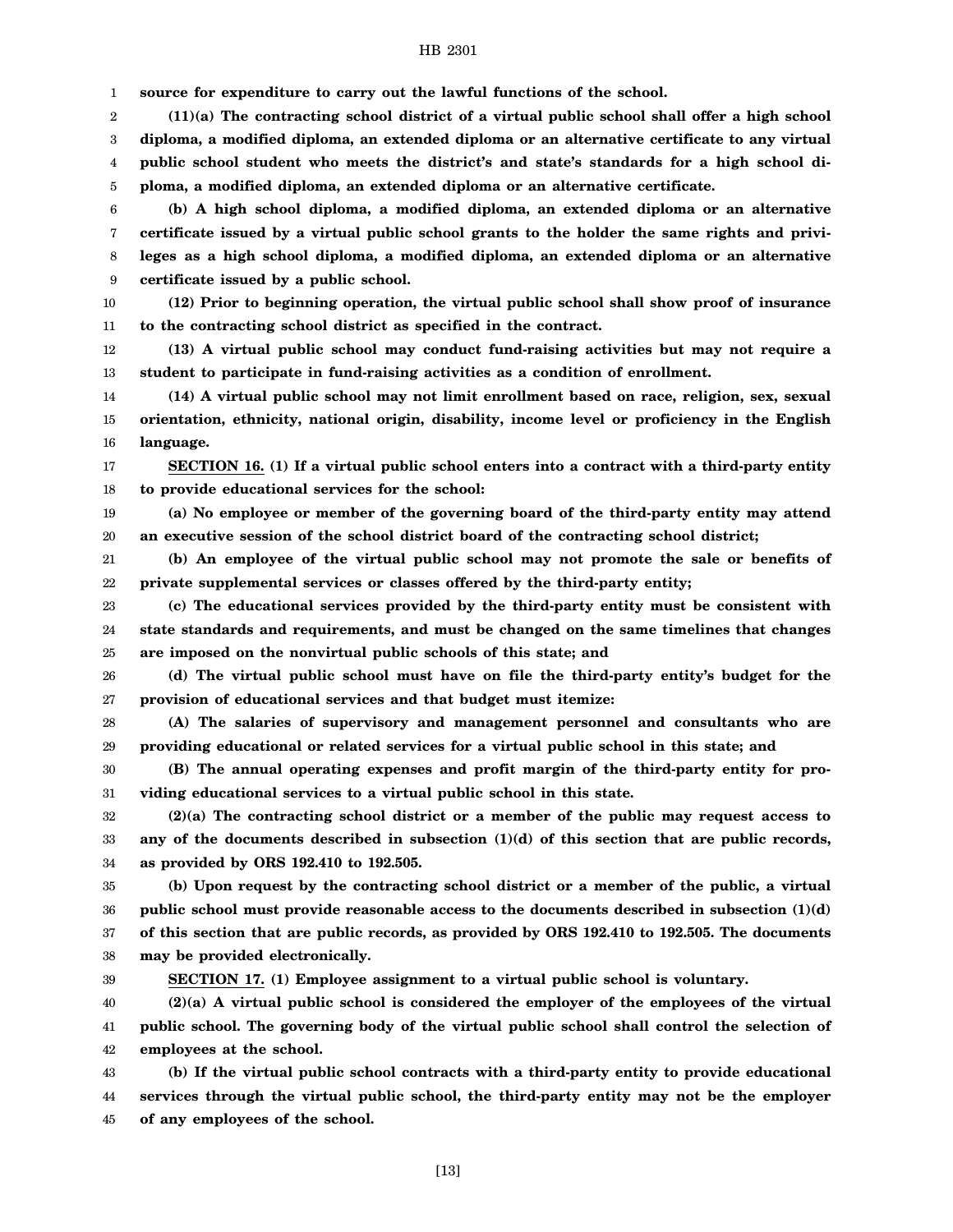**source for expenditure to carry out the lawful functions of the school.**

**(11)(a) The contracting school district of a virtual public school shall offer a high school diploma, a modified diploma, an extended diploma or an alternative certificate to any virtual public school student who meets the district's and state's standards for a high school diploma, a modified diploma, an extended diploma or an alternative certificate.**

**(b) A high school diploma, a modified diploma, an extended diploma or an alternative certificate issued by a virtual public school grants to the holder the same rights and privileges as a high school diploma, a modified diploma, an extended diploma or an alternative certificate issued by a public school.**

**(12) Prior to beginning operation, the virtual public school shall show proof of insurance to the contracting school district as specified in the contract.**

**(13) A virtual public school may conduct fund-raising activities but may not require a student to participate in fund-raising activities as a condition of enrollment.**

**(14) A virtual public school may not limit enrollment based on race, religion, sex, sexual orientation, ethnicity, national origin, disability, income level or proficiency in the English language.**

**SECTION 16. (1) If a virtual public school enters into a contract with a third-party entity to provide educational services for the school:**

**(a) No employee or member of the governing board of the third-party entity may attend an executive session of the school district board of the contracting school district;**

**(b) An employee of the virtual public school may not promote the sale or benefits of private supplemental services or classes offered by the third-party entity;**

**(c) The educational services provided by the third-party entity must be consistent with state standards and requirements, and must be changed on the same timelines that changes are imposed on the nonvirtual public schools of this state; and**

**(d) The virtual public school must have on file the third-party entity's budget for the provision of educational services and that budget must itemize:**

**(A) The salaries of supervisory and management personnel and consultants who are providing educational or related services for a virtual public school in this state; and**

**(B) The annual operating expenses and profit margin of the third-party entity for providing educational services to a virtual public school in this state.**

**(2)(a) The contracting school district or a member of the public may request access to any of the documents described in subsection (1)(d) of this section that are public records, as provided by ORS 192.410 to 192.505.**

**(b) Upon request by the contracting school district or a member of the public, a virtual public school must provide reasonable access to the documents described in subsection (1)(d) of this section that are public records, as provided by ORS 192.410 to 192.505. The documents may be provided electronically.**

**SECTION 17. (1) Employee assignment to a virtual public school is voluntary.**

**(2)(a) A virtual public school is considered the employer of the employees of the virtual public school. The governing body of the virtual public school shall control the selection of employees at the school.**

**(b) If the virtual public school contracts with a third-party entity to provide educational services through the virtual public school, the third-party entity may not be the employer of any employees of the school.**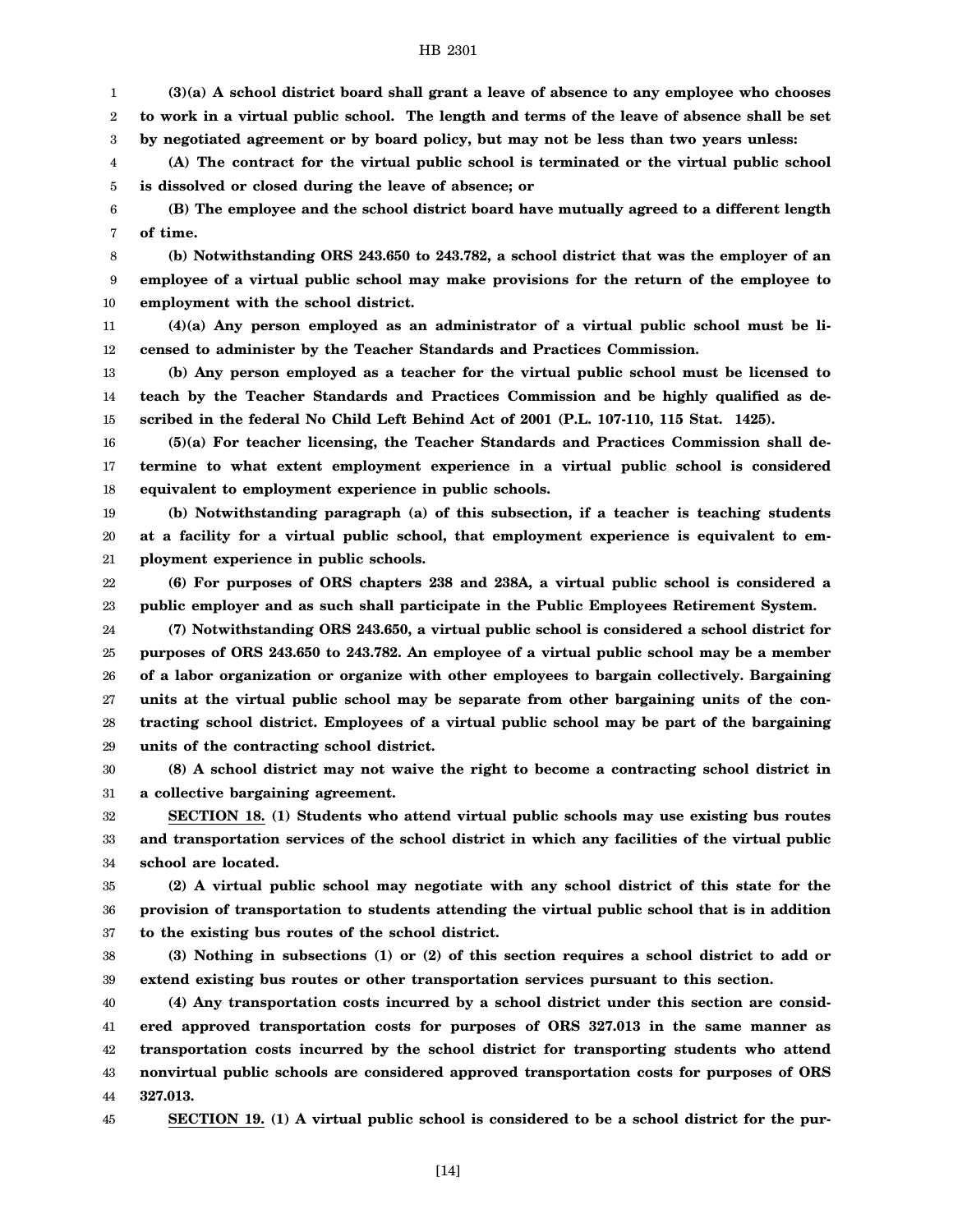**(3)(a) A school district board shall grant a leave of absence to any employee who chooses to work in a virtual public school. The length and terms of the leave of absence shall be set by negotiated agreement or by board policy, but may not be less than two years unless:**

**(A) The contract for the virtual public school is terminated or the virtual public school is dissolved or closed during the leave of absence; or**

**(B) The employee and the school district board have mutually agreed to a different length of time.**

**(b) Notwithstanding ORS 243.650 to 243.782, a school district that was the employer of an employee of a virtual public school may make provisions for the return of the employee to employment with the school district.**

**(4)(a) Any person employed as an administrator of a virtual public school must be licensed to administer by the Teacher Standards and Practices Commission.**

**(b) Any person employed as a teacher for the virtual public school must be licensed to teach by the Teacher Standards and Practices Commission and be highly qualified as described in the federal No Child Left Behind Act of 2001 (P.L. 107-110, 115 Stat. 1425).**

**(5)(a) For teacher licensing, the Teacher Standards and Practices Commission shall determine to what extent employment experience in a virtual public school is considered equivalent to employment experience in public schools.**

**(b) Notwithstanding paragraph (a) of this subsection, if a teacher is teaching students at a facility for a virtual public school, that employment experience is equivalent to employment experience in public schools.**

**(6) For purposes of ORS chapters 238 and 238A, a virtual public school is considered a public employer and as such shall participate in the Public Employees Retirement System.**

**(7) Notwithstanding ORS 243.650, a virtual public school is considered a school district for purposes of ORS 243.650 to 243.782. An employee of a virtual public school may be a member of a labor organization or organize with other employees to bargain collectively. Bargaining units at the virtual public school may be separate from other bargaining units of the contracting school district. Employees of a virtual public school may be part of the bargaining units of the contracting school district.**

**(8) A school district may not waive the right to become a contracting school district in a collective bargaining agreement.**

**SECTION 18. (1) Students who attend virtual public schools may use existing bus routes and transportation services of the school district in which any facilities of the virtual public school are located.**

**(2) A virtual public school may negotiate with any school district of this state for the provision of transportation to students attending the virtual public school that is in addition to the existing bus routes of the school district.**

**(3) Nothing in subsections (1) or (2) of this section requires a school district to add or extend existing bus routes or other transportation services pursuant to this section.**

**(4) Any transportation costs incurred by a school district under this section are considered approved transportation costs for purposes of ORS 327.013 in the same manner as transportation costs incurred by the school district for transporting students who attend nonvirtual public schools are considered approved transportation costs for purposes of ORS 327.013.**

**SECTION 19. (1) A virtual public school is considered to be a school district for the pur-**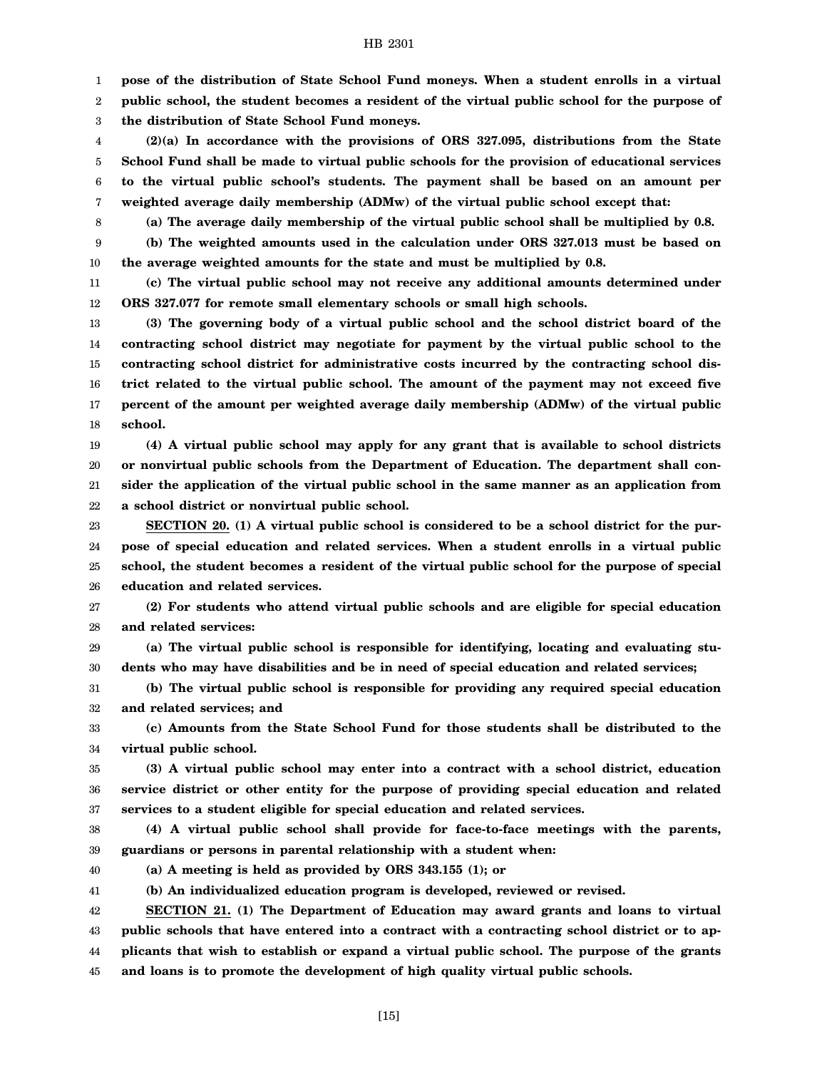**pose of the distribution of State School Fund moneys. When a student enrolls in a virtual public school, the student becomes a resident of the virtual public school for the purpose of the distribution of State School Fund moneys.**

**(2)(a) In accordance with the provisions of ORS 327.095, distributions from the State School Fund shall be made to virtual public schools for the provision of educational services to the virtual public school's students. The payment shall be based on an amount per weighted average daily membership (ADMw) of the virtual public school except that:**

**(a) The average daily membership of the virtual public school shall be multiplied by 0.8.**

**(b) The weighted amounts used in the calculation under ORS 327.013 must be based on the average weighted amounts for the state and must be multiplied by 0.8.**

**(c) The virtual public school may not receive any additional amounts determined under ORS 327.077 for remote small elementary schools or small high schools.**

**(3) The governing body of a virtual public school and the school district board of the contracting school district may negotiate for payment by the virtual public school to the contracting school district for administrative costs incurred by the contracting school district related to the virtual public school. The amount of the payment may not exceed five percent of the amount per weighted average daily membership (ADMw) of the virtual public school.**

**(4) A virtual public school may apply for any grant that is available to school districts or nonvirtual public schools from the Department of Education. The department shall consider the application of the virtual public school in the same manner as an application from a school district or nonvirtual public school.**

**SECTION 20. (1) A virtual public school is considered to be a school district for the purpose of special education and related services. When a student enrolls in a virtual public school, the student becomes a resident of the virtual public school for the purpose of special education and related services.**

**(2) For students who attend virtual public schools and are eligible for special education and related services:**

**(a) The virtual public school is responsible for identifying, locating and evaluating students who may have disabilities and be in need of special education and related services;**

**(b) The virtual public school is responsible for providing any required special education and related services; and**

**(c) Amounts from the State School Fund for those students shall be distributed to the virtual public school.**

**(3) A virtual public school may enter into a contract with a school district, education service district or other entity for the purpose of providing special education and related services to a student eligible for special education and related services.**

**(4) A virtual public school shall provide for face-to-face meetings with the parents, guardians or persons in parental relationship with a student when:**

**(a) A meeting is held as provided by ORS 343.155 (1); or**

**(b) An individualized education program is developed, reviewed or revised.**

**SECTION 21. (1) The Department of Education may award grants and loans to virtual public schools that have entered into a contract with a contracting school district or to applicants that wish to establish or expand a virtual public school. The purpose of the grants and loans is to promote the development of high quality virtual public schools.**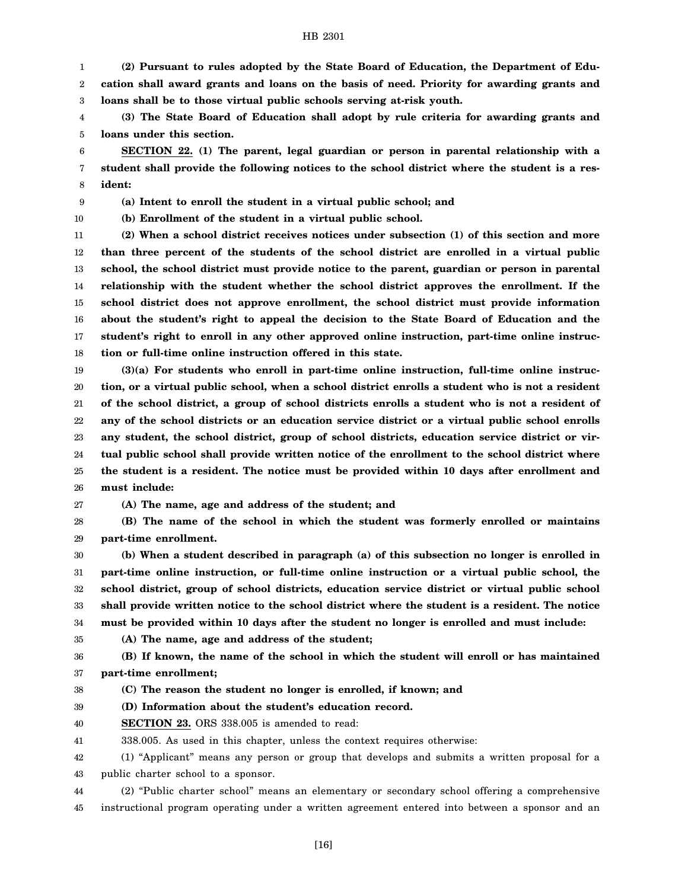**(2) Pursuant to rules adopted by the State Board of Education, the Department of Education shall award grants and loans on the basis of need. Priority for awarding grants and loans shall be to those virtual public schools serving at-risk youth.**

**(3) The State Board of Education shall adopt by rule criteria for awarding grants and loans under this section.**

**SECTION 22. (1) The parent, legal guardian or person in parental relationship with a student shall provide the following notices to the school district where the student is a resident:**

**(a) Intent to enroll the student in a virtual public school; and**

**(b) Enrollment of the student in a virtual public school.**

**(2) When a school district receives notices under subsection (1) of this section and more than three percent of the students of the school district are enrolled in a virtual public school, the school district must provide notice to the parent, guardian or person in parental relationship with the student whether the school district approves the enrollment. If the school district does not approve enrollment, the school district must provide information about the student's right to appeal the decision to the State Board of Education and the student's right to enroll in any other approved online instruction, part-time online instruction or full-time online instruction offered in this state.**

**(3)(a) For students who enroll in part-time online instruction, full-time online instruction, or a virtual public school, when a school district enrolls a student who is not a resident of the school district, a group of school districts enrolls a student who is not a resident of any of the school districts or an education service district or a virtual public school enrolls any student, the school district, group of school districts, education service district or virtual public school shall provide written notice of the enrollment to the school district where the student is a resident. The notice must be provided within 10 days after enrollment and must include:**

**(A) The name, age and address of the student; and**

**(B) The name of the school in which the student was formerly enrolled or maintains part-time enrollment.**

**(b) When a student described in paragraph (a) of this subsection no longer is enrolled in part-time online instruction, or full-time online instruction or a virtual public school, the school district, group of school districts, education service district or virtual public school shall provide written notice to the school district where the student is a resident. The notice must be provided within 10 days after the student no longer is enrolled and must include:**

**(A) The name, age and address of the student;**

**(B) If known, the name of the school in which the student will enroll or has maintained part-time enrollment;**

**(C) The reason the student no longer is enrolled, if known; and**

**(D) Information about the student's education record.**

**SECTION 23.** ORS 338.005 is amended to read:

338.005. As used in this chapter, unless the context requires otherwise:

(1) "Applicant" means any person or group that develops and submits a written proposal for a public charter school to a sponsor.

(2) "Public charter school" means an elementary or secondary school offering a comprehensive instructional program operating under a written agreement entered into between a sponsor and an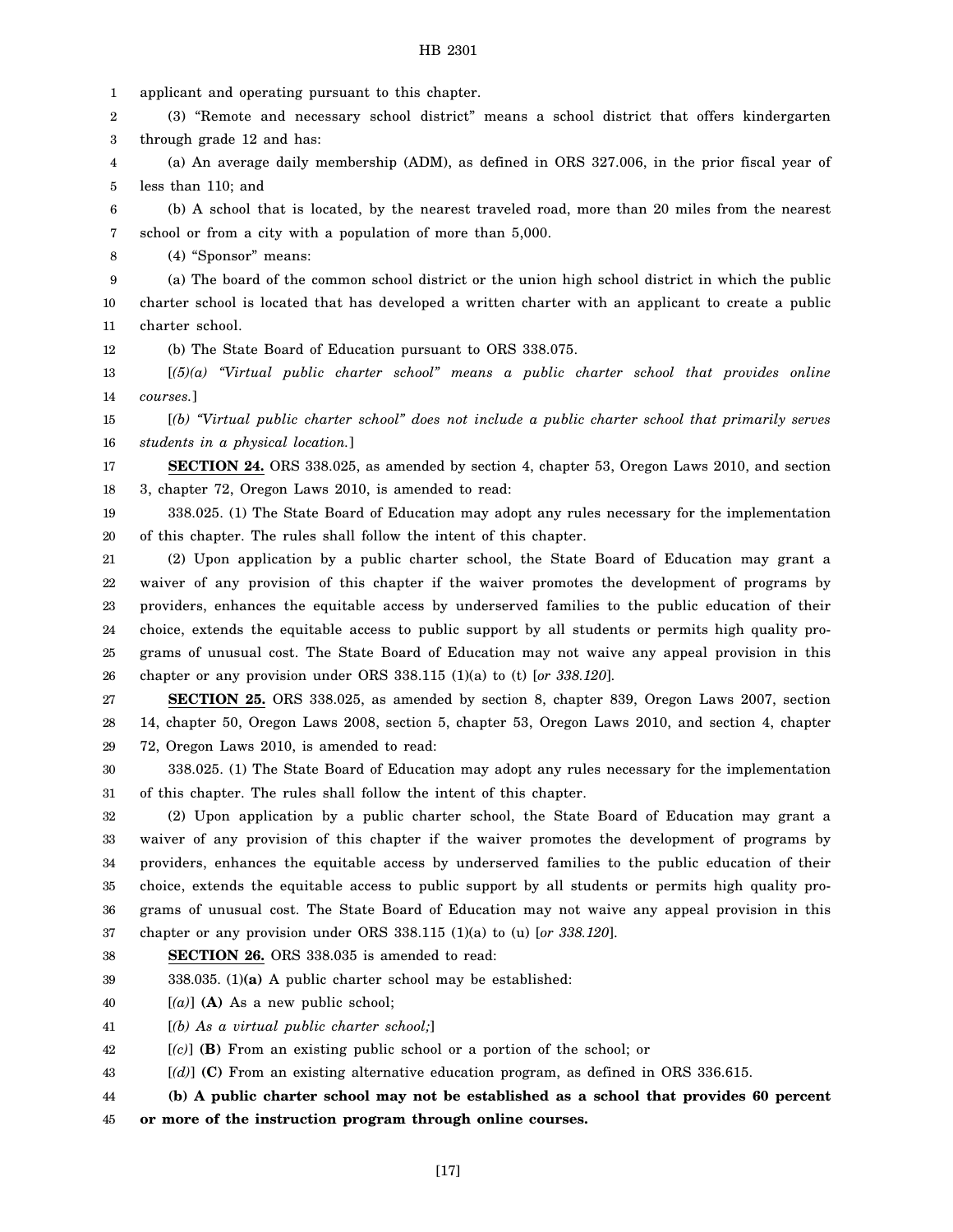applicant and operating pursuant to this chapter.

(3) "Remote and necessary school district" means a school district that offers kindergarten through grade 12 and has:

(a) An average daily membership (ADM), as defined in ORS 327.006, in the prior fiscal year of less than 110; and

(b) A school that is located, by the nearest traveled road, more than 20 miles from the nearest school or from a city with a population of more than 5,000.

(4) "Sponsor" means:

(a) The board of the common school district or the union high school district in which the public charter school is located that has developed a written charter with an applicant to create a public charter school.

(b) The State Board of Education pursuant to ORS 338.075.

[*(5)(a) "Virtual public charter school" means a public charter school that provides online courses.*]

[*(b) "Virtual public charter school" does not include a public charter school that primarily serves students in a physical location.*]

**SECTION 24.** ORS 338.025, as amended by section 4, chapter 53, Oregon Laws 2010, and section 3, chapter 72, Oregon Laws 2010, is amended to read:

338.025. (1) The State Board of Education may adopt any rules necessary for the implementation of this chapter. The rules shall follow the intent of this chapter.

(2) Upon application by a public charter school, the State Board of Education may grant a waiver of any provision of this chapter if the waiver promotes the development of programs by providers, enhances the equitable access by underserved families to the public education of their choice, extends the equitable access to public support by all students or permits high quality programs of unusual cost. The State Board of Education may not waive any appeal provision in this chapter or any provision under ORS 338.115 (1)(a) to (t) [*or 338.120*].

**SECTION 25.** ORS 338.025, as amended by section 8, chapter 839, Oregon Laws 2007, section 14, chapter 50, Oregon Laws 2008, section 5, chapter 53, Oregon Laws 2010, and section 4, chapter 72, Oregon Laws 2010, is amended to read:

338.025. (1) The State Board of Education may adopt any rules necessary for the implementation of this chapter. The rules shall follow the intent of this chapter.

(2) Upon application by a public charter school, the State Board of Education may grant a waiver of any provision of this chapter if the waiver promotes the development of programs by providers, enhances the equitable access by underserved families to the public education of their choice, extends the equitable access to public support by all students or permits high quality programs of unusual cost. The State Board of Education may not waive any appeal provision in this chapter or any provision under ORS 338.115 (1)(a) to (u) [*or 338.120*].

**SECTION 26.** ORS 338.035 is amended to read:

338.035. (1)**(a)** A public charter school may be established:

[*(a)*] **(A)** As a new public school;

[*(b) As a virtual public charter school;*]

[*(c)*] **(B)** From an existing public school or a portion of the school; or

[*(d)*] **(C)** From an existing alternative education program, as defined in ORS 336.615.

**(b) A public charter school may not be established as a school that provides 60 percent or more of the instruction program through online courses.**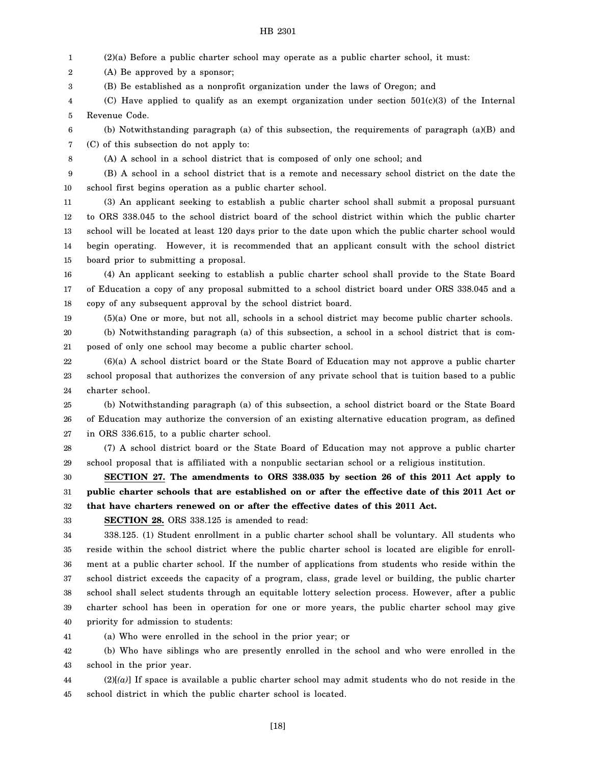(2)(a) Before a public charter school may operate as a public charter school, it must:

(A) Be approved by a sponsor;

(B) Be established as a nonprofit organization under the laws of Oregon; and

(C) Have applied to qualify as an exempt organization under section 501(c)(3) of the Internal Revenue Code.

(b) Notwithstanding paragraph (a) of this subsection, the requirements of paragraph (a)(B) and (C) of this subsection do not apply to:

(A) A school in a school district that is composed of only one school; and

(B) A school in a school district that is a remote and necessary school district on the date the school first begins operation as a public charter school.

(3) An applicant seeking to establish a public charter school shall submit a proposal pursuant to ORS 338.045 to the school district board of the school district within which the public charter school will be located at least 120 days prior to the date upon which the public charter school would begin operating. However, it is recommended that an applicant consult with the school district board prior to submitting a proposal.

(4) An applicant seeking to establish a public charter school shall provide to the State Board of Education a copy of any proposal submitted to a school district board under ORS 338.045 and a copy of any subsequent approval by the school district board.

(5)(a) One or more, but not all, schools in a school district may become public charter schools.

(b) Notwithstanding paragraph (a) of this subsection, a school in a school district that is composed of only one school may become a public charter school.

(6)(a) A school district board or the State Board of Education may not approve a public charter school proposal that authorizes the conversion of any private school that is tuition based to a public charter school.

(b) Notwithstanding paragraph (a) of this subsection, a school district board or the State Board of Education may authorize the conversion of an existing alternative education program, as defined in ORS 336.615, to a public charter school.

(7) A school district board or the State Board of Education may not approve a public charter school proposal that is affiliated with a nonpublic sectarian school or a religious institution.

**SECTION 27. The amendments to ORS 338.035 by section 26 of this 2011 Act apply to public charter schools that are established on or after the effective date of this 2011 Act or that have charters renewed on or after the effective dates of this 2011 Act.**

**SECTION 28.** ORS 338.125 is amended to read:

338.125. (1) Student enrollment in a public charter school shall be voluntary. All students who reside within the school district where the public charter school is located are eligible for enrollment at a public charter school. If the number of applications from students who reside within the school district exceeds the capacity of a program, class, grade level or building, the public charter school shall select students through an equitable lottery selection process. However, after a public charter school has been in operation for one or more years, the public charter school may give priority for admission to students:

(a) Who were enrolled in the school in the prior year; or

(b) Who have siblings who are presently enrolled in the school and who were enrolled in the school in the prior year.

(2)[*(a)*] If space is available a public charter school may admit students who do not reside in the school district in which the public charter school is located.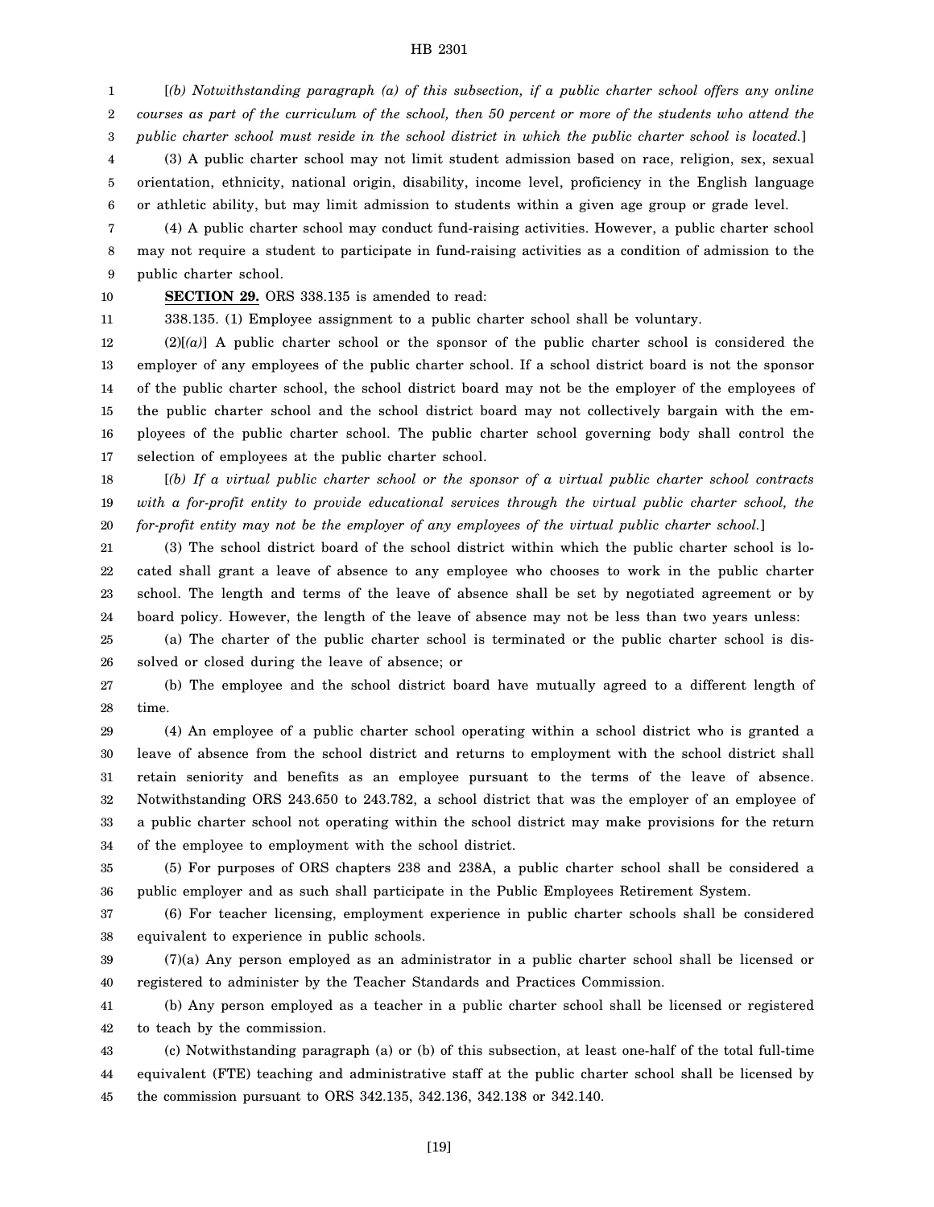[*(b) Notwithstanding paragraph (a) of this subsection, if a public charter school offers any online courses as part of the curriculum of the school, then 50 percent or more of the students who attend the public charter school must reside in the school district in which the public charter school is located.*]

(3) A public charter school may not limit student admission based on race, religion, sex, sexual orientation, ethnicity, national origin, disability, income level, proficiency in the English language or athletic ability, but may limit admission to students within a given age group or grade level.

(4) A public charter school may conduct fund-raising activities. However, a public charter school may not require a student to participate in fund-raising activities as a condition of admission to the public charter school.

**SECTION 29.** ORS 338.135 is amended to read:

338.135. (1) Employee assignment to a public charter school shall be voluntary.

(2)[*(a)*] A public charter school or the sponsor of the public charter school is considered the employer of any employees of the public charter school. If a school district board is not the sponsor of the public charter school, the school district board may not be the employer of the employees of the public charter school and the school district board may not collectively bargain with the employees of the public charter school. The public charter school governing body shall control the selection of employees at the public charter school.

[*(b) If a virtual public charter school or the sponsor of a virtual public charter school contracts with a for-profit entity to provide educational services through the virtual public charter school, the for-profit entity may not be the employer of any employees of the virtual public charter school.*]

(3) The school district board of the school district within which the public charter school is located shall grant a leave of absence to any employee who chooses to work in the public charter school. The length and terms of the leave of absence shall be set by negotiated agreement or by board policy. However, the length of the leave of absence may not be less than two years unless:

(a) The charter of the public charter school is terminated or the public charter school is dissolved or closed during the leave of absence; or

(b) The employee and the school district board have mutually agreed to a different length of time.

(4) An employee of a public charter school operating within a school district who is granted a leave of absence from the school district and returns to employment with the school district shall retain seniority and benefits as an employee pursuant to the terms of the leave of absence. Notwithstanding ORS 243.650 to 243.782, a school district that was the employer of an employee of a public charter school not operating within the school district may make provisions for the return of the employee to employment with the school district.

(5) For purposes of ORS chapters 238 and 238A, a public charter school shall be considered a public employer and as such shall participate in the Public Employees Retirement System.

(6) For teacher licensing, employment experience in public charter schools shall be considered equivalent to experience in public schools.

(7)(a) Any person employed as an administrator in a public charter school shall be licensed or registered to administer by the Teacher Standards and Practices Commission.

(b) Any person employed as a teacher in a public charter school shall be licensed or registered to teach by the commission.

(c) Notwithstanding paragraph (a) or (b) of this subsection, at least one-half of the total full-time equivalent (FTE) teaching and administrative staff at the public charter school shall be licensed by the commission pursuant to ORS 342.135, 342.136, 342.138 or 342.140.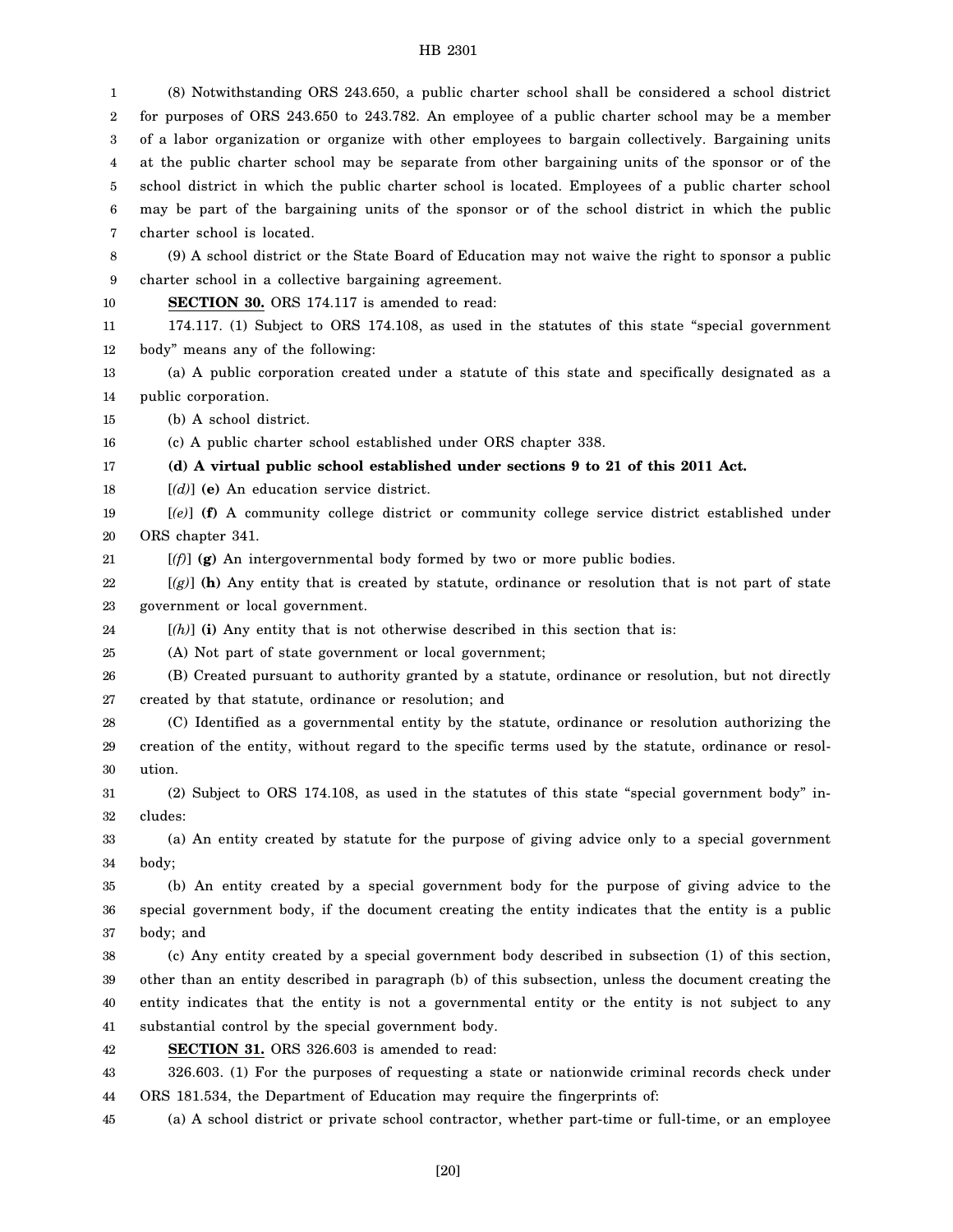(8) Notwithstanding ORS 243.650, a public charter school shall be considered a school district for purposes of ORS 243.650 to 243.782. An employee of a public charter school may be a member of a labor organization or organize with other employees to bargain collectively. Bargaining units at the public charter school may be separate from other bargaining units of the sponsor or of the school district in which the public charter school is located. Employees of a public charter school may be part of the bargaining units of the sponsor or of the school district in which the public charter school is located.

(9) A school district or the State Board of Education may not waive the right to sponsor a public charter school in a collective bargaining agreement.

**SECTION 30.** ORS 174.117 is amended to read:

174.117. (1) Subject to ORS 174.108, as used in the statutes of this state "special government body" means any of the following:

(a) A public corporation created under a statute of this state and specifically designated as a public corporation.

(b) A school district.

(c) A public charter school established under ORS chapter 338.

**(d) A virtual public school established under sections 9 to 21 of this 2011 Act.**

[*(d)*] **(e)** An education service district.

[*(e)*] **(f)** A community college district or community college service district established under ORS chapter 341.

[*(f)*] **(g)** An intergovernmental body formed by two or more public bodies.

[*(g)*] **(h)** Any entity that is created by statute, ordinance or resolution that is not part of state government or local government.

[*(h)*] **(i)** Any entity that is not otherwise described in this section that is:

(A) Not part of state government or local government;

(B) Created pursuant to authority granted by a statute, ordinance or resolution, but not directly created by that statute, ordinance or resolution; and

(C) Identified as a governmental entity by the statute, ordinance or resolution authorizing the creation of the entity, without regard to the specific terms used by the statute, ordinance or resolution.

(2) Subject to ORS 174.108, as used in the statutes of this state "special government body" includes:

(a) An entity created by statute for the purpose of giving advice only to a special government body;

(b) An entity created by a special government body for the purpose of giving advice to the special government body, if the document creating the entity indicates that the entity is a public body; and

(c) Any entity created by a special government body described in subsection (1) of this section, other than an entity described in paragraph (b) of this subsection, unless the document creating the entity indicates that the entity is not a governmental entity or the entity is not subject to any substantial control by the special government body.

**SECTION 31.** ORS 326.603 is amended to read:

326.603. (1) For the purposes of requesting a state or nationwide criminal records check under ORS 181.534, the Department of Education may require the fingerprints of:

(a) A school district or private school contractor, whether part-time or full-time, or an employee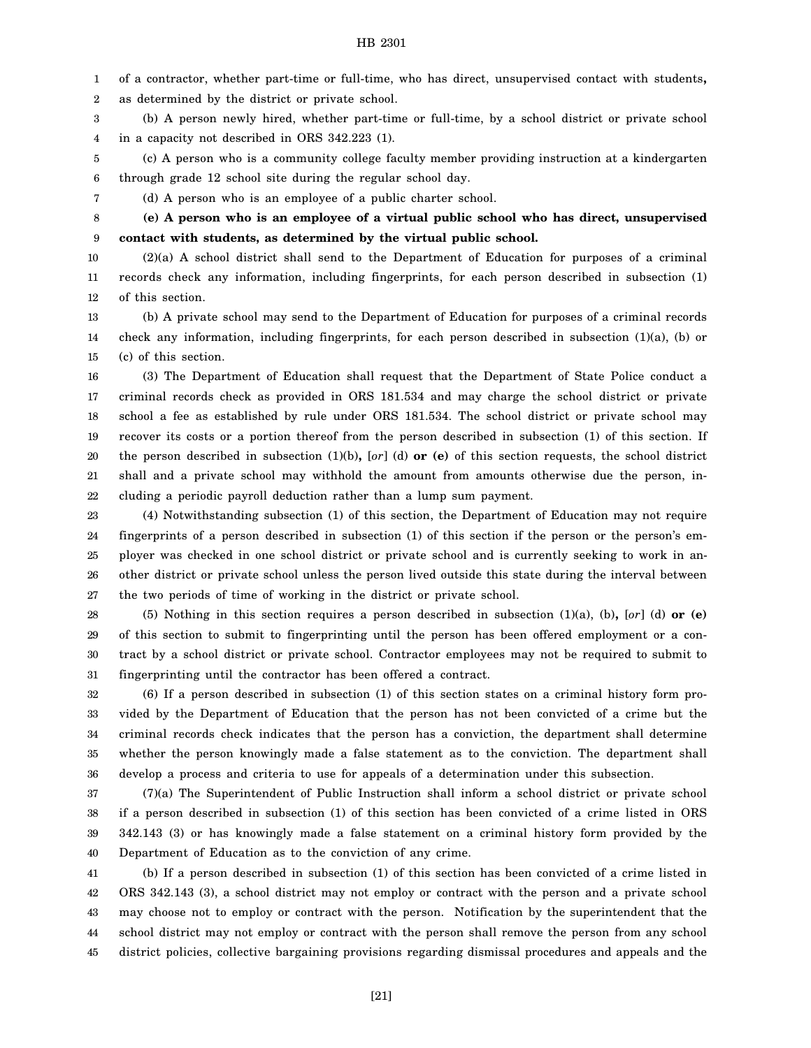of a contractor, whether part-time or full-time, who has direct, unsupervised contact with students**,** as determined by the district or private school.

(b) A person newly hired, whether part-time or full-time, by a school district or private school in a capacity not described in ORS 342.223 (1).

(c) A person who is a community college faculty member providing instruction at a kindergarten through grade 12 school site during the regular school day.

(d) A person who is an employee of a public charter school.

**(e) A person who is an employee of a virtual public school who has direct, unsupervised contact with students, as determined by the virtual public school.**

(2)(a) A school district shall send to the Department of Education for purposes of a criminal records check any information, including fingerprints, for each person described in subsection (1) of this section.

(b) A private school may send to the Department of Education for purposes of a criminal records check any information, including fingerprints, for each person described in subsection (1)(a), (b) or (c) of this section.

(3) The Department of Education shall request that the Department of State Police conduct a criminal records check as provided in ORS 181.534 and may charge the school district or private school a fee as established by rule under ORS 181.534. The school district or private school may recover its costs or a portion thereof from the person described in subsection (1) of this section. If the person described in subsection (1)(b)**,** [*or*] (d) **or (e)** of this section requests, the school district shall and a private school may withhold the amount from amounts otherwise due the person, including a periodic payroll deduction rather than a lump sum payment.

(4) Notwithstanding subsection (1) of this section, the Department of Education may not require fingerprints of a person described in subsection (1) of this section if the person or the person's employer was checked in one school district or private school and is currently seeking to work in another district or private school unless the person lived outside this state during the interval between the two periods of time of working in the district or private school.

(5) Nothing in this section requires a person described in subsection (1)(a), (b)**,** [*or*] (d) **or (e)** of this section to submit to fingerprinting until the person has been offered employment or a contract by a school district or private school. Contractor employees may not be required to submit to fingerprinting until the contractor has been offered a contract.

(6) If a person described in subsection (1) of this section states on a criminal history form provided by the Department of Education that the person has not been convicted of a crime but the criminal records check indicates that the person has a conviction, the department shall determine whether the person knowingly made a false statement as to the conviction. The department shall develop a process and criteria to use for appeals of a determination under this subsection.

(7)(a) The Superintendent of Public Instruction shall inform a school district or private school if a person described in subsection (1) of this section has been convicted of a crime listed in ORS 342.143 (3) or has knowingly made a false statement on a criminal history form provided by the Department of Education as to the conviction of any crime.

(b) If a person described in subsection (1) of this section has been convicted of a crime listed in ORS 342.143 (3), a school district may not employ or contract with the person and a private school may choose not to employ or contract with the person. Notification by the superintendent that the school district may not employ or contract with the person shall remove the person from any school district policies, collective bargaining provisions regarding dismissal procedures and appeals and the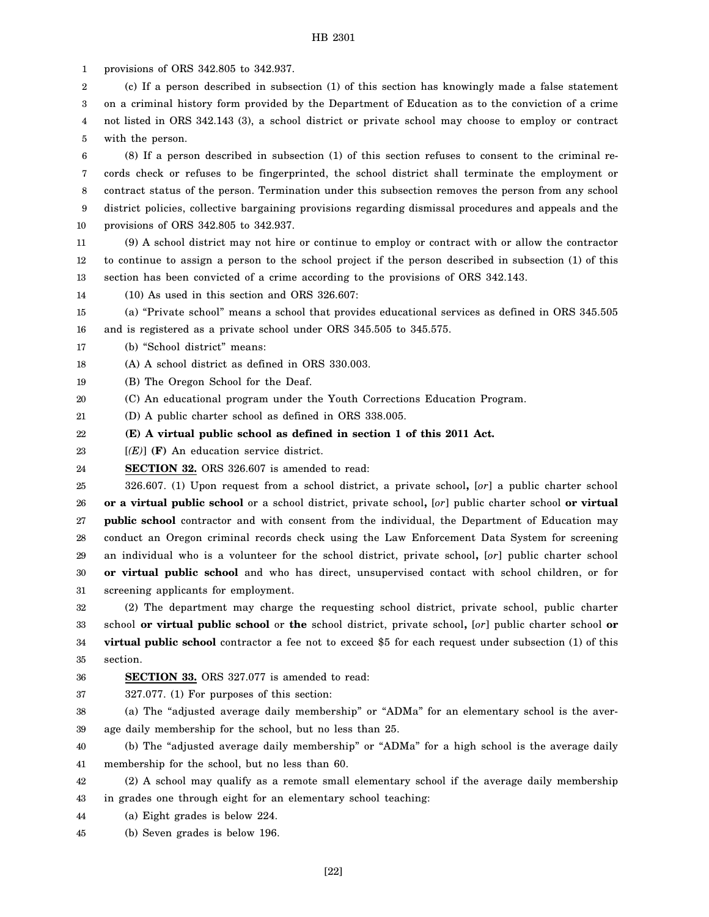provisions of ORS 342.805 to 342.937.

(c) If a person described in subsection (1) of this section has knowingly made a false statement on a criminal history form provided by the Department of Education as to the conviction of a crime not listed in ORS 342.143 (3), a school district or private school may choose to employ or contract with the person.

(8) If a person described in subsection (1) of this section refuses to consent to the criminal records check or refuses to be fingerprinted, the school district shall terminate the employment or contract status of the person. Termination under this subsection removes the person from any school district policies, collective bargaining provisions regarding dismissal procedures and appeals and the provisions of ORS 342.805 to 342.937.

(9) A school district may not hire or continue to employ or contract with or allow the contractor to continue to assign a person to the school project if the person described in subsection (1) of this section has been convicted of a crime according to the provisions of ORS 342.143.

(10) As used in this section and ORS 326.607:

(a) "Private school" means a school that provides educational services as defined in ORS 345.505 and is registered as a private school under ORS 345.505 to 345.575.

(b) "School district" means:

(A) A school district as defined in ORS 330.003.

(B) The Oregon School for the Deaf.

(C) An educational program under the Youth Corrections Education Program.

(D) A public charter school as defined in ORS 338.005.

**(E) A virtual public school as defined in section 1 of this 2011 Act.**

[*(E)*] **(F)** An education service district.

**SECTION 32.** ORS 326.607 is amended to read:

326.607. (1) Upon request from a school district, a private school**,** [*or*] a public charter school **or a virtual public school** or a school district, private school**,** [*or*] public charter school **or virtual public school** contractor and with consent from the individual, the Department of Education may conduct an Oregon criminal records check using the Law Enforcement Data System for screening an individual who is a volunteer for the school district, private school**,** [*or*] public charter school **or virtual public school** and who has direct, unsupervised contact with school children, or for screening applicants for employment.

(2) The department may charge the requesting school district, private school, public charter school **or virtual public school** or **the** school district, private school**,** [*or*] public charter school **or virtual public school** contractor a fee not to exceed $5 for each request under subsection (1) of this section.

**SECTION 33.** ORS 327.077 is amended to read:

327.077. (1) For purposes of this section:

(a) The "adjusted average daily membership" or "ADMa" for an elementary school is the average daily membership for the school, but no less than 25.

(b) The "adjusted average daily membership" or "ADMa" for a high school is the average daily membership for the school, but no less than 60.

(2) A school may qualify as a remote small elementary school if the average daily membership in grades one through eight for an elementary school teaching:

(a) Eight grades is below 224.

(b) Seven grades is below 196.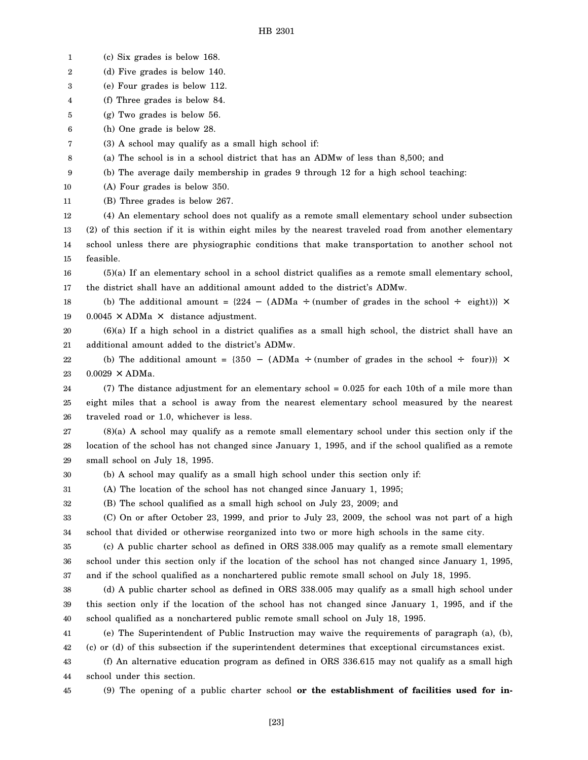(c) Six grades is below 168.

(d) Five grades is below 140.

(e) Four grades is below 112.

(f) Three grades is below 84.

(g) Two grades is below 56.

(h) One grade is below 28.

(3) A school may qualify as a small high school if:

(a) The school is in a school district that has an ADMw of less than 8,500; and

(b) The average daily membership in grades 9 through 12 for a high school teaching:

(A) Four grades is below 350.

(B) Three grades is below 267.

(4) An elementary school does not qualify as a remote small elementary school under subsection (2) of this section if it is within eight miles by the nearest traveled road from another elementary school unless there are physiographic conditions that make transportation to another school not feasible.

(5)(a) If an elementary school in a school district qualifies as a remote small elementary school, the district shall have an additional amount added to the district's ADMw.

(b) The additional amount = $\{224 - (\text{ADMa} \div (\text{number of grades in the school} \div \text{eight}))\} \times 0.0045 \times \text{ADMa} \times \text{distance adjustment}$.

(6)(a) If a high school in a district qualifies as a small high school, the district shall have an additional amount added to the district's ADMw.

(b) The additional amount = $\{350 - (\text{ADMa} \div (\text{number of grades in the school} \div \text{four}))\} \times 0.0029 \times \text{ADMa}$.

(7) The distance adjustment for an elementary school = 0.025 for each 10th of a mile more than eight miles that a school is away from the nearest elementary school measured by the nearest traveled road or 1.0, whichever is less.

(8)(a) A school may qualify as a remote small elementary school under this section only if the location of the school has not changed since January 1, 1995, and if the school qualified as a remote small school on July 18, 1995.

(b) A school may qualify as a small high school under this section only if:

(A) The location of the school has not changed since January 1, 1995;

(B) The school qualified as a small high school on July 23, 2009; and

(C) On or after October 23, 1999, and prior to July 23, 2009, the school was not part of a high school that divided or otherwise reorganized into two or more high schools in the same city.

(c) A public charter school as defined in ORS 338.005 may qualify as a remote small elementary school under this section only if the location of the school has not changed since January 1, 1995, and if the school qualified as a nonchartered public remote small school on July 18, 1995.

(d) A public charter school as defined in ORS 338.005 may qualify as a small high school under this section only if the location of the school has not changed since January 1, 1995, and if the school qualified as a nonchartered public remote small school on July 18, 1995.

(e) The Superintendent of Public Instruction may waive the requirements of paragraph (a), (b), (c) or (d) of this subsection if the superintendent determines that exceptional circumstances exist.

(f) An alternative education program as defined in ORS 336.615 may not qualify as a small high school under this section.

(9) The opening of a public charter school **or the establishment of facilities used for in-**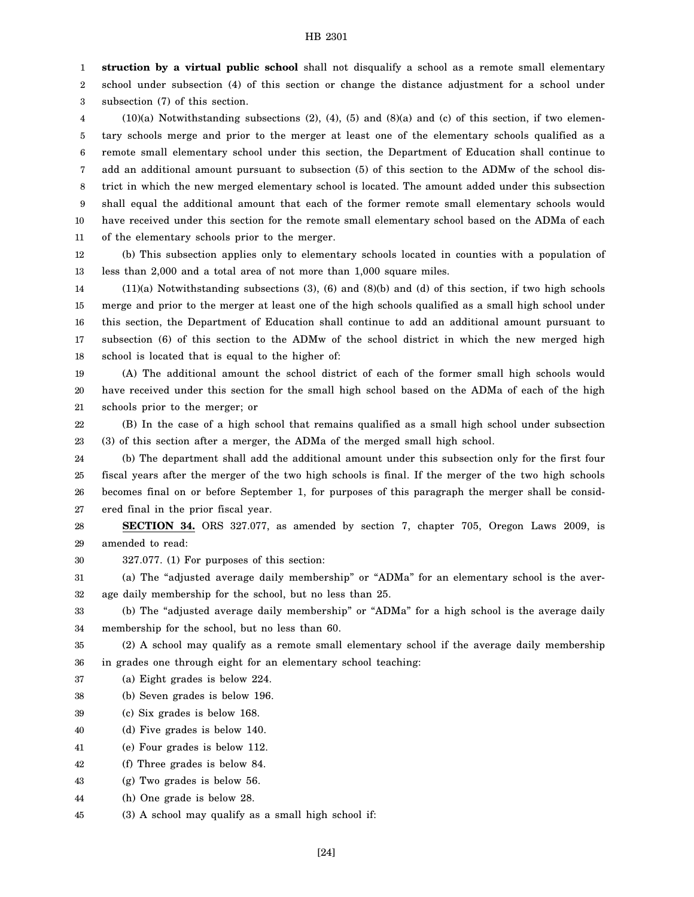**struction by a virtual public school** shall not disqualify a school as a remote small elementary school under subsection (4) of this section or change the distance adjustment for a school under subsection (7) of this section.

(10)(a) Notwithstanding subsections (2), (4), (5) and (8)(a) and (c) of this section, if two elementary schools merge and prior to the merger at least one of the elementary schools qualified as a remote small elementary school under this section, the Department of Education shall continue to add an additional amount pursuant to subsection (5) of this section to the ADMw of the school district in which the new merged elementary school is located. The amount added under this subsection shall equal the additional amount that each of the former remote small elementary schools would have received under this section for the remote small elementary school based on the ADMa of each of the elementary schools prior to the merger.

(b) This subsection applies only to elementary schools located in counties with a population of less than 2,000 and a total area of not more than 1,000 square miles.

(11)(a) Notwithstanding subsections (3), (6) and (8)(b) and (d) of this section, if two high schools merge and prior to the merger at least one of the high schools qualified as a small high school under this section, the Department of Education shall continue to add an additional amount pursuant to subsection (6) of this section to the ADMw of the school district in which the new merged high school is located that is equal to the higher of:

(A) The additional amount the school district of each of the former small high schools would have received under this section for the small high school based on the ADMa of each of the high schools prior to the merger; or

(B) In the case of a high school that remains qualified as a small high school under subsection (3) of this section after a merger, the ADMa of the merged small high school.

(b) The department shall add the additional amount under this subsection only for the first four fiscal years after the merger of the two high schools is final. If the merger of the two high schools becomes final on or before September 1, for purposes of this paragraph the merger shall be considered final in the prior fiscal year.

**SECTION 34.** ORS 327.077, as amended by section 7, chapter 705, Oregon Laws 2009, is amended to read:

327.077. (1) For purposes of this section:

(a) The "adjusted average daily membership" or "ADMa" for an elementary school is the average daily membership for the school, but no less than 25.

(b) The "adjusted average daily membership" or "ADMa" for a high school is the average daily membership for the school, but no less than 60.

(2) A school may qualify as a remote small elementary school if the average daily membership in grades one through eight for an elementary school teaching:

(a) Eight grades is below 224.

(b) Seven grades is below 196.

(c) Six grades is below 168.

(d) Five grades is below 140.

(e) Four grades is below 112.

(f) Three grades is below 84.

(g) Two grades is below 56.

(h) One grade is below 28.

(3) A school may qualify as a small high school if: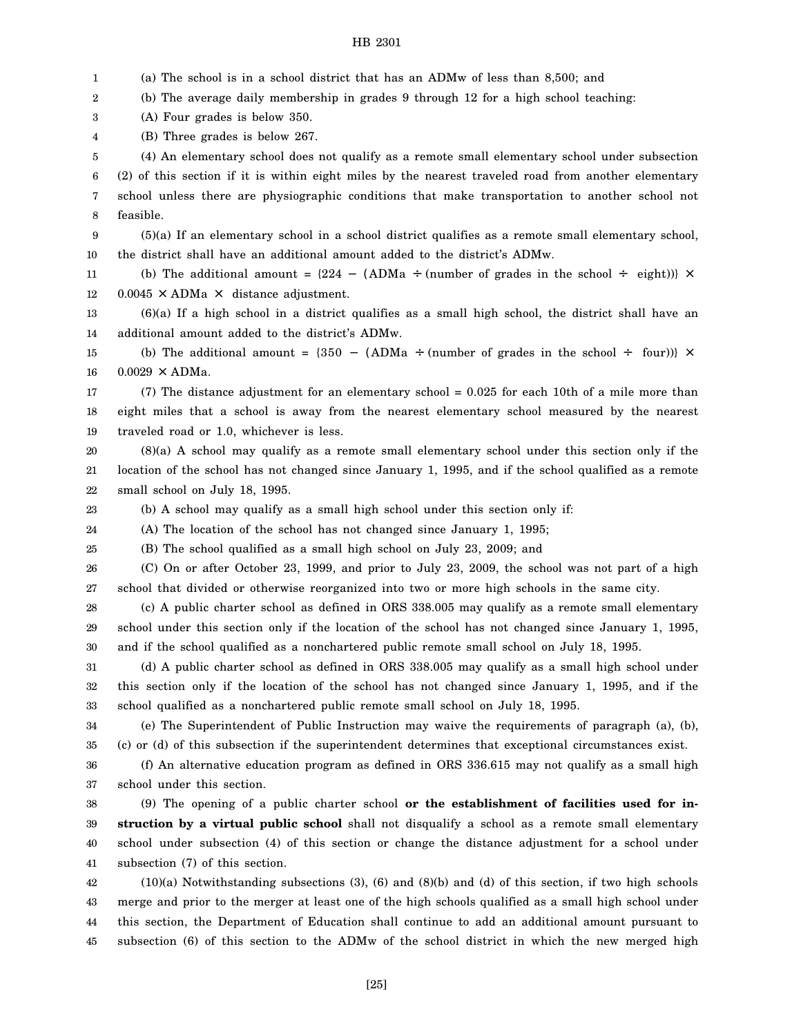(a) The school is in a school district that has an ADMw of less than 8,500; and

(b) The average daily membership in grades 9 through 12 for a high school teaching:

(A) Four grades is below 350.

(B) Three grades is below 267.

(4) An elementary school does not qualify as a remote small elementary school under subsection (2) of this section if it is within eight miles by the nearest traveled road from another elementary school unless there are physiographic conditions that make transportation to another school not feasible.

(5)(a) If an elementary school in a school district qualifies as a remote small elementary school, the district shall have an additional amount added to the district's ADMw.

(b) The additional amount = $\{224 - (\text{ADMa} \div (\text{number of grades in the school} \div \text{eight}))\} \times 0.0045 \times \text{ADMa} \times$ distance adjustment.

(6)(a) If a high school in a district qualifies as a small high school, the district shall have an additional amount added to the district's ADMw.

(b) The additional amount = $\{350 - (\text{ADMa} \div (\text{number of grades in the school} \div \text{four}))\} \times 0.0029 \times \text{ADMa}$.

(7) The distance adjustment for an elementary school = 0.025 for each 10th of a mile more than eight miles that a school is away from the nearest elementary school measured by the nearest traveled road or 1.0, whichever is less.

(8)(a) A school may qualify as a remote small elementary school under this section only if the location of the school has not changed since January 1, 1995, and if the school qualified as a remote small school on July 18, 1995.

(b) A school may qualify as a small high school under this section only if:

(A) The location of the school has not changed since January 1, 1995;

(B) The school qualified as a small high school on July 23, 2009; and

(C) On or after October 23, 1999, and prior to July 23, 2009, the school was not part of a high school that divided or otherwise reorganized into two or more high schools in the same city.

(c) A public charter school as defined in ORS 338.005 may qualify as a remote small elementary school under this section only if the location of the school has not changed since January 1, 1995, and if the school qualified as a nonchartered public remote small school on July 18, 1995.

(d) A public charter school as defined in ORS 338.005 may qualify as a small high school under this section only if the location of the school has not changed since January 1, 1995, and if the school qualified as a nonchartered public remote small school on July 18, 1995.

(e) The Superintendent of Public Instruction may waive the requirements of paragraph (a), (b), (c) or (d) of this subsection if the superintendent determines that exceptional circumstances exist.

(f) An alternative education program as defined in ORS 336.615 may not qualify as a small high school under this section.

(9) The opening of a public charter school **or the establishment of facilities used for instruction by a virtual public school** shall not disqualify a school as a remote small elementary school under subsection (4) of this section or change the distance adjustment for a school under subsection (7) of this section.

(10)(a) Notwithstanding subsections (3), (6) and (8)(b) and (d) of this section, if two high schools merge and prior to the merger at least one of the high schools qualified as a small high school under this section, the Department of Education shall continue to add an additional amount pursuant to subsection (6) of this section to the ADMw of the school district in which the new merged high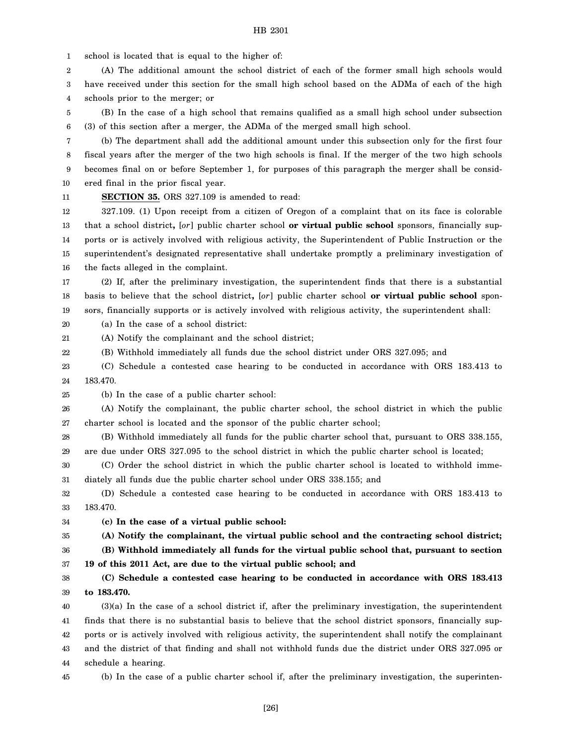school is located that is equal to the higher of:

(A) The additional amount the school district of each of the former small high schools would have received under this section for the small high school based on the ADMa of each of the high schools prior to the merger; or

(B) In the case of a high school that remains qualified as a small high school under subsection (3) of this section after a merger, the ADMa of the merged small high school.

(b) The department shall add the additional amount under this subsection only for the first four fiscal years after the merger of the two high schools is final. If the merger of the two high schools becomes final on or before September 1, for purposes of this paragraph the merger shall be considered final in the prior fiscal year.

**SECTION 35.** ORS 327.109 is amended to read:

327.109. (1) Upon receipt from a citizen of Oregon of a complaint that on its face is colorable that a school district**,** [*or*] public charter school **or virtual public school** sponsors, financially supports or is actively involved with religious activity, the Superintendent of Public Instruction or the superintendent's designated representative shall undertake promptly a preliminary investigation of the facts alleged in the complaint.

(2) If, after the preliminary investigation, the superintendent finds that there is a substantial basis to believe that the school district**,** [*or*] public charter school **or virtual public school** sponsors, financially supports or is actively involved with religious activity, the superintendent shall:

(a) In the case of a school district:

(A) Notify the complainant and the school district;

(B) Withhold immediately all funds due the school district under ORS 327.095; and

(C) Schedule a contested case hearing to be conducted in accordance with ORS 183.413 to 183.470.

(b) In the case of a public charter school:

(A) Notify the complainant, the public charter school, the school district in which the public charter school is located and the sponsor of the public charter school;

(B) Withhold immediately all funds for the public charter school that, pursuant to ORS 338.155, are due under ORS 327.095 to the school district in which the public charter school is located;

(C) Order the school district in which the public charter school is located to withhold immediately all funds due the public charter school under ORS 338.155; and

(D) Schedule a contested case hearing to be conducted in accordance with ORS 183.413 to 183.470.

**(c) In the case of a virtual public school:**

**(A) Notify the complainant, the virtual public school and the contracting school district;**

**(B) Withhold immediately all funds for the virtual public school that, pursuant to section 19 of this 2011 Act, are due to the virtual public school; and**

**(C) Schedule a contested case hearing to be conducted in accordance with ORS 183.413 to 183.470.**

(3)(a) In the case of a school district if, after the preliminary investigation, the superintendent finds that there is no substantial basis to believe that the school district sponsors, financially supports or is actively involved with religious activity, the superintendent shall notify the complainant and the district of that finding and shall not withhold funds due the district under ORS 327.095 or schedule a hearing.

(b) In the case of a public charter school if, after the preliminary investigation, the superinten-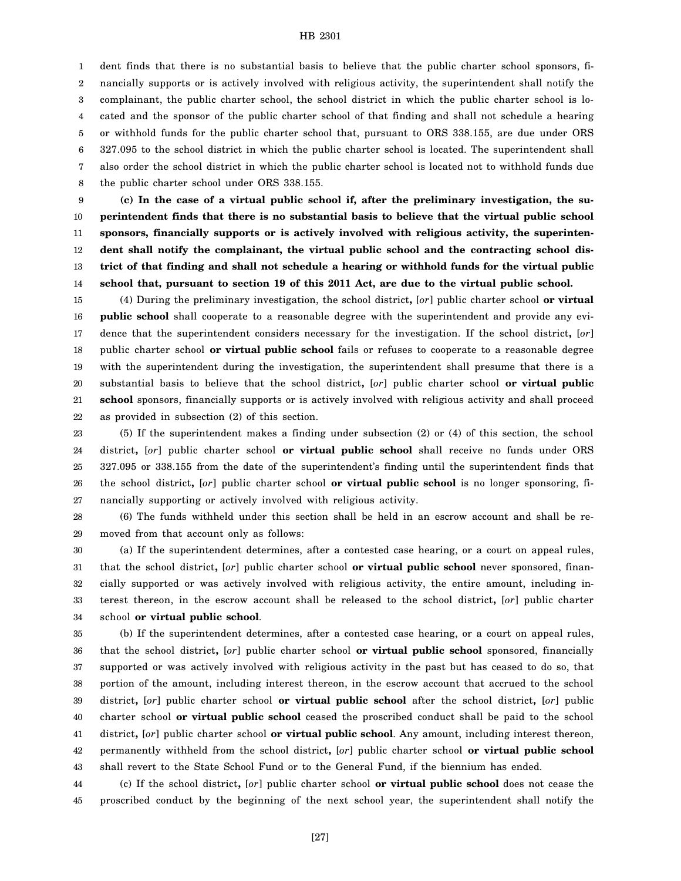dent finds that there is no substantial basis to believe that the public charter school sponsors, financially supports or is actively involved with religious activity, the superintendent shall notify the complainant, the public charter school, the school district in which the public charter school is located and the sponsor of the public charter school of that finding and shall not schedule a hearing or withhold funds for the public charter school that, pursuant to ORS 338.155, are due under ORS 327.095 to the school district in which the public charter school is located. The superintendent shall also order the school district in which the public charter school is located not to withhold funds due the public charter school under ORS 338.155.

**(c) In the case of a virtual public school if, after the preliminary investigation, the superintendent finds that there is no substantial basis to believe that the virtual public school sponsors, financially supports or is actively involved with religious activity, the superintendent shall notify the complainant, the virtual public school and the contracting school district of that finding and shall not schedule a hearing or withhold funds for the virtual public school that, pursuant to section 19 of this 2011 Act, are due to the virtual public school.**

(4) During the preliminary investigation, the school district**,** [*or*] public charter school **or virtual public school** shall cooperate to a reasonable degree with the superintendent and provide any evidence that the superintendent considers necessary for the investigation. If the school district**,** [*or*] public charter school **or virtual public school** fails or refuses to cooperate to a reasonable degree with the superintendent during the investigation, the superintendent shall presume that there is a substantial basis to believe that the school district**,** [*or*] public charter school **or virtual public school** sponsors, financially supports or is actively involved with religious activity and shall proceed as provided in subsection (2) of this section.

(5) If the superintendent makes a finding under subsection (2) or (4) of this section, the school district**,** [*or*] public charter school **or virtual public school** shall receive no funds under ORS 327.095 or 338.155 from the date of the superintendent's finding until the superintendent finds that the school district**,** [*or*] public charter school **or virtual public school** is no longer sponsoring, financially supporting or actively involved with religious activity.

(6) The funds withheld under this section shall be held in an escrow account and shall be removed from that account only as follows:

(a) If the superintendent determines, after a contested case hearing, or a court on appeal rules, that the school district**,** [*or*] public charter school **or virtual public school** never sponsored, financially supported or was actively involved with religious activity, the entire amount, including interest thereon, in the escrow account shall be released to the school district**,** [*or*] public charter school **or virtual public school**.

(b) If the superintendent determines, after a contested case hearing, or a court on appeal rules, that the school district**,** [*or*] public charter school **or virtual public school** sponsored, financially supported or was actively involved with religious activity in the past but has ceased to do so, that portion of the amount, including interest thereon, in the escrow account that accrued to the school district**,** [*or*] public charter school **or virtual public school** after the school district**,** [*or*] public charter school **or virtual public school** ceased the proscribed conduct shall be paid to the school district**,** [*or*] public charter school **or virtual public school**. Any amount, including interest thereon, permanently withheld from the school district**,** [*or*] public charter school **or virtual public school** shall revert to the State School Fund or to the General Fund, if the biennium has ended.

(c) If the school district**,** [*or*] public charter school **or virtual public school** does not cease the proscribed conduct by the beginning of the next school year, the superintendent shall notify the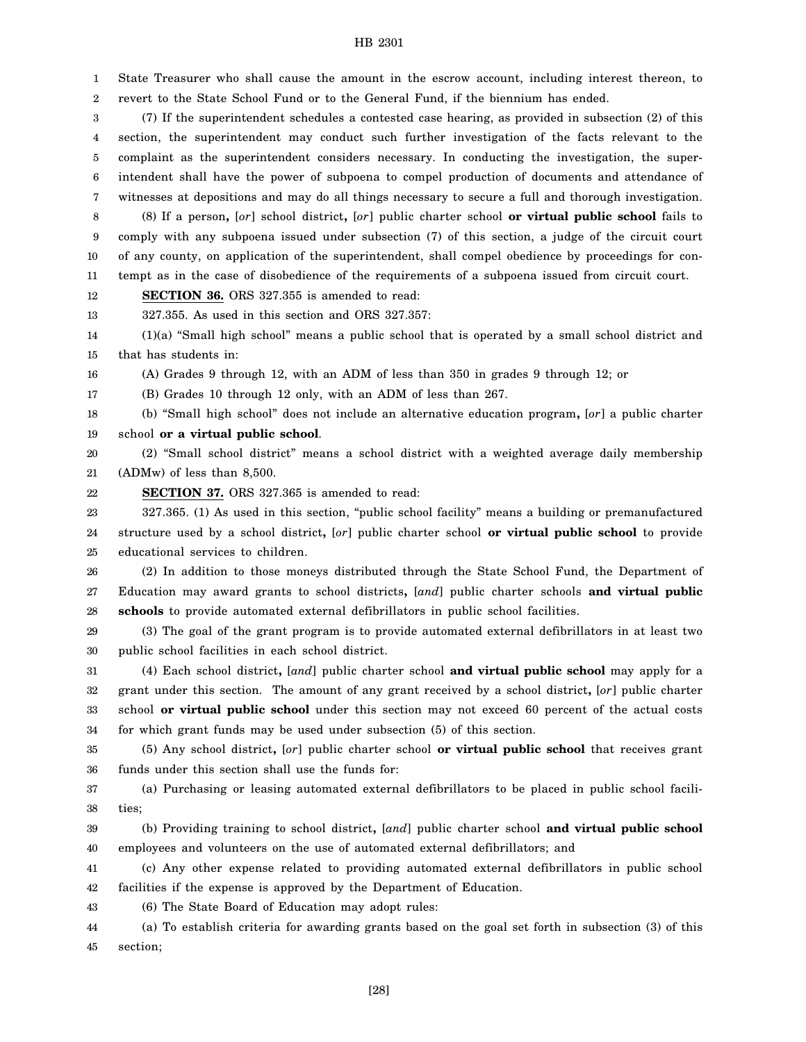State Treasurer who shall cause the amount in the escrow account, including interest thereon, to revert to the State School Fund or to the General Fund, if the biennium has ended.

(7) If the superintendent schedules a contested case hearing, as provided in subsection (2) of this section, the superintendent may conduct such further investigation of the facts relevant to the complaint as the superintendent considers necessary. In conducting the investigation, the superintendent shall have the power of subpoena to compel production of documents and attendance of witnesses at depositions and may do all things necessary to secure a full and thorough investigation.

(8) If a person**,** [*or*] school district**,** [*or*] public charter school **or virtual public school** fails to comply with any subpoena issued under subsection (7) of this section, a judge of the circuit court of any county, on application of the superintendent, shall compel obedience by proceedings for contempt as in the case of disobedience of the requirements of a subpoena issued from circuit court.

**SECTION 36.** ORS 327.355 is amended to read:

327.355. As used in this section and ORS 327.357:

(1)(a) "Small high school" means a public school that is operated by a small school district and that has students in:

(A) Grades 9 through 12, with an ADM of less than 350 in grades 9 through 12; or

(B) Grades 10 through 12 only, with an ADM of less than 267.

(b) "Small high school" does not include an alternative education program**,** [*or*] a public charter school **or a virtual public school**.

(2) "Small school district" means a school district with a weighted average daily membership (ADMw) of less than 8,500.

**SECTION 37.** ORS 327.365 is amended to read:

327.365. (1) As used in this section, "public school facility" means a building or premanufactured structure used by a school district**,** [*or*] public charter school **or virtual public school** to provide educational services to children.

(2) In addition to those moneys distributed through the State School Fund, the Department of Education may award grants to school districts**,** [*and*] public charter schools **and virtual public schools** to provide automated external defibrillators in public school facilities.

(3) The goal of the grant program is to provide automated external defibrillators in at least two public school facilities in each school district.

(4) Each school district**,** [*and*] public charter school **and virtual public school** may apply for a grant under this section. The amount of any grant received by a school district**,** [*or*] public charter school **or virtual public school** under this section may not exceed 60 percent of the actual costs for which grant funds may be used under subsection (5) of this section.

(5) Any school district**,** [*or*] public charter school **or virtual public school** that receives grant funds under this section shall use the funds for:

(a) Purchasing or leasing automated external defibrillators to be placed in public school facilities;

(b) Providing training to school district**,** [*and*] public charter school **and virtual public school** employees and volunteers on the use of automated external defibrillators; and

(c) Any other expense related to providing automated external defibrillators in public school facilities if the expense is approved by the Department of Education.

(6) The State Board of Education may adopt rules:

(a) To establish criteria for awarding grants based on the goal set forth in subsection (3) of this section;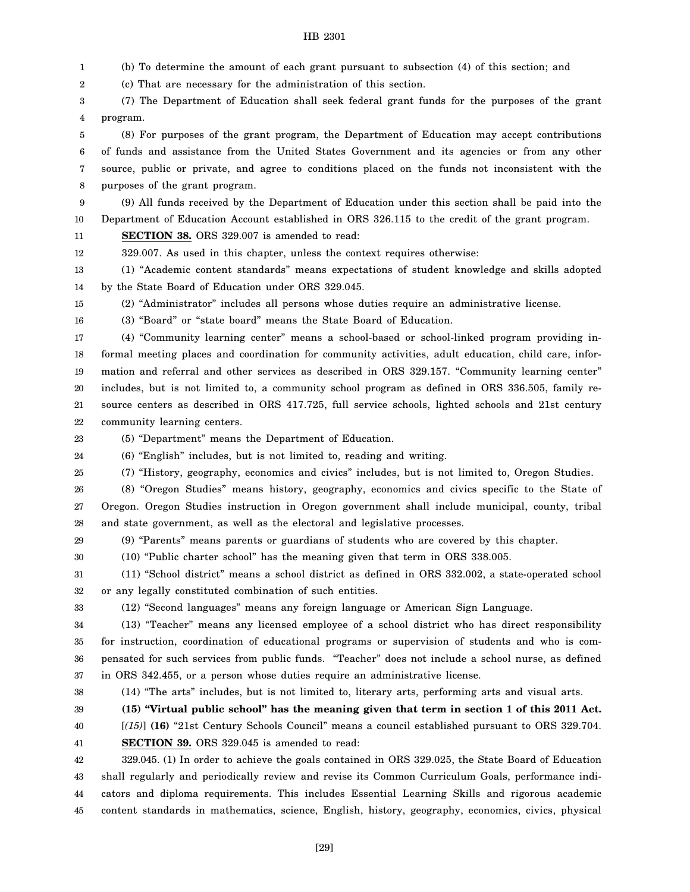(b) To determine the amount of each grant pursuant to subsection (4) of this section; and

(c) That are necessary for the administration of this section.

(7) The Department of Education shall seek federal grant funds for the purposes of the grant program.

(8) For purposes of the grant program, the Department of Education may accept contributions of funds and assistance from the United States Government and its agencies or from any other source, public or private, and agree to conditions placed on the funds not inconsistent with the purposes of the grant program.

(9) All funds received by the Department of Education under this section shall be paid into the Department of Education Account established in ORS 326.115 to the credit of the grant program.

**SECTION 38.** ORS 329.007 is amended to read:

329.007. As used in this chapter, unless the context requires otherwise:

(1) "Academic content standards" means expectations of student knowledge and skills adopted by the State Board of Education under ORS 329.045.

(2) "Administrator" includes all persons whose duties require an administrative license.

(3) "Board" or "state board" means the State Board of Education.

(4) "Community learning center" means a school-based or school-linked program providing informal meeting places and coordination for community activities, adult education, child care, information and referral and other services as described in ORS 329.157. "Community learning center" includes, but is not limited to, a community school program as defined in ORS 336.505, family resource centers as described in ORS 417.725, full service schools, lighted schools and 21st century community learning centers.

(5) "Department" means the Department of Education.

(6) "English" includes, but is not limited to, reading and writing.

(7) "History, geography, economics and civics" includes, but is not limited to, Oregon Studies.

(8) "Oregon Studies" means history, geography, economics and civics specific to the State of Oregon. Oregon Studies instruction in Oregon government shall include municipal, county, tribal and state government, as well as the electoral and legislative processes.

(9) "Parents" means parents or guardians of students who are covered by this chapter.

(10) "Public charter school" has the meaning given that term in ORS 338.005.

(11) "School district" means a school district as defined in ORS 332.002, a state-operated school or any legally constituted combination of such entities.

(12) "Second languages" means any foreign language or American Sign Language.

(13) "Teacher" means any licensed employee of a school district who has direct responsibility for instruction, coordination of educational programs or supervision of students and who is compensated for such services from public funds. "Teacher" does not include a school nurse, as defined in ORS 342.455, or a person whose duties require an administrative license.

(14) "The arts" includes, but is not limited to, literary arts, performing arts and visual arts.

**(15) "Virtual public school" has the meaning given that term in section 1 of this 2011 Act.**

[*(15)*] **(16)** "21st Century Schools Council" means a council established pursuant to ORS 329.704.

**SECTION 39.** ORS 329.045 is amended to read:

329.045. (1) In order to achieve the goals contained in ORS 329.025, the State Board of Education shall regularly and periodically review and revise its Common Curriculum Goals, performance indicators and diploma requirements. This includes Essential Learning Skills and rigorous academic content standards in mathematics, science, English, history, geography, economics, civics, physical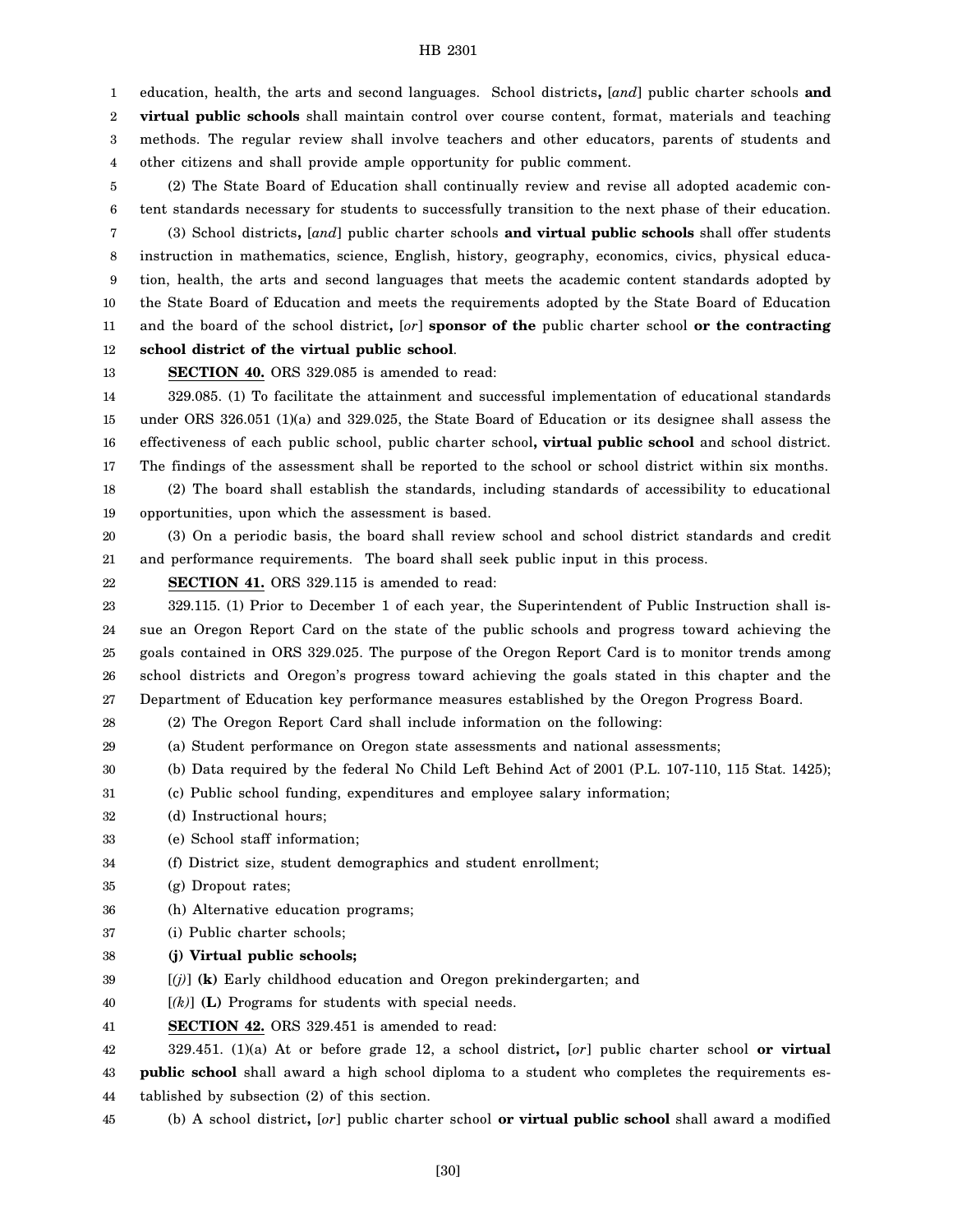education, health, the arts and second languages. School districts**,** [*and*] public charter schools **and virtual public schools** shall maintain control over course content, format, materials and teaching methods. The regular review shall involve teachers and other educators, parents of students and other citizens and shall provide ample opportunity for public comment.

(2) The State Board of Education shall continually review and revise all adopted academic content standards necessary for students to successfully transition to the next phase of their education.

(3) School districts**,** [*and*] public charter schools **and virtual public schools** shall offer students instruction in mathematics, science, English, history, geography, economics, civics, physical education, health, the arts and second languages that meets the academic content standards adopted by the State Board of Education and meets the requirements adopted by the State Board of Education and the board of the school district**,** [*or*] **sponsor of the** public charter school **or the contracting school district of the virtual public school**.

**SECTION 40.** ORS 329.085 is amended to read:

329.085. (1) To facilitate the attainment and successful implementation of educational standards under ORS 326.051 (1)(a) and 329.025, the State Board of Education or its designee shall assess the effectiveness of each public school, public charter school**, virtual public school** and school district. The findings of the assessment shall be reported to the school or school district within six months.

(2) The board shall establish the standards, including standards of accessibility to educational opportunities, upon which the assessment is based.

(3) On a periodic basis, the board shall review school and school district standards and credit and performance requirements. The board shall seek public input in this process.

**SECTION 41.** ORS 329.115 is amended to read:

329.115. (1) Prior to December 1 of each year, the Superintendent of Public Instruction shall issue an Oregon Report Card on the state of the public schools and progress toward achieving the goals contained in ORS 329.025. The purpose of the Oregon Report Card is to monitor trends among school districts and Oregon's progress toward achieving the goals stated in this chapter and the Department of Education key performance measures established by the Oregon Progress Board.

(2) The Oregon Report Card shall include information on the following:

(a) Student performance on Oregon state assessments and national assessments;

(b) Data required by the federal No Child Left Behind Act of 2001 (P.L. 107-110, 115 Stat. 1425);

(c) Public school funding, expenditures and employee salary information;

(d) Instructional hours;

(e) School staff information;

(f) District size, student demographics and student enrollment;

(g) Dropout rates;

(h) Alternative education programs;

(i) Public charter schools;

**(j) Virtual public schools;**

[*(j)*] **(k)** Early childhood education and Oregon prekindergarten; and

[*(k)*] **(L)** Programs for students with special needs.

**SECTION 42.** ORS 329.451 is amended to read:

329.451. (1)(a) At or before grade 12, a school district**,** [*or*] public charter school **or virtual public school** shall award a high school diploma to a student who completes the requirements established by subsection (2) of this section.

(b) A school district**,** [*or*] public charter school **or virtual public school** shall award a modified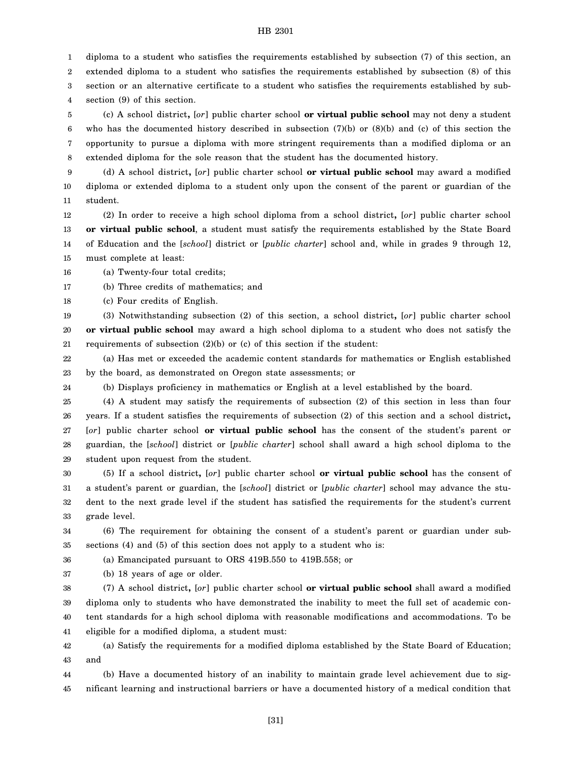diploma to a student who satisfies the requirements established by subsection (7) of this section, an extended diploma to a student who satisfies the requirements established by subsection (8) of this section or an alternative certificate to a student who satisfies the requirements established by subsection (9) of this section.

(c) A school district**,** [*or*] public charter school **or virtual public school** may not deny a student who has the documented history described in subsection (7)(b) or (8)(b) and (c) of this section the opportunity to pursue a diploma with more stringent requirements than a modified diploma or an extended diploma for the sole reason that the student has the documented history.

(d) A school district**,** [*or*] public charter school **or virtual public school** may award a modified diploma or extended diploma to a student only upon the consent of the parent or guardian of the student.

(2) In order to receive a high school diploma from a school district**,** [*or*] public charter school **or virtual public school**, a student must satisfy the requirements established by the State Board of Education and the [*school*] district or [*public charter*] school and, while in grades 9 through 12, must complete at least:

(a) Twenty-four total credits;

(b) Three credits of mathematics; and

(c) Four credits of English.

(3) Notwithstanding subsection (2) of this section, a school district**,** [*or*] public charter school **or virtual public school** may award a high school diploma to a student who does not satisfy the requirements of subsection (2)(b) or (c) of this section if the student:

(a) Has met or exceeded the academic content standards for mathematics or English established by the board, as demonstrated on Oregon state assessments; or

(b) Displays proficiency in mathematics or English at a level established by the board.

(4) A student may satisfy the requirements of subsection (2) of this section in less than four years. If a student satisfies the requirements of subsection (2) of this section and a school district**,** [*or*] public charter school **or virtual public school** has the consent of the student's parent or guardian, the [*school*] district or [*public charter*] school shall award a high school diploma to the student upon request from the student.

(5) If a school district**,** [*or*] public charter school **or virtual public school** has the consent of a student's parent or guardian, the [*school*] district or [*public charter*] school may advance the student to the next grade level if the student has satisfied the requirements for the student's current grade level.

(6) The requirement for obtaining the consent of a student's parent or guardian under subsections (4) and (5) of this section does not apply to a student who is:

(a) Emancipated pursuant to ORS 419B.550 to 419B.558; or

(b) 18 years of age or older.

(7) A school district**,** [*or*] public charter school **or virtual public school** shall award a modified diploma only to students who have demonstrated the inability to meet the full set of academic content standards for a high school diploma with reasonable modifications and accommodations. To be eligible for a modified diploma, a student must:

(a) Satisfy the requirements for a modified diploma established by the State Board of Education; and

(b) Have a documented history of an inability to maintain grade level achievement due to significant learning and instructional barriers or have a documented history of a medical condition that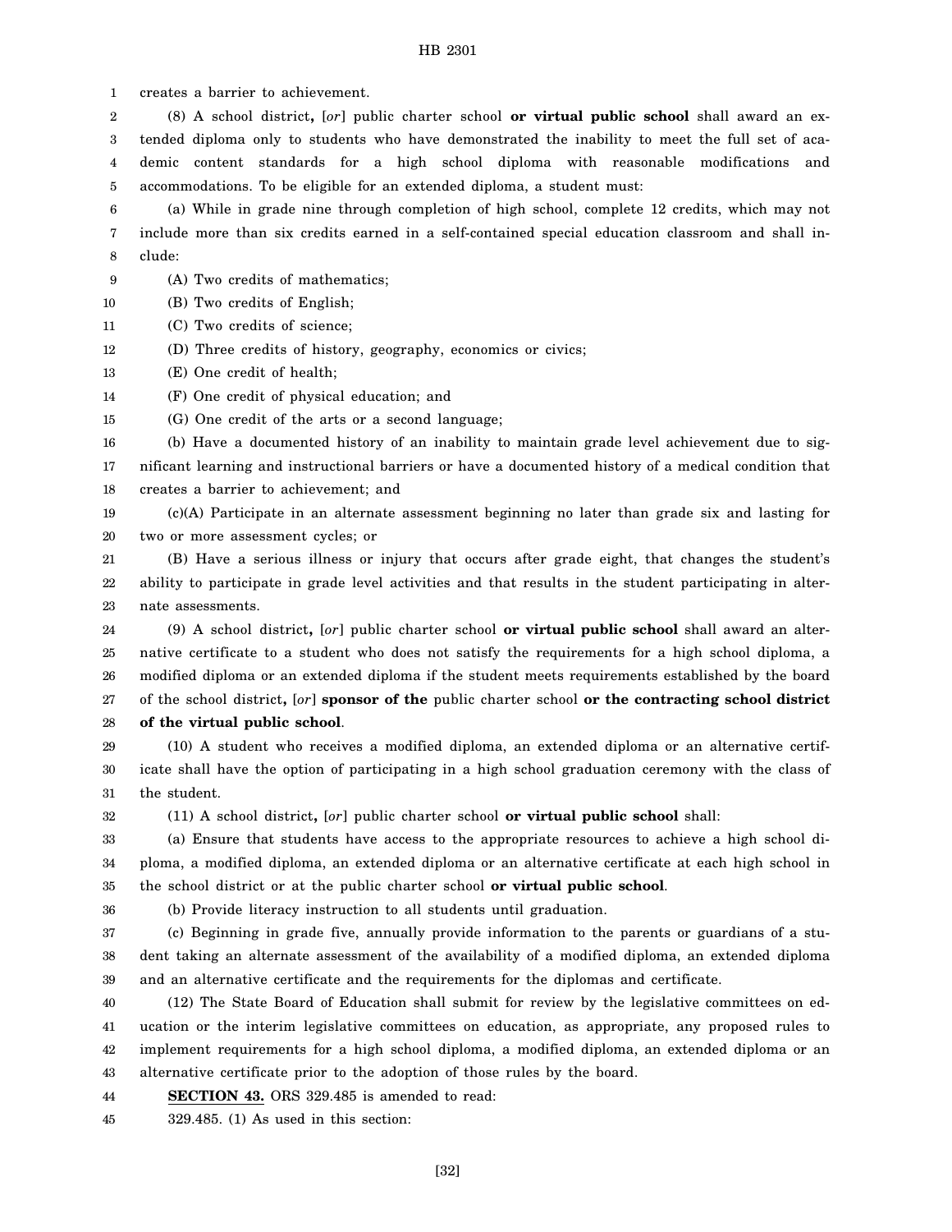creates a barrier to achievement.

(8) A school district**,** [*or*] public charter school **or virtual public school** shall award an extended diploma only to students who have demonstrated the inability to meet the full set of academic content standards for a high school diploma with reasonable modifications and accommodations. To be eligible for an extended diploma, a student must:

(a) While in grade nine through completion of high school, complete 12 credits, which may not include more than six credits earned in a self-contained special education classroom and shall include:

(A) Two credits of mathematics;

(B) Two credits of English;

(C) Two credits of science;

(D) Three credits of history, geography, economics or civics;

(E) One credit of health;

(F) One credit of physical education; and

(G) One credit of the arts or a second language;

(b) Have a documented history of an inability to maintain grade level achievement due to significant learning and instructional barriers or have a documented history of a medical condition that creates a barrier to achievement; and

(c)(A) Participate in an alternate assessment beginning no later than grade six and lasting for two or more assessment cycles; or

(B) Have a serious illness or injury that occurs after grade eight, that changes the student's ability to participate in grade level activities and that results in the student participating in alternate assessments.

(9) A school district**,** [*or*] public charter school **or virtual public school** shall award an alternative certificate to a student who does not satisfy the requirements for a high school diploma, a modified diploma or an extended diploma if the student meets requirements established by the board of the school district**,** [*or*] **sponsor of the** public charter school **or the contracting school district of the virtual public school**.

(10) A student who receives a modified diploma, an extended diploma or an alternative certificate shall have the option of participating in a high school graduation ceremony with the class of the student.

(11) A school district**,** [*or*] public charter school **or virtual public school** shall:

(a) Ensure that students have access to the appropriate resources to achieve a high school diploma, a modified diploma, an extended diploma or an alternative certificate at each high school in the school district or at the public charter school **or virtual public school**.

(b) Provide literacy instruction to all students until graduation.

(c) Beginning in grade five, annually provide information to the parents or guardians of a student taking an alternate assessment of the availability of a modified diploma, an extended diploma and an alternative certificate and the requirements for the diplomas and certificate.

(12) The State Board of Education shall submit for review by the legislative committees on education or the interim legislative committees on education, as appropriate, any proposed rules to implement requirements for a high school diploma, a modified diploma, an extended diploma or an alternative certificate prior to the adoption of those rules by the board.

**SECTION 43.** ORS 329.485 is amended to read:

329.485. (1) As used in this section: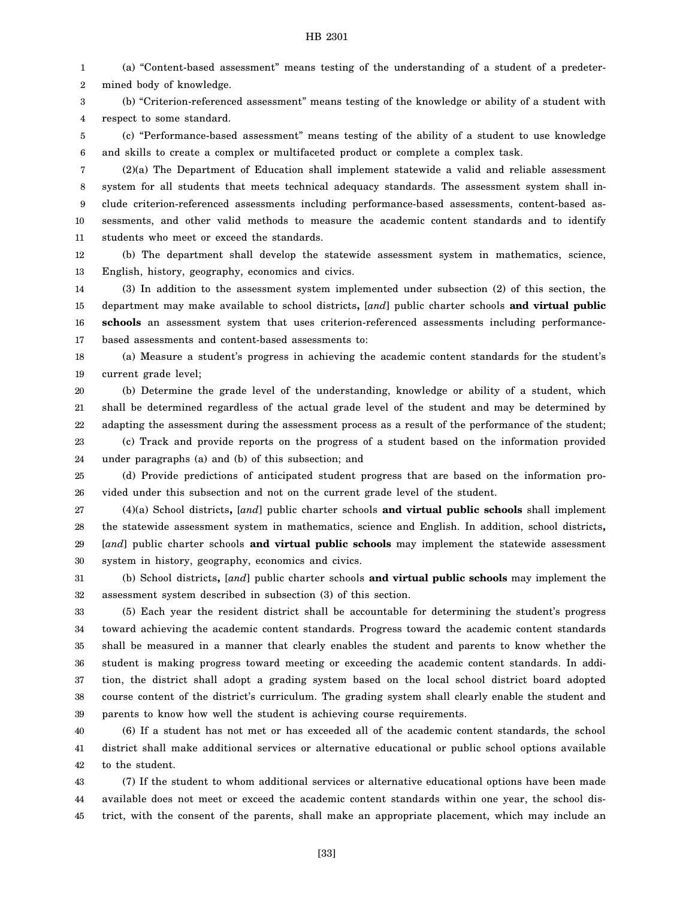(a) "Content-based assessment" means testing of the understanding of a student of a predetermined body of knowledge.

(b) "Criterion-referenced assessment" means testing of the knowledge or ability of a student with respect to some standard.

(c) "Performance-based assessment" means testing of the ability of a student to use knowledge and skills to create a complex or multifaceted product or complete a complex task.

(2)(a) The Department of Education shall implement statewide a valid and reliable assessment system for all students that meets technical adequacy standards. The assessment system shall include criterion-referenced assessments including performance-based assessments, content-based assessments, and other valid methods to measure the academic content standards and to identify students who meet or exceed the standards.

(b) The department shall develop the statewide assessment system in mathematics, science, English, history, geography, economics and civics.

(3) In addition to the assessment system implemented under subsection (2) of this section, the department may make available to school districts**,** [*and*] public charter schools **and virtual public schools** an assessment system that uses criterion-referenced assessments including performance-based assessments and content-based assessments to:

(a) Measure a student's progress in achieving the academic content standards for the student's current grade level;

(b) Determine the grade level of the understanding, knowledge or ability of a student, which shall be determined regardless of the actual grade level of the student and may be determined by adapting the assessment during the assessment process as a result of the performance of the student;

(c) Track and provide reports on the progress of a student based on the information provided under paragraphs (a) and (b) of this subsection; and

(d) Provide predictions of anticipated student progress that are based on the information provided under this subsection and not on the current grade level of the student.

(4)(a) School districts**,** [*and*] public charter schools **and virtual public schools** shall implement the statewide assessment system in mathematics, science and English. In addition, school districts**,** [*and*] public charter schools **and virtual public schools** may implement the statewide assessment system in history, geography, economics and civics.

(b) School districts**,** [*and*] public charter schools **and virtual public schools** may implement the assessment system described in subsection (3) of this section.

(5) Each year the resident district shall be accountable for determining the student's progress toward achieving the academic content standards. Progress toward the academic content standards shall be measured in a manner that clearly enables the student and parents to know whether the student is making progress toward meeting or exceeding the academic content standards. In addition, the district shall adopt a grading system based on the local school district board adopted course content of the district's curriculum. The grading system shall clearly enable the student and parents to know how well the student is achieving course requirements.

(6) If a student has not met or has exceeded all of the academic content standards, the school district shall make additional services or alternative educational or public school options available to the student.

(7) If the student to whom additional services or alternative educational options have been made available does not meet or exceed the academic content standards within one year, the school district, with the consent of the parents, shall make an appropriate placement, which may include an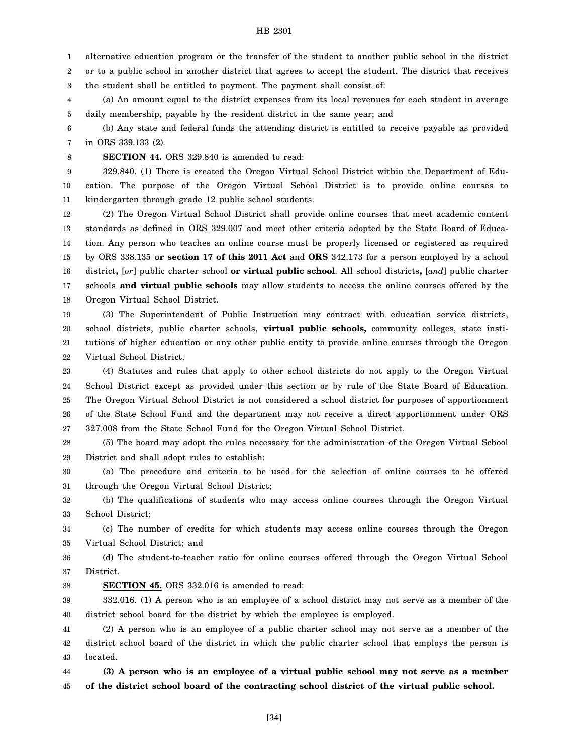alternative education program or the transfer of the student to another public school in the district or to a public school in another district that agrees to accept the student. The district that receives the student shall be entitled to payment. The payment shall consist of:

(a) An amount equal to the district expenses from its local revenues for each student in average daily membership, payable by the resident district in the same year; and

(b) Any state and federal funds the attending district is entitled to receive payable as provided in ORS 339.133 (2).

**SECTION 44.** ORS 329.840 is amended to read:

329.840. (1) There is created the Oregon Virtual School District within the Department of Education. The purpose of the Oregon Virtual School District is to provide online courses to kindergarten through grade 12 public school students.

(2) The Oregon Virtual School District shall provide online courses that meet academic content standards as defined in ORS 329.007 and meet other criteria adopted by the State Board of Education. Any person who teaches an online course must be properly licensed or registered as required by ORS 338.135 **or section 17 of this 2011 Act** and **ORS** 342.173 for a person employed by a school district**,** [*or*] public charter school **or virtual public school**. All school districts**,** [*and*] public charter schools **and virtual public schools** may allow students to access the online courses offered by the Oregon Virtual School District.

(3) The Superintendent of Public Instruction may contract with education service districts, school districts, public charter schools, **virtual public schools,** community colleges, state institutions of higher education or any other public entity to provide online courses through the Oregon Virtual School District.

(4) Statutes and rules that apply to other school districts do not apply to the Oregon Virtual School District except as provided under this section or by rule of the State Board of Education. The Oregon Virtual School District is not considered a school district for purposes of apportionment of the State School Fund and the department may not receive a direct apportionment under ORS 327.008 from the State School Fund for the Oregon Virtual School District.

(5) The board may adopt the rules necessary for the administration of the Oregon Virtual School District and shall adopt rules to establish:

(a) The procedure and criteria to be used for the selection of online courses to be offered through the Oregon Virtual School District;

(b) The qualifications of students who may access online courses through the Oregon Virtual School District;

(c) The number of credits for which students may access online courses through the Oregon Virtual School District; and

(d) The student-to-teacher ratio for online courses offered through the Oregon Virtual School District.

**SECTION 45.** ORS 332.016 is amended to read:

332.016. (1) A person who is an employee of a school district may not serve as a member of the district school board for the district by which the employee is employed.

(2) A person who is an employee of a public charter school may not serve as a member of the district school board of the district in which the public charter school that employs the person is located.

**(3) A person who is an employee of a virtual public school may not serve as a member of the district school board of the contracting school district of the virtual public school.**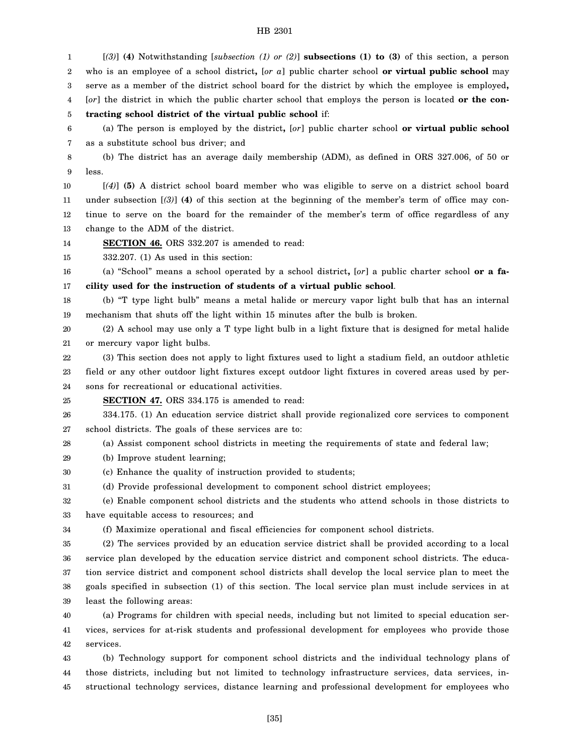[*(3)*] **(4)** Notwithstanding [*subsection (1) or (2)*] **subsections (1) to (3)** of this section, a person who is an employee of a school district**,** [*or a*] public charter school **or virtual public school** may serve as a member of the district school board for the district by which the employee is employed**,** [*or*] the district in which the public charter school that employs the person is located **or the contracting school district of the virtual public school** if:

(a) The person is employed by the district**,** [*or*] public charter school **or virtual public school** as a substitute school bus driver; and

(b) The district has an average daily membership (ADM), as defined in ORS 327.006, of 50 or less.

[*(4)*] **(5)** A district school board member who was eligible to serve on a district school board under subsection [*(3)*] **(4)** of this section at the beginning of the member's term of office may continue to serve on the board for the remainder of the member's term of office regardless of any change to the ADM of the district.

**SECTION 46.** ORS 332.207 is amended to read:

332.207. (1) As used in this section:

(a) "School" means a school operated by a school district**,** [*or*] a public charter school **or a facility used for the instruction of students of a virtual public school**.

(b) "T type light bulb" means a metal halide or mercury vapor light bulb that has an internal mechanism that shuts off the light within 15 minutes after the bulb is broken.

(2) A school may use only a T type light bulb in a light fixture that is designed for metal halide or mercury vapor light bulbs.

(3) This section does not apply to light fixtures used to light a stadium field, an outdoor athletic field or any other outdoor light fixtures except outdoor light fixtures in covered areas used by persons for recreational or educational activities.

**SECTION 47.** ORS 334.175 is amended to read:

334.175. (1) An education service district shall provide regionalized core services to component school districts. The goals of these services are to:

(a) Assist component school districts in meeting the requirements of state and federal law;

(b) Improve student learning;

(c) Enhance the quality of instruction provided to students;

(d) Provide professional development to component school district employees;

(e) Enable component school districts and the students who attend schools in those districts to have equitable access to resources; and

(f) Maximize operational and fiscal efficiencies for component school districts.

(2) The services provided by an education service district shall be provided according to a local service plan developed by the education service district and component school districts. The education service district and component school districts shall develop the local service plan to meet the goals specified in subsection (1) of this section. The local service plan must include services in at least the following areas:

(a) Programs for children with special needs, including but not limited to special education services, services for at-risk students and professional development for employees who provide those services.

(b) Technology support for component school districts and the individual technology plans of those districts, including but not limited to technology infrastructure services, data services, instructional technology services, distance learning and professional development for employees who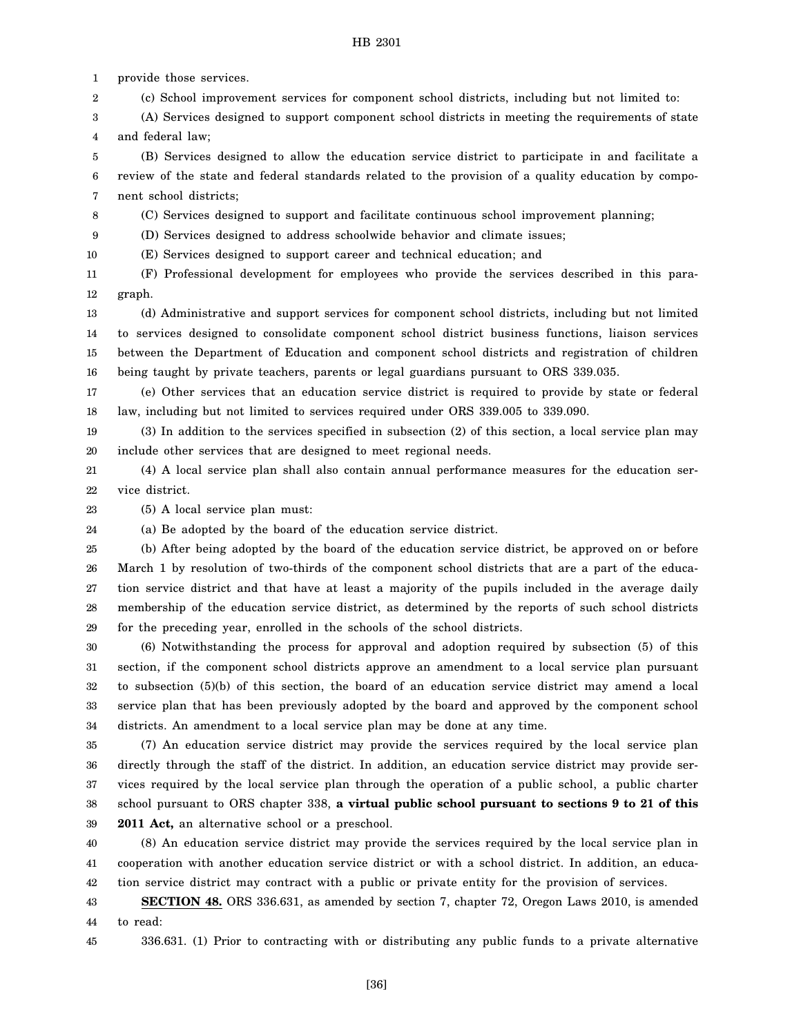provide those services.

(c) School improvement services for component school districts, including but not limited to:

(A) Services designed to support component school districts in meeting the requirements of state and federal law;

(B) Services designed to allow the education service district to participate in and facilitate a review of the state and federal standards related to the provision of a quality education by component school districts;

(C) Services designed to support and facilitate continuous school improvement planning;

(D) Services designed to address schoolwide behavior and climate issues;

(E) Services designed to support career and technical education; and

(F) Professional development for employees who provide the services described in this paragraph.

(d) Administrative and support services for component school districts, including but not limited to services designed to consolidate component school district business functions, liaison services between the Department of Education and component school districts and registration of children being taught by private teachers, parents or legal guardians pursuant to ORS 339.035.

(e) Other services that an education service district is required to provide by state or federal law, including but not limited to services required under ORS 339.005 to 339.090.

(3) In addition to the services specified in subsection (2) of this section, a local service plan may include other services that are designed to meet regional needs.

(4) A local service plan shall also contain annual performance measures for the education service district.

(5) A local service plan must:

(a) Be adopted by the board of the education service district.

(b) After being adopted by the board of the education service district, be approved on or before March 1 by resolution of two-thirds of the component school districts that are a part of the education service district and that have at least a majority of the pupils included in the average daily membership of the education service district, as determined by the reports of such school districts for the preceding year, enrolled in the schools of the school districts.

(6) Notwithstanding the process for approval and adoption required by subsection (5) of this section, if the component school districts approve an amendment to a local service plan pursuant to subsection (5)(b) of this section, the board of an education service district may amend a local service plan that has been previously adopted by the board and approved by the component school districts. An amendment to a local service plan may be done at any time.

(7) An education service district may provide the services required by the local service plan directly through the staff of the district. In addition, an education service district may provide services required by the local service plan through the operation of a public school, a public charter school pursuant to ORS chapter 338, **a virtual public school pursuant to sections 9 to 21 of this 2011 Act,** an alternative school or a preschool.

(8) An education service district may provide the services required by the local service plan in cooperation with another education service district or with a school district. In addition, an education service district may contract with a public or private entity for the provision of services.

**SECTION 48.** ORS 336.631, as amended by section 7, chapter 72, Oregon Laws 2010, is amended to read:

336.631. (1) Prior to contracting with or distributing any public funds to a private alternative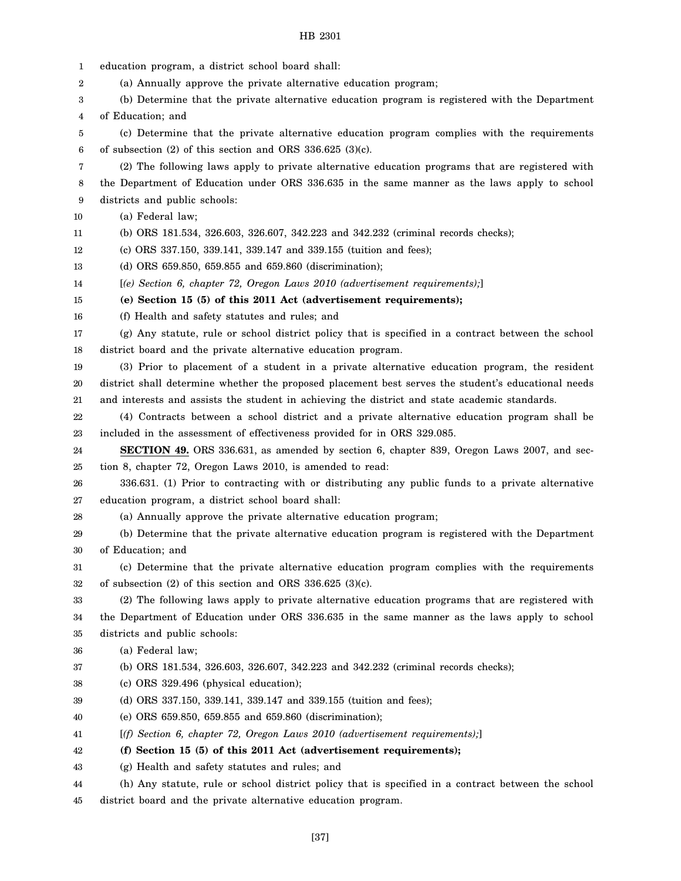education program, a district school board shall:

(a) Annually approve the private alternative education program;

(b) Determine that the private alternative education program is registered with the Department of Education; and

(c) Determine that the private alternative education program complies with the requirements of subsection (2) of this section and ORS 336.625 (3)(c).

(2) The following laws apply to private alternative education programs that are registered with the Department of Education under ORS 336.635 in the same manner as the laws apply to school districts and public schools:

(a) Federal law;

(b) ORS 181.534, 326.603, 326.607, 342.223 and 342.232 (criminal records checks);

(c) ORS 337.150, 339.141, 339.147 and 339.155 (tuition and fees);

(d) ORS 659.850, 659.855 and 659.860 (discrimination);

[*(e) Section 6, chapter 72, Oregon Laws 2010 (advertisement requirements);*]

**(e) Section 15 (5) of this 2011 Act (advertisement requirements);**

(f) Health and safety statutes and rules; and

(g) Any statute, rule or school district policy that is specified in a contract between the school district board and the private alternative education program.

(3) Prior to placement of a student in a private alternative education program, the resident district shall determine whether the proposed placement best serves the student's educational needs and interests and assists the student in achieving the district and state academic standards.

(4) Contracts between a school district and a private alternative education program shall be included in the assessment of effectiveness provided for in ORS 329.085.

**SECTION 49.** ORS 336.631, as amended by section 6, chapter 839, Oregon Laws 2007, and section 8, chapter 72, Oregon Laws 2010, is amended to read:

336.631. (1) Prior to contracting with or distributing any public funds to a private alternative education program, a district school board shall:

(a) Annually approve the private alternative education program;

(b) Determine that the private alternative education program is registered with the Department of Education; and

(c) Determine that the private alternative education program complies with the requirements of subsection (2) of this section and ORS 336.625 (3)(c).

(2) The following laws apply to private alternative education programs that are registered with the Department of Education under ORS 336.635 in the same manner as the laws apply to school districts and public schools:

(a) Federal law;

(b) ORS 181.534, 326.603, 326.607, 342.223 and 342.232 (criminal records checks);

(c) ORS 329.496 (physical education);

(d) ORS 337.150, 339.141, 339.147 and 339.155 (tuition and fees);

(e) ORS 659.850, 659.855 and 659.860 (discrimination);

[*(f) Section 6, chapter 72, Oregon Laws 2010 (advertisement requirements);*]

**(f) Section 15 (5) of this 2011 Act (advertisement requirements);**

(g) Health and safety statutes and rules; and

(h) Any statute, rule or school district policy that is specified in a contract between the school district board and the private alternative education program.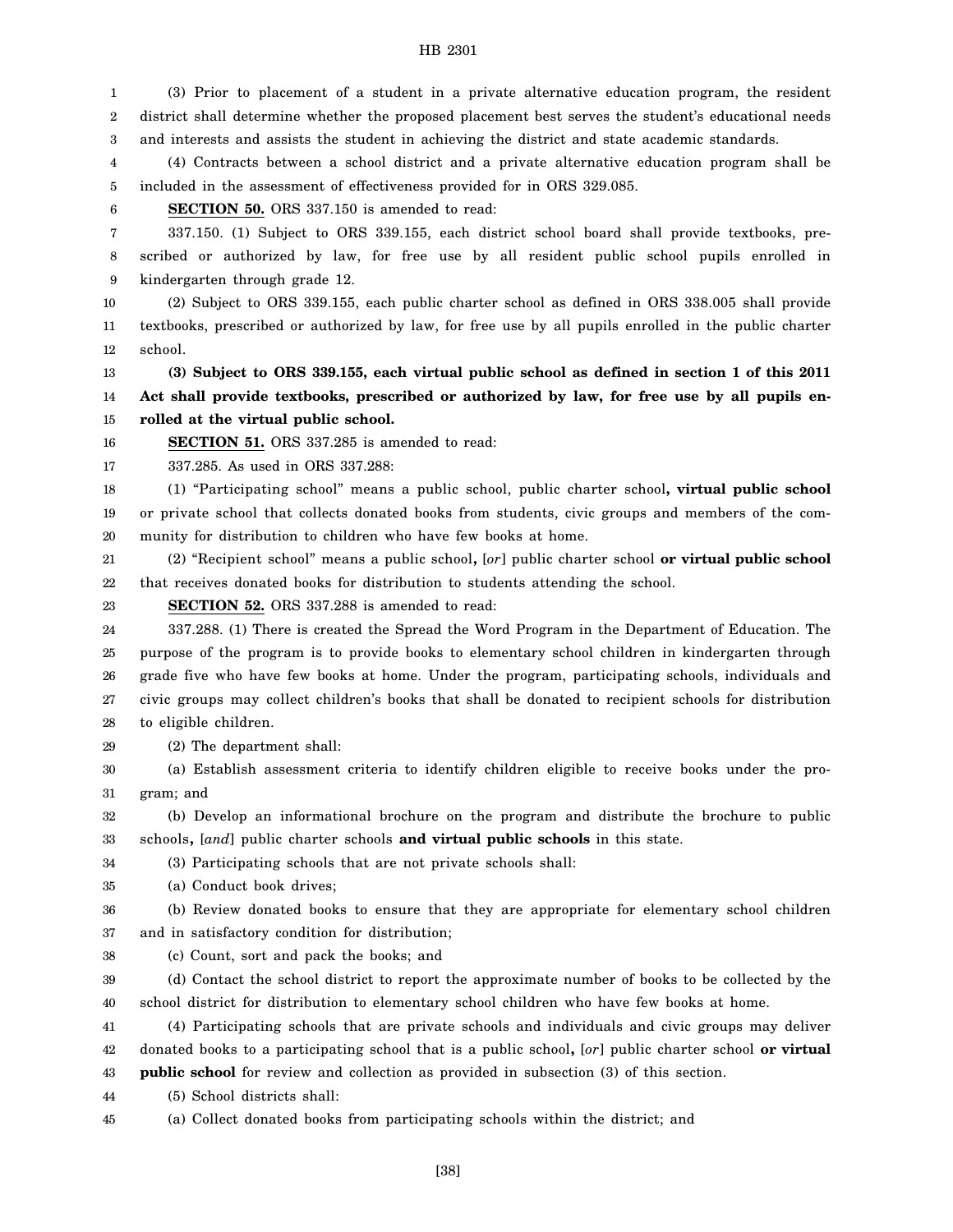(3) Prior to placement of a student in a private alternative education program, the resident district shall determine whether the proposed placement best serves the student's educational needs and interests and assists the student in achieving the district and state academic standards.

(4) Contracts between a school district and a private alternative education program shall be included in the assessment of effectiveness provided for in ORS 329.085.

**SECTION 50.** ORS 337.150 is amended to read:

337.150. (1) Subject to ORS 339.155, each district school board shall provide textbooks, prescribed or authorized by law, for free use by all resident public school pupils enrolled in kindergarten through grade 12.

(2) Subject to ORS 339.155, each public charter school as defined in ORS 338.005 shall provide textbooks, prescribed or authorized by law, for free use by all pupils enrolled in the public charter school.

**(3) Subject to ORS 339.155, each virtual public school as defined in section 1 of this 2011 Act shall provide textbooks, prescribed or authorized by law, for free use by all pupils enrolled at the virtual public school.**

**SECTION 51.** ORS 337.285 is amended to read:

337.285. As used in ORS 337.288:

(1) "Participating school" means a public school, public charter school**, virtual public school** or private school that collects donated books from students, civic groups and members of the community for distribution to children who have few books at home.

(2) "Recipient school" means a public school**,** [*or*] public charter school **or virtual public school** that receives donated books for distribution to students attending the school.

**SECTION 52.** ORS 337.288 is amended to read:

337.288. (1) There is created the Spread the Word Program in the Department of Education. The purpose of the program is to provide books to elementary school children in kindergarten through grade five who have few books at home. Under the program, participating schools, individuals and civic groups may collect children's books that shall be donated to recipient schools for distribution to eligible children.

(2) The department shall:

(a) Establish assessment criteria to identify children eligible to receive books under the program; and

(b) Develop an informational brochure on the program and distribute the brochure to public schools**,** [*and*] public charter schools **and virtual public schools** in this state.

(3) Participating schools that are not private schools shall:

(a) Conduct book drives;

(b) Review donated books to ensure that they are appropriate for elementary school children and in satisfactory condition for distribution;

(c) Count, sort and pack the books; and

(d) Contact the school district to report the approximate number of books to be collected by the school district for distribution to elementary school children who have few books at home.

(4) Participating schools that are private schools and individuals and civic groups may deliver donated books to a participating school that is a public school**,** [*or*] public charter school **or virtual public school** for review and collection as provided in subsection (3) of this section.

(5) School districts shall:

(a) Collect donated books from participating schools within the district; and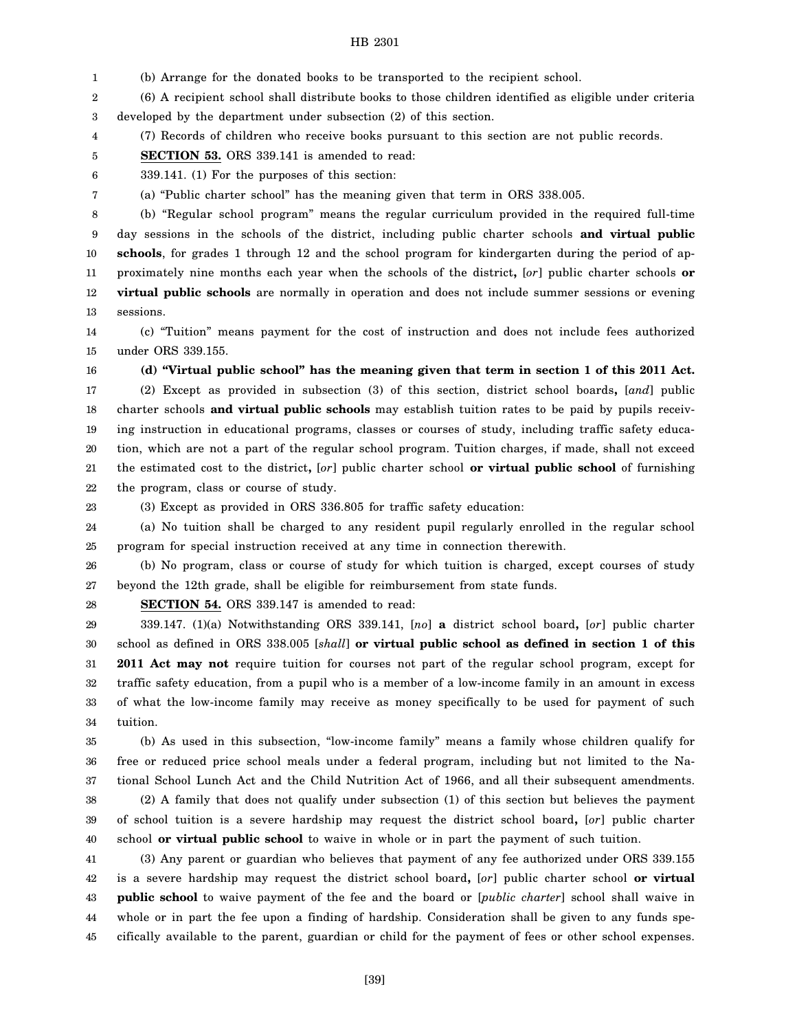(b) Arrange for the donated books to be transported to the recipient school.

(6) A recipient school shall distribute books to those children identified as eligible under criteria developed by the department under subsection (2) of this section.

(7) Records of children who receive books pursuant to this section are not public records.

**SECTION 53.** ORS 339.141 is amended to read:

339.141. (1) For the purposes of this section:

(a) "Public charter school" has the meaning given that term in ORS 338.005.

(b) "Regular school program" means the regular curriculum provided in the required full-time day sessions in the schools of the district, including public charter schools **and virtual public schools**, for grades 1 through 12 and the school program for kindergarten during the period of approximately nine months each year when the schools of the district**,** [*or*] public charter schools **or virtual public schools** are normally in operation and does not include summer sessions or evening sessions.

(c) "Tuition" means payment for the cost of instruction and does not include fees authorized under ORS 339.155.

**(d) "Virtual public school" has the meaning given that term in section 1 of this 2011 Act.**

(2) Except as provided in subsection (3) of this section, district school boards**,** [*and*] public charter schools **and virtual public schools** may establish tuition rates to be paid by pupils receiving instruction in educational programs, classes or courses of study, including traffic safety education, which are not a part of the regular school program. Tuition charges, if made, shall not exceed the estimated cost to the district**,** [*or*] public charter school **or virtual public school** of furnishing the program, class or course of study.

(3) Except as provided in ORS 336.805 for traffic safety education:

(a) No tuition shall be charged to any resident pupil regularly enrolled in the regular school program for special instruction received at any time in connection therewith.

(b) No program, class or course of study for which tuition is charged, except courses of study beyond the 12th grade, shall be eligible for reimbursement from state funds.

**SECTION 54.** ORS 339.147 is amended to read:

339.147. (1)(a) Notwithstanding ORS 339.141, [*no*] **a** district school board**,** [*or*] public charter school as defined in ORS 338.005 [*shall*] **or virtual public school as defined in section 1 of this 2011 Act may not** require tuition for courses not part of the regular school program, except for traffic safety education, from a pupil who is a member of a low-income family in an amount in excess of what the low-income family may receive as money specifically to be used for payment of such tuition.

(b) As used in this subsection, "low-income family" means a family whose children qualify for free or reduced price school meals under a federal program, including but not limited to the National School Lunch Act and the Child Nutrition Act of 1966, and all their subsequent amendments.

(2) A family that does not qualify under subsection (1) of this section but believes the payment of school tuition is a severe hardship may request the district school board**,** [*or*] public charter school **or virtual public school** to waive in whole or in part the payment of such tuition.

(3) Any parent or guardian who believes that payment of any fee authorized under ORS 339.155 is a severe hardship may request the district school board**,** [*or*] public charter school **or virtual public school** to waive payment of the fee and the board or [*public charter*] school shall waive in whole or in part the fee upon a finding of hardship. Consideration shall be given to any funds specifically available to the parent, guardian or child for the payment of fees or other school expenses.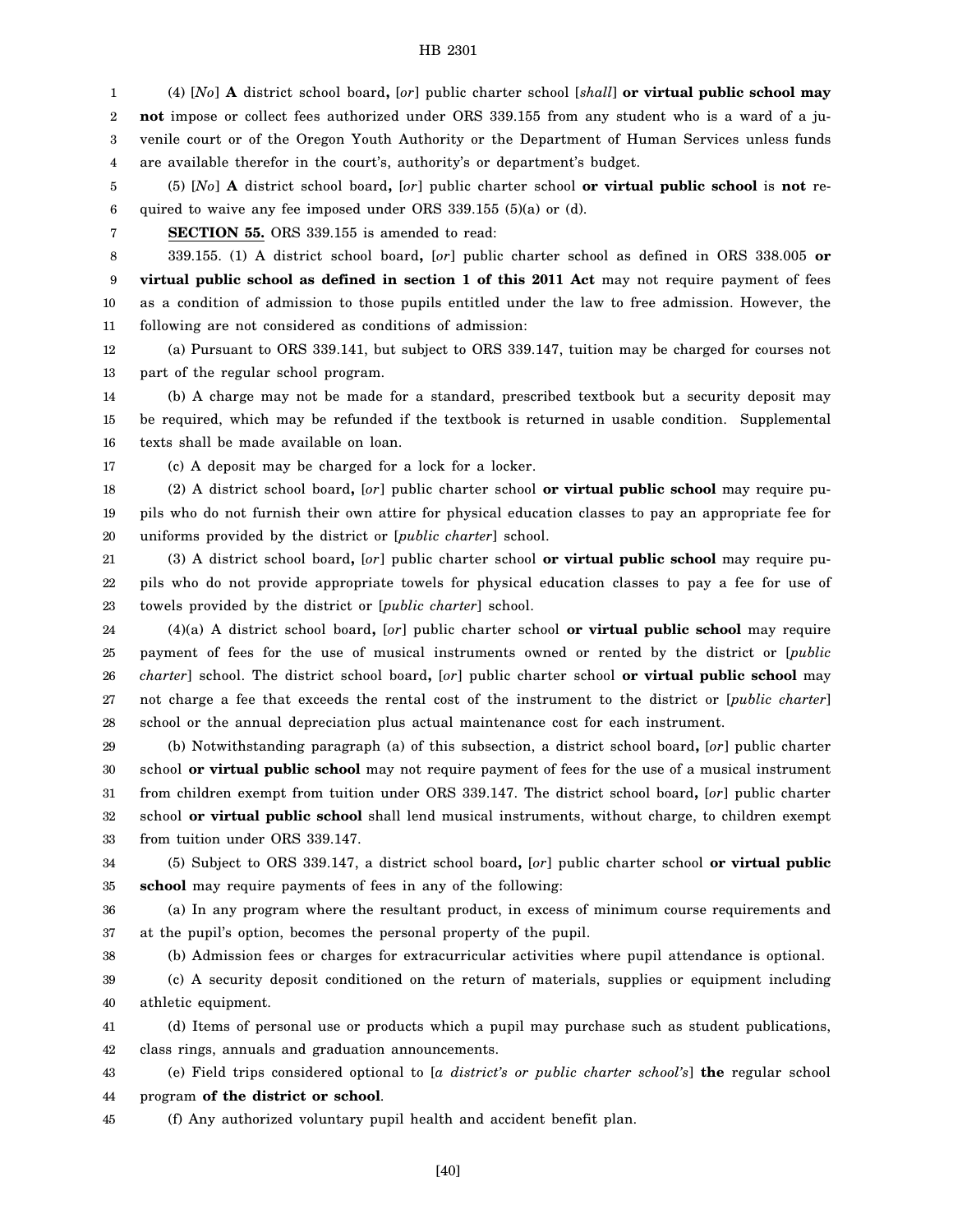(4) [*No*] **A** district school board**,** [*or*] public charter school [*shall*] **or virtual public school may not** impose or collect fees authorized under ORS 339.155 from any student who is a ward of a juvenile court or of the Oregon Youth Authority or the Department of Human Services unless funds are available therefor in the court's, authority's or department's budget.

(5) [*No*] **A** district school board**,** [*or*] public charter school **or virtual public school** is **not** required to waive any fee imposed under ORS 339.155 (5)(a) or (d).

**SECTION 55.** ORS 339.155 is amended to read:

339.155. (1) A district school board**,** [*or*] public charter school as defined in ORS 338.005 **or virtual public school as defined in section 1 of this 2011 Act** may not require payment of fees as a condition of admission to those pupils entitled under the law to free admission. However, the following are not considered as conditions of admission:

(a) Pursuant to ORS 339.141, but subject to ORS 339.147, tuition may be charged for courses not part of the regular school program.

(b) A charge may not be made for a standard, prescribed textbook but a security deposit may be required, which may be refunded if the textbook is returned in usable condition. Supplemental texts shall be made available on loan.

(c) A deposit may be charged for a lock for a locker.

(2) A district school board**,** [*or*] public charter school **or virtual public school** may require pupils who do not furnish their own attire for physical education classes to pay an appropriate fee for uniforms provided by the district or [*public charter*] school.

(3) A district school board**,** [*or*] public charter school **or virtual public school** may require pupils who do not provide appropriate towels for physical education classes to pay a fee for use of towels provided by the district or [*public charter*] school.

(4)(a) A district school board**,** [*or*] public charter school **or virtual public school** may require payment of fees for the use of musical instruments owned or rented by the district or [*public charter*] school. The district school board**,** [*or*] public charter school **or virtual public school** may not charge a fee that exceeds the rental cost of the instrument to the district or [*public charter*] school or the annual depreciation plus actual maintenance cost for each instrument.

(b) Notwithstanding paragraph (a) of this subsection, a district school board**,** [*or*] public charter school **or virtual public school** may not require payment of fees for the use of a musical instrument from children exempt from tuition under ORS 339.147. The district school board**,** [*or*] public charter school **or virtual public school** shall lend musical instruments, without charge, to children exempt from tuition under ORS 339.147.

(5) Subject to ORS 339.147, a district school board**,** [*or*] public charter school **or virtual public school** may require payments of fees in any of the following:

(a) In any program where the resultant product, in excess of minimum course requirements and at the pupil's option, becomes the personal property of the pupil.

(b) Admission fees or charges for extracurricular activities where pupil attendance is optional.

(c) A security deposit conditioned on the return of materials, supplies or equipment including athletic equipment.

(d) Items of personal use or products which a pupil may purchase such as student publications, class rings, annuals and graduation announcements.

(e) Field trips considered optional to [*a district's or public charter school's*] **the** regular school program **of the district or school**.

(f) Any authorized voluntary pupil health and accident benefit plan.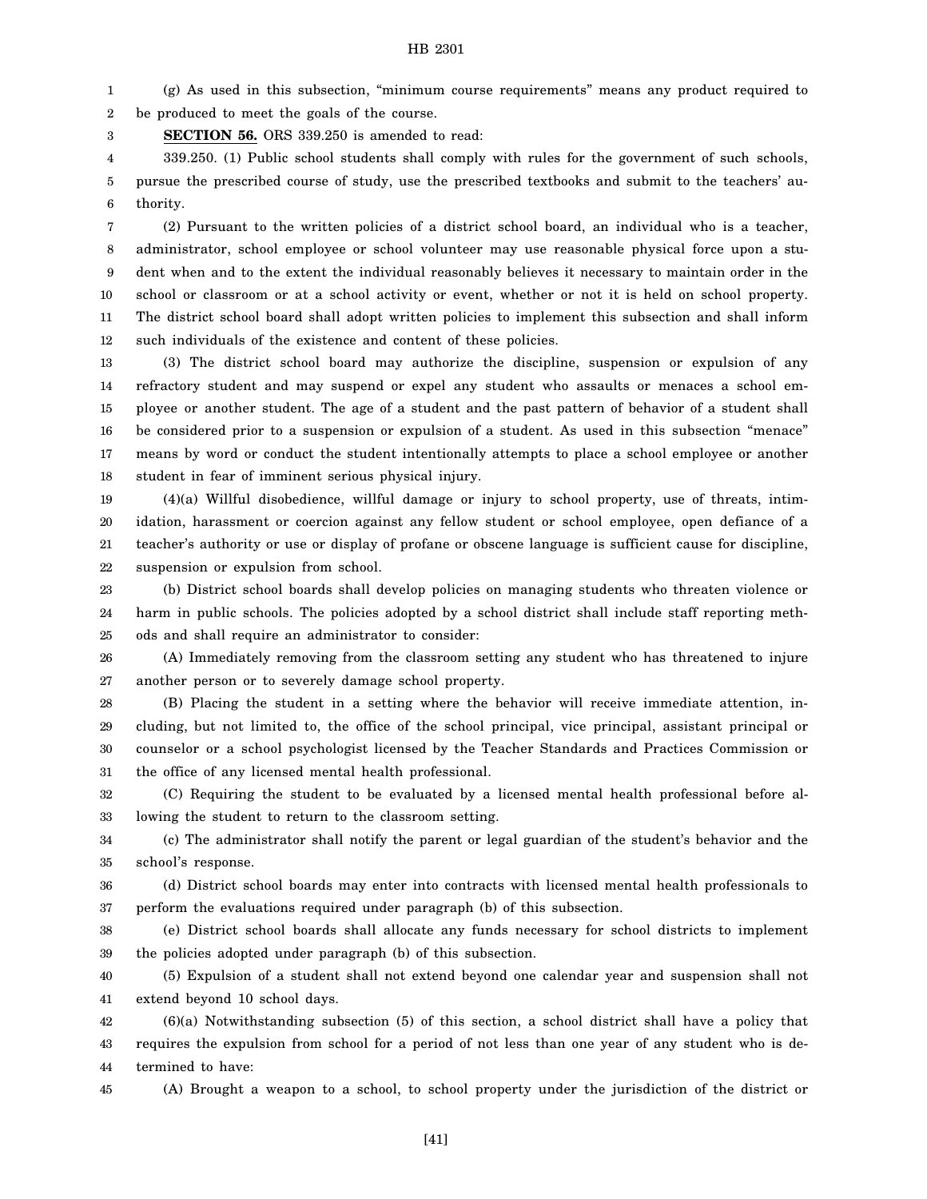(g) As used in this subsection, "minimum course requirements" means any product required to be produced to meet the goals of the course.

**SECTION 56.** ORS 339.250 is amended to read:

339.250. (1) Public school students shall comply with rules for the government of such schools, pursue the prescribed course of study, use the prescribed textbooks and submit to the teachers' authority.

(2) Pursuant to the written policies of a district school board, an individual who is a teacher, administrator, school employee or school volunteer may use reasonable physical force upon a student when and to the extent the individual reasonably believes it necessary to maintain order in the school or classroom or at a school activity or event, whether or not it is held on school property. The district school board shall adopt written policies to implement this subsection and shall inform such individuals of the existence and content of these policies.

(3) The district school board may authorize the discipline, suspension or expulsion of any refractory student and may suspend or expel any student who assaults or menaces a school employee or another student. The age of a student and the past pattern of behavior of a student shall be considered prior to a suspension or expulsion of a student. As used in this subsection "menace" means by word or conduct the student intentionally attempts to place a school employee or another student in fear of imminent serious physical injury.

(4)(a) Willful disobedience, willful damage or injury to school property, use of threats, intimidation, harassment or coercion against any fellow student or school employee, open defiance of a teacher's authority or use or display of profane or obscene language is sufficient cause for discipline, suspension or expulsion from school.

(b) District school boards shall develop policies on managing students who threaten violence or harm in public schools. The policies adopted by a school district shall include staff reporting methods and shall require an administrator to consider:

(A) Immediately removing from the classroom setting any student who has threatened to injure another person or to severely damage school property.

(B) Placing the student in a setting where the behavior will receive immediate attention, including, but not limited to, the office of the school principal, vice principal, assistant principal or counselor or a school psychologist licensed by the Teacher Standards and Practices Commission or the office of any licensed mental health professional.

(C) Requiring the student to be evaluated by a licensed mental health professional before allowing the student to return to the classroom setting.

(c) The administrator shall notify the parent or legal guardian of the student's behavior and the school's response.

(d) District school boards may enter into contracts with licensed mental health professionals to perform the evaluations required under paragraph (b) of this subsection.

(e) District school boards shall allocate any funds necessary for school districts to implement the policies adopted under paragraph (b) of this subsection.

(5) Expulsion of a student shall not extend beyond one calendar year and suspension shall not extend beyond 10 school days.

(6)(a) Notwithstanding subsection (5) of this section, a school district shall have a policy that requires the expulsion from school for a period of not less than one year of any student who is determined to have:

(A) Brought a weapon to a school, to school property under the jurisdiction of the district or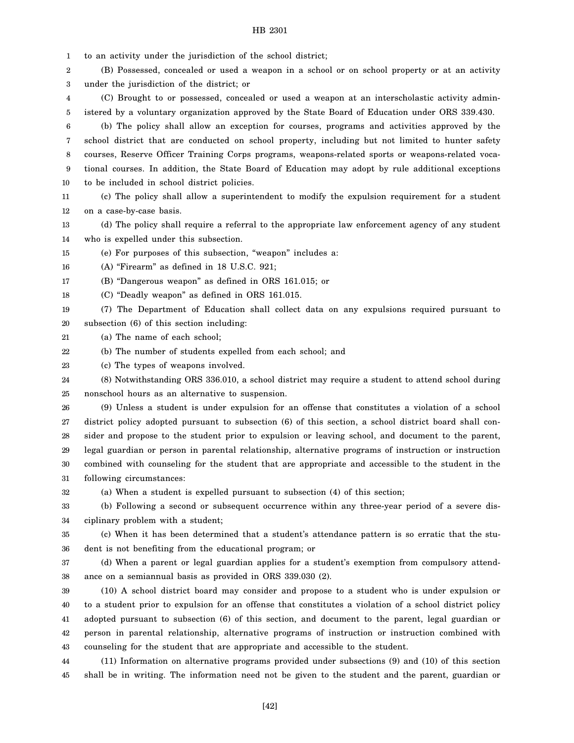to an activity under the jurisdiction of the school district;

(B) Possessed, concealed or used a weapon in a school or on school property or at an activity under the jurisdiction of the district; or

(C) Brought to or possessed, concealed or used a weapon at an interscholastic activity administered by a voluntary organization approved by the State Board of Education under ORS 339.430.

(b) The policy shall allow an exception for courses, programs and activities approved by the school district that are conducted on school property, including but not limited to hunter safety courses, Reserve Officer Training Corps programs, weapons-related sports or weapons-related vocational courses. In addition, the State Board of Education may adopt by rule additional exceptions to be included in school district policies.

(c) The policy shall allow a superintendent to modify the expulsion requirement for a student on a case-by-case basis.

(d) The policy shall require a referral to the appropriate law enforcement agency of any student who is expelled under this subsection.

(e) For purposes of this subsection, "weapon" includes a:

(A) "Firearm" as defined in 18 U.S.C. 921;

(B) "Dangerous weapon" as defined in ORS 161.015; or

(C) "Deadly weapon" as defined in ORS 161.015.

(7) The Department of Education shall collect data on any expulsions required pursuant to subsection (6) of this section including:

(a) The name of each school;

(b) The number of students expelled from each school; and

(c) The types of weapons involved.

(8) Notwithstanding ORS 336.010, a school district may require a student to attend school during nonschool hours as an alternative to suspension.

(9) Unless a student is under expulsion for an offense that constitutes a violation of a school district policy adopted pursuant to subsection (6) of this section, a school district board shall consider and propose to the student prior to expulsion or leaving school, and document to the parent, legal guardian or person in parental relationship, alternative programs of instruction or instruction combined with counseling for the student that are appropriate and accessible to the student in the following circumstances:

(a) When a student is expelled pursuant to subsection (4) of this section;

(b) Following a second or subsequent occurrence within any three-year period of a severe disciplinary problem with a student;

(c) When it has been determined that a student's attendance pattern is so erratic that the student is not benefiting from the educational program; or

(d) When a parent or legal guardian applies for a student's exemption from compulsory attendance on a semiannual basis as provided in ORS 339.030 (2).

(10) A school district board may consider and propose to a student who is under expulsion or to a student prior to expulsion for an offense that constitutes a violation of a school district policy adopted pursuant to subsection (6) of this section, and document to the parent, legal guardian or person in parental relationship, alternative programs of instruction or instruction combined with counseling for the student that are appropriate and accessible to the student.

(11) Information on alternative programs provided under subsections (9) and (10) of this section shall be in writing. The information need not be given to the student and the parent, guardian or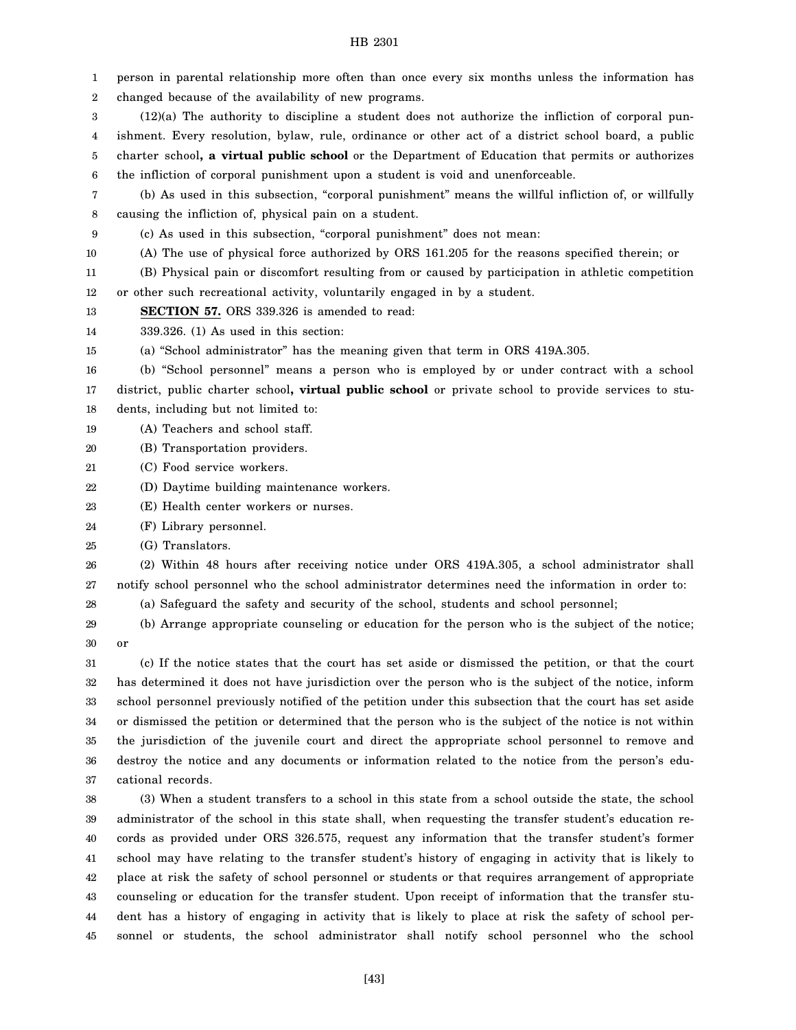person in parental relationship more often than once every six months unless the information has changed because of the availability of new programs.

(12)(a) The authority to discipline a student does not authorize the infliction of corporal punishment. Every resolution, bylaw, rule, ordinance or other act of a district school board, a public charter school**, a virtual public school** or the Department of Education that permits or authorizes the infliction of corporal punishment upon a student is void and unenforceable.

(b) As used in this subsection, "corporal punishment" means the willful infliction of, or willfully causing the infliction of, physical pain on a student.

(c) As used in this subsection, "corporal punishment" does not mean:

(A) The use of physical force authorized by ORS 161.205 for the reasons specified therein; or

(B) Physical pain or discomfort resulting from or caused by participation in athletic competition or other such recreational activity, voluntarily engaged in by a student.

**SECTION 57.** ORS 339.326 is amended to read:

339.326. (1) As used in this section:

(a) "School administrator" has the meaning given that term in ORS 419A.305.

(b) "School personnel" means a person who is employed by or under contract with a school district, public charter school**, virtual public school** or private school to provide services to students, including but not limited to:

(A) Teachers and school staff.

(B) Transportation providers.

(C) Food service workers.

(D) Daytime building maintenance workers.

(E) Health center workers or nurses.

(F) Library personnel.

(G) Translators.

(2) Within 48 hours after receiving notice under ORS 419A.305, a school administrator shall notify school personnel who the school administrator determines need the information in order to:

(a) Safeguard the safety and security of the school, students and school personnel;

(b) Arrange appropriate counseling or education for the person who is the subject of the notice; or

(c) If the notice states that the court has set aside or dismissed the petition, or that the court has determined it does not have jurisdiction over the person who is the subject of the notice, inform school personnel previously notified of the petition under this subsection that the court has set aside or dismissed the petition or determined that the person who is the subject of the notice is not within the jurisdiction of the juvenile court and direct the appropriate school personnel to remove and destroy the notice and any documents or information related to the notice from the person's educational records.

(3) When a student transfers to a school in this state from a school outside the state, the school administrator of the school in this state shall, when requesting the transfer student's education records as provided under ORS 326.575, request any information that the transfer student's former school may have relating to the transfer student's history of engaging in activity that is likely to place at risk the safety of school personnel or students or that requires arrangement of appropriate counseling or education for the transfer student. Upon receipt of information that the transfer student has a history of engaging in activity that is likely to place at risk the safety of school personnel or students, the school administrator shall notify school personnel who the school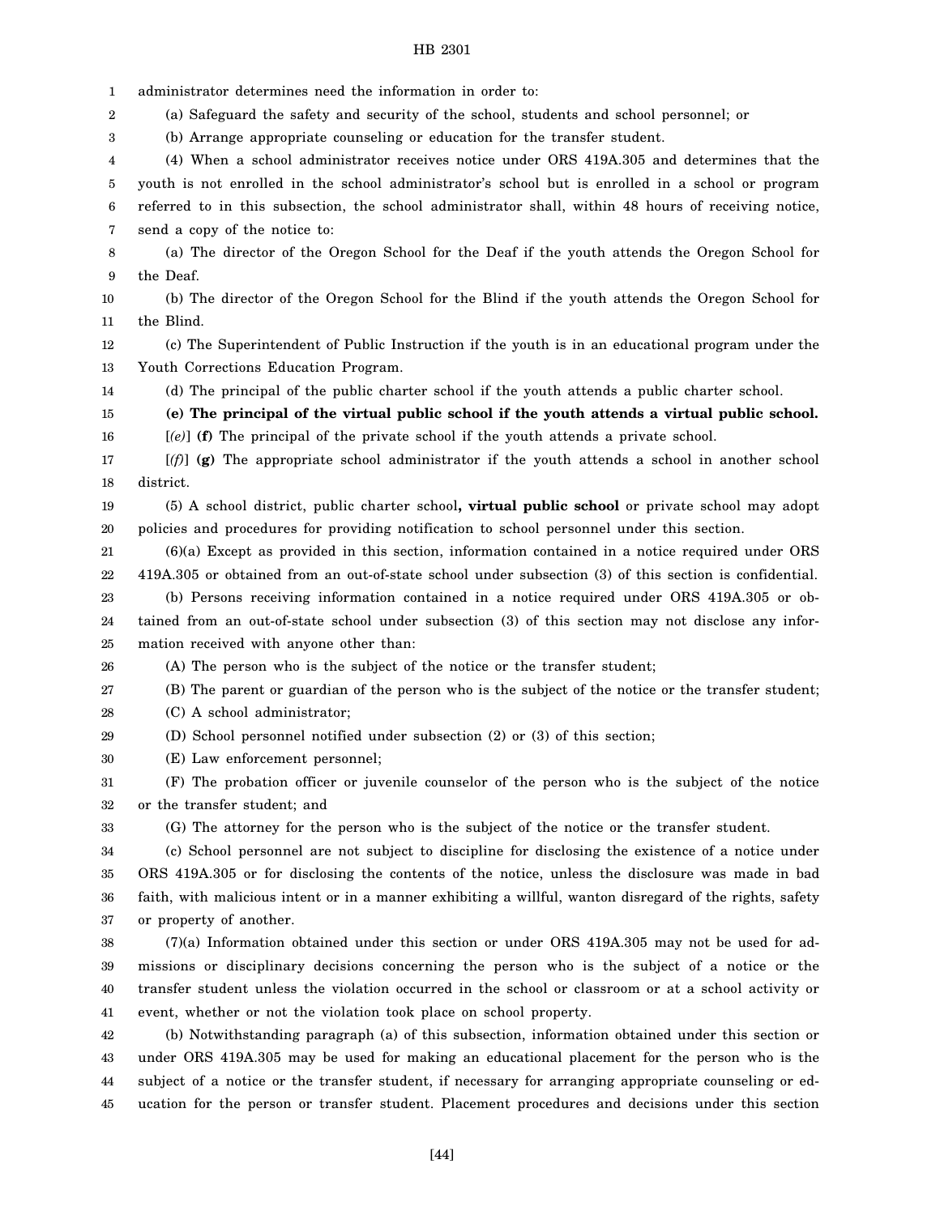administrator determines need the information in order to:

(a) Safeguard the safety and security of the school, students and school personnel; or

(b) Arrange appropriate counseling or education for the transfer student.

(4) When a school administrator receives notice under ORS 419A.305 and determines that the youth is not enrolled in the school administrator's school but is enrolled in a school or program referred to in this subsection, the school administrator shall, within 48 hours of receiving notice, send a copy of the notice to:

(a) The director of the Oregon School for the Deaf if the youth attends the Oregon School for the Deaf.

(b) The director of the Oregon School for the Blind if the youth attends the Oregon School for the Blind.

(c) The Superintendent of Public Instruction if the youth is in an educational program under the Youth Corrections Education Program.

(d) The principal of the public charter school if the youth attends a public charter school.

**(e) The principal of the virtual public school if the youth attends a virtual public school.**

[*(e)*] **(f)** The principal of the private school if the youth attends a private school.

[*(f)*] **(g)** The appropriate school administrator if the youth attends a school in another school district.

(5) A school district, public charter school**, virtual public school** or private school may adopt policies and procedures for providing notification to school personnel under this section.

(6)(a) Except as provided in this section, information contained in a notice required under ORS 419A.305 or obtained from an out-of-state school under subsection (3) of this section is confidential.

(b) Persons receiving information contained in a notice required under ORS 419A.305 or obtained from an out-of-state school under subsection (3) of this section may not disclose any information received with anyone other than:

(A) The person who is the subject of the notice or the transfer student;

(B) The parent or guardian of the person who is the subject of the notice or the transfer student;

(C) A school administrator;

(D) School personnel notified under subsection (2) or (3) of this section;

(E) Law enforcement personnel;

(F) The probation officer or juvenile counselor of the person who is the subject of the notice or the transfer student; and

(G) The attorney for the person who is the subject of the notice or the transfer student.

(c) School personnel are not subject to discipline for disclosing the existence of a notice under ORS 419A.305 or for disclosing the contents of the notice, unless the disclosure was made in bad faith, with malicious intent or in a manner exhibiting a willful, wanton disregard of the rights, safety or property of another.

(7)(a) Information obtained under this section or under ORS 419A.305 may not be used for admissions or disciplinary decisions concerning the person who is the subject of a notice or the transfer student unless the violation occurred in the school or classroom or at a school activity or event, whether or not the violation took place on school property.

(b) Notwithstanding paragraph (a) of this subsection, information obtained under this section or under ORS 419A.305 may be used for making an educational placement for the person who is the subject of a notice or the transfer student, if necessary for arranging appropriate counseling or education for the person or transfer student. Placement procedures and decisions under this section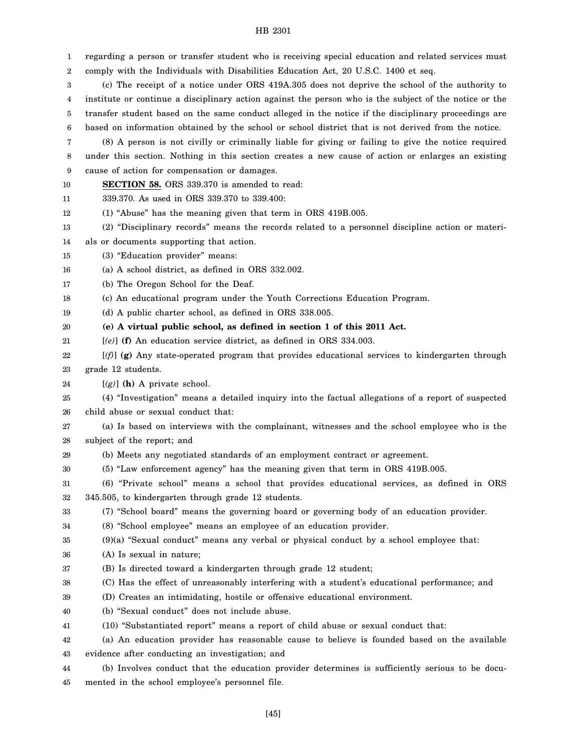regarding a person or transfer student who is receiving special education and related services must comply with the Individuals with Disabilities Education Act, 20 U.S.C. 1400 et seq.

(c) The receipt of a notice under ORS 419A.305 does not deprive the school of the authority to institute or continue a disciplinary action against the person who is the subject of the notice or the transfer student based on the same conduct alleged in the notice if the disciplinary proceedings are based on information obtained by the school or school district that is not derived from the notice.

(8) A person is not civilly or criminally liable for giving or failing to give the notice required under this section. Nothing in this section creates a new cause of action or enlarges an existing cause of action for compensation or damages.

**SECTION 58.** ORS 339.370 is amended to read:

339.370. As used in ORS 339.370 to 339.400:

(1) "Abuse" has the meaning given that term in ORS 419B.005.

(2) "Disciplinary records" means the records related to a personnel discipline action or materials or documents supporting that action.

(3) "Education provider" means:

(a) A school district, as defined in ORS 332.002.

(b) The Oregon School for the Deaf.

(c) An educational program under the Youth Corrections Education Program.

(d) A public charter school, as defined in ORS 338.005.

**(e) A virtual public school, as defined in section 1 of this 2011 Act.**

[*(e)*] **(f)** An education service district, as defined in ORS 334.003.

[*(f)*] **(g)** Any state-operated program that provides educational services to kindergarten through grade 12 students.

[*(g)*] **(h)** A private school.

(4) "Investigation" means a detailed inquiry into the factual allegations of a report of suspected child abuse or sexual conduct that:

(a) Is based on interviews with the complainant, witnesses and the school employee who is the subject of the report; and

(b) Meets any negotiated standards of an employment contract or agreement.

(5) "Law enforcement agency" has the meaning given that term in ORS 419B.005.

(6) "Private school" means a school that provides educational services, as defined in ORS 345.505, to kindergarten through grade 12 students.

(7) "School board" means the governing board or governing body of an education provider.

(8) "School employee" means an employee of an education provider.

(9)(a) "Sexual conduct" means any verbal or physical conduct by a school employee that:

(A) Is sexual in nature;

(B) Is directed toward a kindergarten through grade 12 student;

(C) Has the effect of unreasonably interfering with a student's educational performance; and

(D) Creates an intimidating, hostile or offensive educational environment.

(b) "Sexual conduct" does not include abuse.

(10) "Substantiated report" means a report of child abuse or sexual conduct that:

(a) An education provider has reasonable cause to believe is founded based on the available evidence after conducting an investigation; and

(b) Involves conduct that the education provider determines is sufficiently serious to be documented in the school employee's personnel file.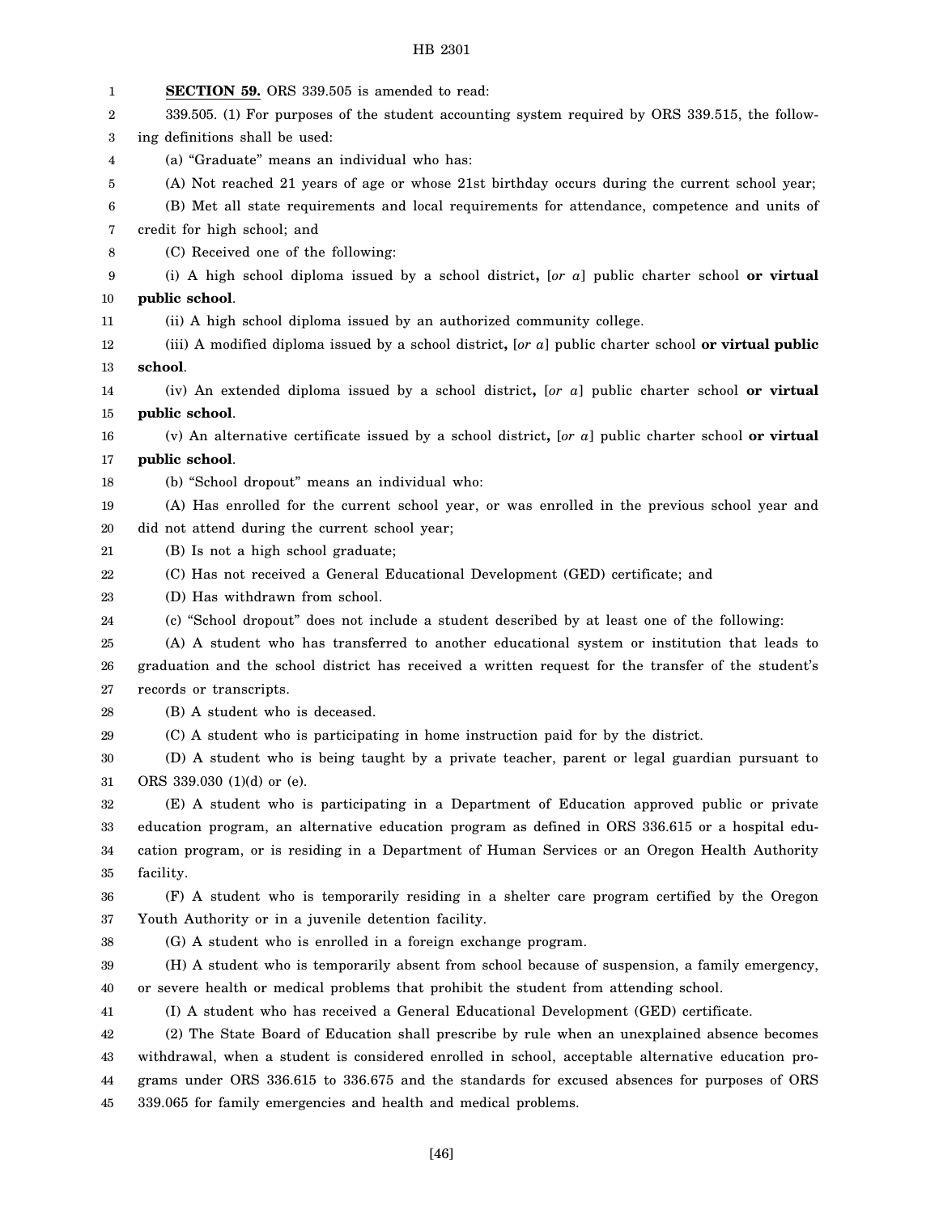**SECTION 59.** ORS 339.505 is amended to read:

339.505. (1) For purposes of the student accounting system required by ORS 339.515, the following definitions shall be used:

(a) "Graduate" means an individual who has:

(A) Not reached 21 years of age or whose 21st birthday occurs during the current school year;

(B) Met all state requirements and local requirements for attendance, competence and units of credit for high school; and

(C) Received one of the following:

(i) A high school diploma issued by a school district**,** [*or a*] public charter school **or virtual public school**.

(ii) A high school diploma issued by an authorized community college.

(iii) A modified diploma issued by a school district**,** [*or a*] public charter school **or virtual public school**.

(iv) An extended diploma issued by a school district**,** [*or a*] public charter school **or virtual public school**.

(v) An alternative certificate issued by a school district**,** [*or a*] public charter school **or virtual public school**.

(b) "School dropout" means an individual who:

(A) Has enrolled for the current school year, or was enrolled in the previous school year and did not attend during the current school year;

(B) Is not a high school graduate;

(C) Has not received a General Educational Development (GED) certificate; and

(D) Has withdrawn from school.

(c) "School dropout" does not include a student described by at least one of the following:

(A) A student who has transferred to another educational system or institution that leads to graduation and the school district has received a written request for the transfer of the student's records or transcripts.

(B) A student who is deceased.

(C) A student who is participating in home instruction paid for by the district.

(D) A student who is being taught by a private teacher, parent or legal guardian pursuant to ORS 339.030 (1)(d) or (e).

(E) A student who is participating in a Department of Education approved public or private education program, an alternative education program as defined in ORS 336.615 or a hospital education program, or is residing in a Department of Human Services or an Oregon Health Authority facility.

(F) A student who is temporarily residing in a shelter care program certified by the Oregon Youth Authority or in a juvenile detention facility.

(G) A student who is enrolled in a foreign exchange program.

(H) A student who is temporarily absent from school because of suspension, a family emergency, or severe health or medical problems that prohibit the student from attending school.

(I) A student who has received a General Educational Development (GED) certificate.

(2) The State Board of Education shall prescribe by rule when an unexplained absence becomes withdrawal, when a student is considered enrolled in school, acceptable alternative education programs under ORS 336.615 to 336.675 and the standards for excused absences for purposes of ORS 339.065 for family emergencies and health and medical problems.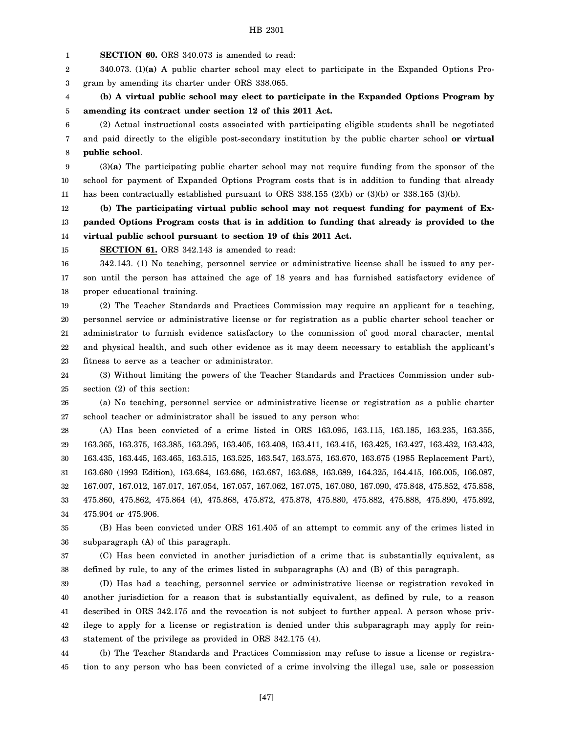**SECTION 60.** ORS 340.073 is amended to read:

340.073. (1)**(a)** A public charter school may elect to participate in the Expanded Options Program by amending its charter under ORS 338.065.

**(b) A virtual public school may elect to participate in the Expanded Options Program by amending its contract under section 12 of this 2011 Act.**

(2) Actual instructional costs associated with participating eligible students shall be negotiated and paid directly to the eligible post-secondary institution by the public charter school **or virtual public school**.

(3)**(a)** The participating public charter school may not require funding from the sponsor of the school for payment of Expanded Options Program costs that is in addition to funding that already has been contractually established pursuant to ORS 338.155 (2)(b) or (3)(b) or 338.165 (3)(b).

**(b) The participating virtual public school may not request funding for payment of Expanded Options Program costs that is in addition to funding that already is provided to the virtual public school pursuant to section 19 of this 2011 Act.**

**SECTION 61.** ORS 342.143 is amended to read:

342.143. (1) No teaching, personnel service or administrative license shall be issued to any person until the person has attained the age of 18 years and has furnished satisfactory evidence of proper educational training.

(2) The Teacher Standards and Practices Commission may require an applicant for a teaching, personnel service or administrative license or for registration as a public charter school teacher or administrator to furnish evidence satisfactory to the commission of good moral character, mental and physical health, and such other evidence as it may deem necessary to establish the applicant's fitness to serve as a teacher or administrator.

(3) Without limiting the powers of the Teacher Standards and Practices Commission under subsection (2) of this section:

(a) No teaching, personnel service or administrative license or registration as a public charter school teacher or administrator shall be issued to any person who:

(A) Has been convicted of a crime listed in ORS 163.095, 163.115, 163.185, 163.235, 163.355, 163.365, 163.375, 163.385, 163.395, 163.405, 163.408, 163.411, 163.415, 163.425, 163.427, 163.432, 163.433, 163.435, 163.445, 163.465, 163.515, 163.525, 163.547, 163.575, 163.670, 163.675 (1985 Replacement Part), 163.680 (1993 Edition), 163.684, 163.686, 163.687, 163.688, 163.689, 164.325, 164.415, 166.005, 166.087, 167.007, 167.012, 167.017, 167.054, 167.057, 167.062, 167.075, 167.080, 167.090, 475.848, 475.852, 475.858, 475.860, 475.862, 475.864 (4), 475.868, 475.872, 475.878, 475.880, 475.882, 475.888, 475.890, 475.892, 475.904 or 475.906.

(B) Has been convicted under ORS 161.405 of an attempt to commit any of the crimes listed in subparagraph (A) of this paragraph.

(C) Has been convicted in another jurisdiction of a crime that is substantially equivalent, as defined by rule, to any of the crimes listed in subparagraphs (A) and (B) of this paragraph.

(D) Has had a teaching, personnel service or administrative license or registration revoked in another jurisdiction for a reason that is substantially equivalent, as defined by rule, to a reason described in ORS 342.175 and the revocation is not subject to further appeal. A person whose privilege to apply for a license or registration is denied under this subparagraph may apply for reinstatement of the privilege as provided in ORS 342.175 (4).

(b) The Teacher Standards and Practices Commission may refuse to issue a license or registration to any person who has been convicted of a crime involving the illegal use, sale or possession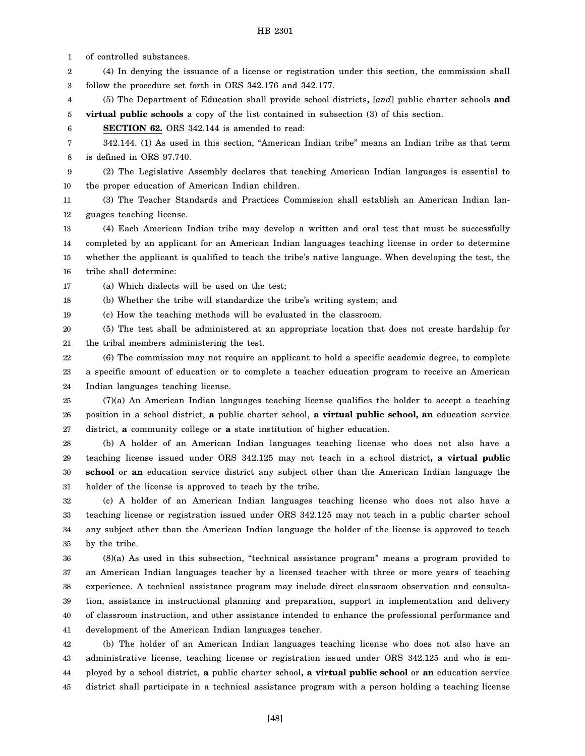of controlled substances.

(4) In denying the issuance of a license or registration under this section, the commission shall follow the procedure set forth in ORS 342.176 and 342.177.

(5) The Department of Education shall provide school districts**,** [*and*] public charter schools **and virtual public schools** a copy of the list contained in subsection (3) of this section.

**SECTION 62.** ORS 342.144 is amended to read:

342.144. (1) As used in this section, "American Indian tribe" means an Indian tribe as that term is defined in ORS 97.740.

(2) The Legislative Assembly declares that teaching American Indian languages is essential to the proper education of American Indian children.

(3) The Teacher Standards and Practices Commission shall establish an American Indian languages teaching license.

(4) Each American Indian tribe may develop a written and oral test that must be successfully completed by an applicant for an American Indian languages teaching license in order to determine whether the applicant is qualified to teach the tribe's native language. When developing the test, the tribe shall determine:

(a) Which dialects will be used on the test;

(b) Whether the tribe will standardize the tribe's writing system; and

(c) How the teaching methods will be evaluated in the classroom.

(5) The test shall be administered at an appropriate location that does not create hardship for the tribal members administering the test.

(6) The commission may not require an applicant to hold a specific academic degree, to complete a specific amount of education or to complete a teacher education program to receive an American Indian languages teaching license.

(7)(a) An American Indian languages teaching license qualifies the holder to accept a teaching position in a school district, **a** public charter school, **a virtual public school, an** education service district, **a** community college or **a** state institution of higher education.

(b) A holder of an American Indian languages teaching license who does not also have a teaching license issued under ORS 342.125 may not teach in a school district**, a virtual public school** or **an** education service district any subject other than the American Indian language the holder of the license is approved to teach by the tribe.

(c) A holder of an American Indian languages teaching license who does not also have a teaching license or registration issued under ORS 342.125 may not teach in a public charter school any subject other than the American Indian language the holder of the license is approved to teach by the tribe.

(8)(a) As used in this subsection, "technical assistance program" means a program provided to an American Indian languages teacher by a licensed teacher with three or more years of teaching experience. A technical assistance program may include direct classroom observation and consultation, assistance in instructional planning and preparation, support in implementation and delivery of classroom instruction, and other assistance intended to enhance the professional performance and development of the American Indian languages teacher.

(b) The holder of an American Indian languages teaching license who does not also have an administrative license, teaching license or registration issued under ORS 342.125 and who is employed by a school district, **a** public charter school**, a virtual public school** or **an** education service district shall participate in a technical assistance program with a person holding a teaching license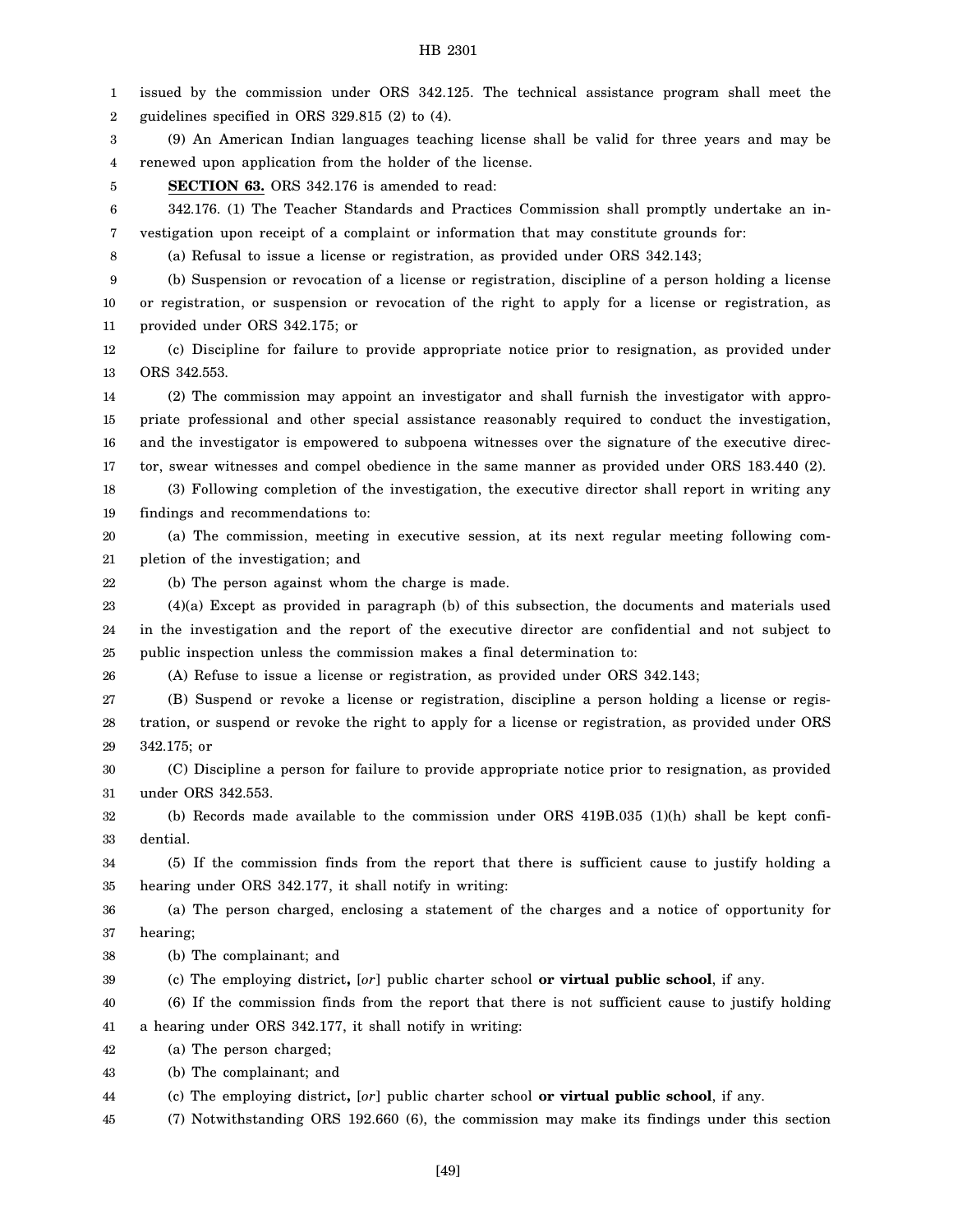issued by the commission under ORS 342.125. The technical assistance program shall meet the guidelines specified in ORS 329.815 (2) to (4).

(9) An American Indian languages teaching license shall be valid for three years and may be renewed upon application from the holder of the license.

**SECTION 63.** ORS 342.176 is amended to read:

342.176. (1) The Teacher Standards and Practices Commission shall promptly undertake an investigation upon receipt of a complaint or information that may constitute grounds for:

(a) Refusal to issue a license or registration, as provided under ORS 342.143;

(b) Suspension or revocation of a license or registration, discipline of a person holding a license or registration, or suspension or revocation of the right to apply for a license or registration, as provided under ORS 342.175; or

(c) Discipline for failure to provide appropriate notice prior to resignation, as provided under ORS 342.553.

(2) The commission may appoint an investigator and shall furnish the investigator with appropriate professional and other special assistance reasonably required to conduct the investigation, and the investigator is empowered to subpoena witnesses over the signature of the executive director, swear witnesses and compel obedience in the same manner as provided under ORS 183.440 (2).

(3) Following completion of the investigation, the executive director shall report in writing any findings and recommendations to:

(a) The commission, meeting in executive session, at its next regular meeting following completion of the investigation; and

(b) The person against whom the charge is made.

(4)(a) Except as provided in paragraph (b) of this subsection, the documents and materials used in the investigation and the report of the executive director are confidential and not subject to public inspection unless the commission makes a final determination to:

(A) Refuse to issue a license or registration, as provided under ORS 342.143;

(B) Suspend or revoke a license or registration, discipline a person holding a license or registration, or suspend or revoke the right to apply for a license or registration, as provided under ORS 342.175; or

(C) Discipline a person for failure to provide appropriate notice prior to resignation, as provided under ORS 342.553.

(b) Records made available to the commission under ORS 419B.035 (1)(h) shall be kept confidential.

(5) If the commission finds from the report that there is sufficient cause to justify holding a hearing under ORS 342.177, it shall notify in writing:

(a) The person charged, enclosing a statement of the charges and a notice of opportunity for hearing;

(b) The complainant; and

(c) The employing district**,** [*or*] public charter school **or virtual public school**, if any.

(6) If the commission finds from the report that there is not sufficient cause to justify holding a hearing under ORS 342.177, it shall notify in writing:

(a) The person charged;

(b) The complainant; and

(c) The employing district**,** [*or*] public charter school **or virtual public school**, if any.

(7) Notwithstanding ORS 192.660 (6), the commission may make its findings under this section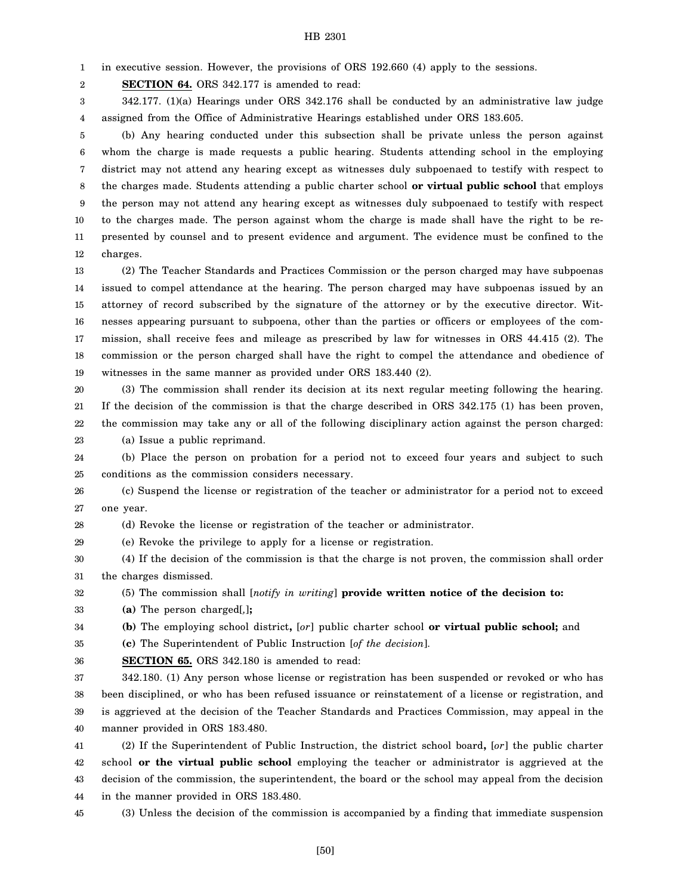in executive session. However, the provisions of ORS 192.660 (4) apply to the sessions.

**SECTION 64.** ORS 342.177 is amended to read:

342.177. (1)(a) Hearings under ORS 342.176 shall be conducted by an administrative law judge assigned from the Office of Administrative Hearings established under ORS 183.605.

(b) Any hearing conducted under this subsection shall be private unless the person against whom the charge is made requests a public hearing. Students attending school in the employing district may not attend any hearing except as witnesses duly subpoenaed to testify with respect to the charges made. Students attending a public charter school **or virtual public school** that employs the person may not attend any hearing except as witnesses duly subpoenaed to testify with respect to the charges made. The person against whom the charge is made shall have the right to be represented by counsel and to present evidence and argument. The evidence must be confined to the charges.

(2) The Teacher Standards and Practices Commission or the person charged may have subpoenas issued to compel attendance at the hearing. The person charged may have subpoenas issued by an attorney of record subscribed by the signature of the attorney or by the executive director. Witnesses appearing pursuant to subpoena, other than the parties or officers or employees of the commission, shall receive fees and mileage as prescribed by law for witnesses in ORS 44.415 (2). The commission or the person charged shall have the right to compel the attendance and obedience of witnesses in the same manner as provided under ORS 183.440 (2).

(3) The commission shall render its decision at its next regular meeting following the hearing. If the decision of the commission is that the charge described in ORS 342.175 (1) has been proven, the commission may take any or all of the following disciplinary action against the person charged:

(a) Issue a public reprimand.

(b) Place the person on probation for a period not to exceed four years and subject to such conditions as the commission considers necessary.

(c) Suspend the license or registration of the teacher or administrator for a period not to exceed one year.

(d) Revoke the license or registration of the teacher or administrator.

(e) Revoke the privilege to apply for a license or registration.

(4) If the decision of the commission is that the charge is not proven, the commission shall order the charges dismissed.

(5) The commission shall [*notify in writing*] **provide written notice of the decision to:**

**(a)** The person charged[*,*]**;**

**(b)** The employing school district**,** [*or*] public charter school **or virtual public school;** and

**(c)** The Superintendent of Public Instruction [*of the decision*].

**SECTION 65.** ORS 342.180 is amended to read:

342.180. (1) Any person whose license or registration has been suspended or revoked or who has been disciplined, or who has been refused issuance or reinstatement of a license or registration, and is aggrieved at the decision of the Teacher Standards and Practices Commission, may appeal in the manner provided in ORS 183.480.

(2) If the Superintendent of Public Instruction, the district school board**,** [*or*] the public charter school **or the virtual public school** employing the teacher or administrator is aggrieved at the decision of the commission, the superintendent, the board or the school may appeal from the decision in the manner provided in ORS 183.480.

(3) Unless the decision of the commission is accompanied by a finding that immediate suspension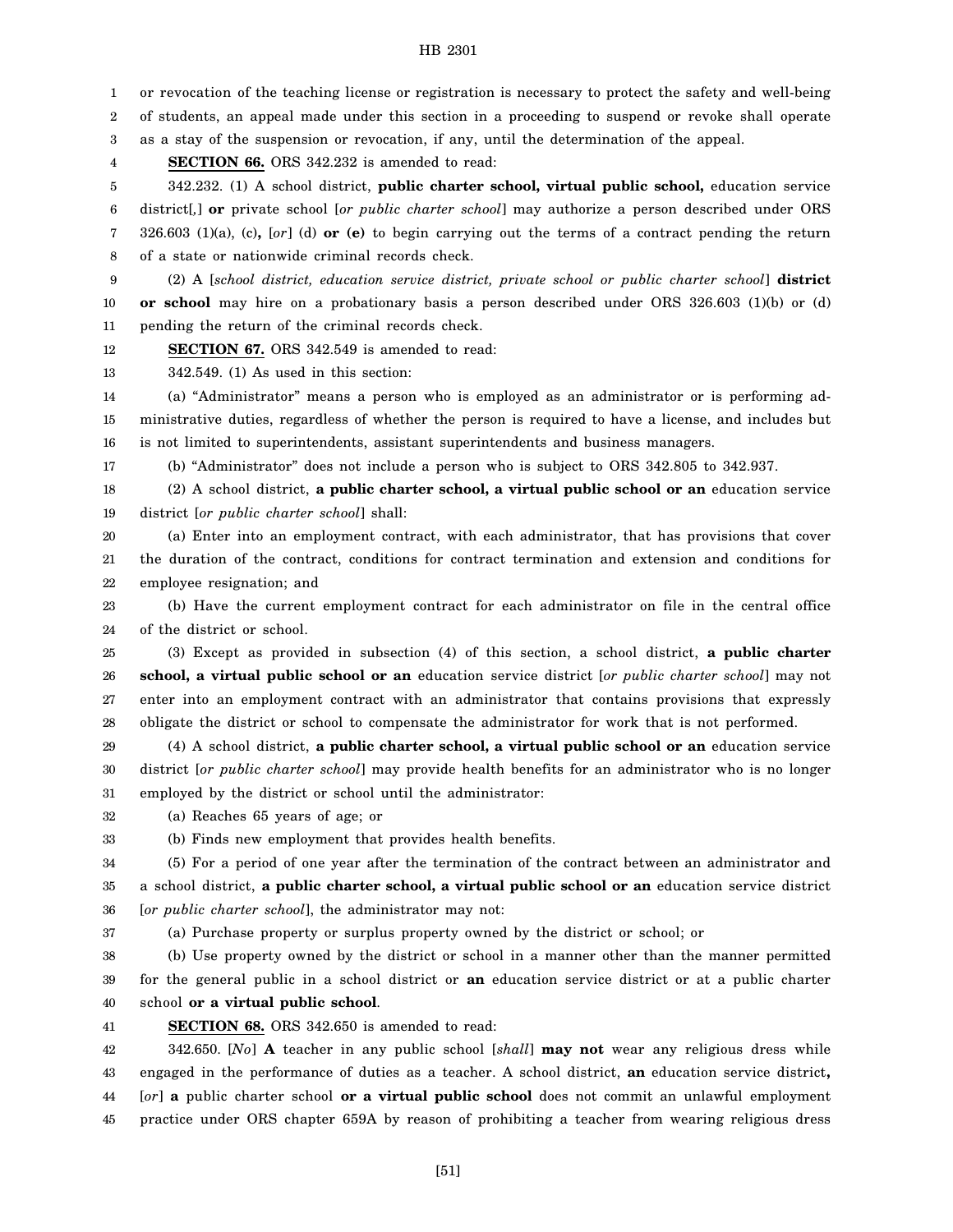or revocation of the teaching license or registration is necessary to protect the safety and well-being of students, an appeal made under this section in a proceeding to suspend or revoke shall operate as a stay of the suspension or revocation, if any, until the determination of the appeal.

**SECTION 66.** ORS 342.232 is amended to read:

342.232. (1) A school district, **public charter school, virtual public school,** education service district[,] **or** private school [*or public charter school*] may authorize a person described under ORS 326.603 (1)(a), (c)**,** [*or*] (d) **or (e)** to begin carrying out the terms of a contract pending the return of a state or nationwide criminal records check.

(2) A [*school district, education service district, private school or public charter school*] **district or school** may hire on a probationary basis a person described under ORS 326.603 (1)(b) or (d) pending the return of the criminal records check.

**SECTION 67.** ORS 342.549 is amended to read:

342.549. (1) As used in this section:

(a) "Administrator" means a person who is employed as an administrator or is performing administrative duties, regardless of whether the person is required to have a license, and includes but is not limited to superintendents, assistant superintendents and business managers.

(b) "Administrator" does not include a person who is subject to ORS 342.805 to 342.937.

(2) A school district, **a public charter school, a virtual public school or an** education service district [*or public charter school*] shall:

(a) Enter into an employment contract, with each administrator, that has provisions that cover the duration of the contract, conditions for contract termination and extension and conditions for employee resignation; and

(b) Have the current employment contract for each administrator on file in the central office of the district or school.

(3) Except as provided in subsection (4) of this section, a school district, **a public charter school, a virtual public school or an** education service district [*or public charter school*] may not enter into an employment contract with an administrator that contains provisions that expressly obligate the district or school to compensate the administrator for work that is not performed.

(4) A school district, **a public charter school, a virtual public school or an** education service district [*or public charter school*] may provide health benefits for an administrator who is no longer employed by the district or school until the administrator:

(a) Reaches 65 years of age; or

(b) Finds new employment that provides health benefits.

(5) For a period of one year after the termination of the contract between an administrator and a school district, **a public charter school, a virtual public school or an** education service district [*or public charter school*], the administrator may not:

(a) Purchase property or surplus property owned by the district or school; or

(b) Use property owned by the district or school in a manner other than the manner permitted for the general public in a school district or **an** education service district or at a public charter school **or a virtual public school**.

**SECTION 68.** ORS 342.650 is amended to read:

342.650. [*No*] **A** teacher in any public school [*shall*] **may not** wear any religious dress while engaged in the performance of duties as a teacher. A school district, **an** education service district**,** [*or*] **a** public charter school **or a virtual public school** does not commit an unlawful employment practice under ORS chapter 659A by reason of prohibiting a teacher from wearing religious dress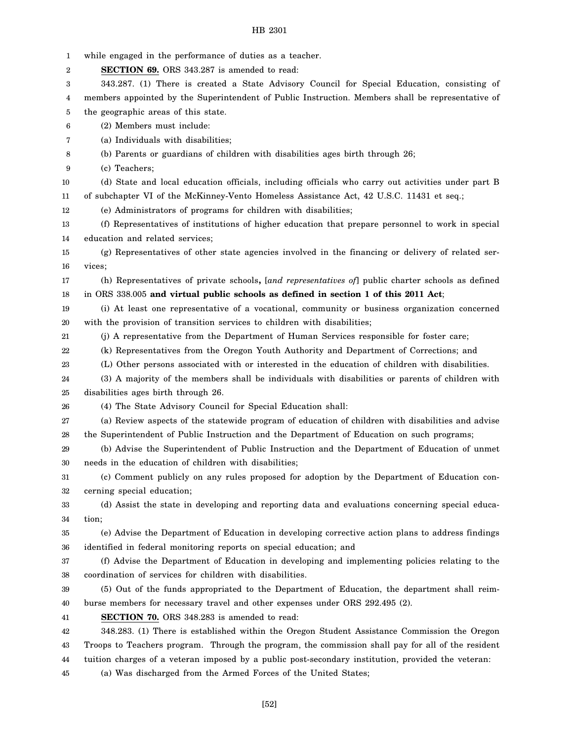while engaged in the performance of duties as a teacher.

**SECTION 69.** ORS 343.287 is amended to read:

343.287. (1) There is created a State Advisory Council for Special Education, consisting of members appointed by the Superintendent of Public Instruction. Members shall be representative of the geographic areas of this state.

(2) Members must include:

(a) Individuals with disabilities;

(b) Parents or guardians of children with disabilities ages birth through 26;

(c) Teachers;

(d) State and local education officials, including officials who carry out activities under part B of subchapter VI of the McKinney-Vento Homeless Assistance Act, 42 U.S.C. 11431 et seq.;

(e) Administrators of programs for children with disabilities;

(f) Representatives of institutions of higher education that prepare personnel to work in special education and related services;

(g) Representatives of other state agencies involved in the financing or delivery of related services;

(h) Representatives of private schools**,** [*and representatives of*] public charter schools as defined in ORS 338.005 **and virtual public schools as defined in section 1 of this 2011 Act**;

(i) At least one representative of a vocational, community or business organization concerned with the provision of transition services to children with disabilities;

(j) A representative from the Department of Human Services responsible for foster care;

(k) Representatives from the Oregon Youth Authority and Department of Corrections; and

(L) Other persons associated with or interested in the education of children with disabilities.

(3) A majority of the members shall be individuals with disabilities or parents of children with disabilities ages birth through 26.

(4) The State Advisory Council for Special Education shall:

(a) Review aspects of the statewide program of education of children with disabilities and advise the Superintendent of Public Instruction and the Department of Education on such programs;

(b) Advise the Superintendent of Public Instruction and the Department of Education of unmet needs in the education of children with disabilities;

(c) Comment publicly on any rules proposed for adoption by the Department of Education concerning special education;

(d) Assist the state in developing and reporting data and evaluations concerning special education;

(e) Advise the Department of Education in developing corrective action plans to address findings identified in federal monitoring reports on special education; and

(f) Advise the Department of Education in developing and implementing policies relating to the coordination of services for children with disabilities.

(5) Out of the funds appropriated to the Department of Education, the department shall reimburse members for necessary travel and other expenses under ORS 292.495 (2).

**SECTION 70.** ORS 348.283 is amended to read:

348.283. (1) There is established within the Oregon Student Assistance Commission the Oregon Troops to Teachers program. Through the program, the commission shall pay for all of the resident tuition charges of a veteran imposed by a public post-secondary institution, provided the veteran:

(a) Was discharged from the Armed Forces of the United States;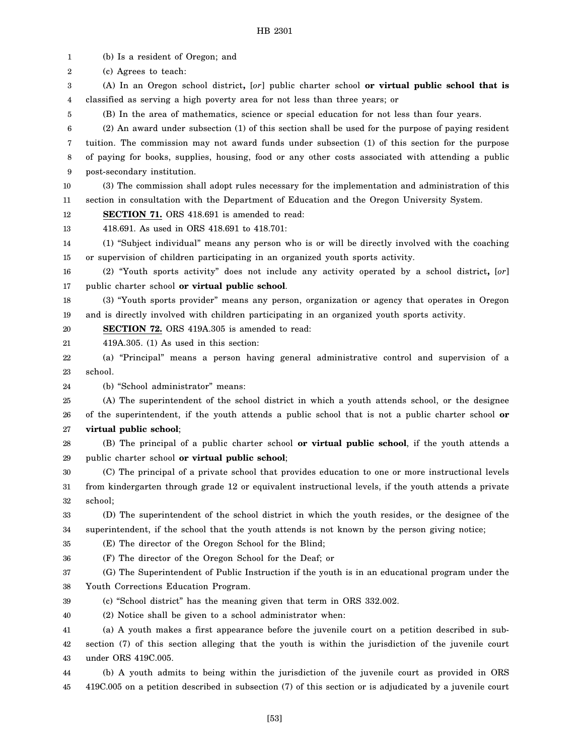(b) Is a resident of Oregon; and

(c) Agrees to teach:

(A) In an Oregon school district**,** [*or*] public charter school **or virtual public school that is** classified as serving a high poverty area for not less than three years; or

(B) In the area of mathematics, science or special education for not less than four years.

(2) An award under subsection (1) of this section shall be used for the purpose of paying resident tuition. The commission may not award funds under subsection (1) of this section for the purpose of paying for books, supplies, housing, food or any other costs associated with attending a public post-secondary institution.

(3) The commission shall adopt rules necessary for the implementation and administration of this section in consultation with the Department of Education and the Oregon University System.

**SECTION 71.** ORS 418.691 is amended to read:

418.691. As used in ORS 418.691 to 418.701:

(1) "Subject individual" means any person who is or will be directly involved with the coaching or supervision of children participating in an organized youth sports activity.

(2) "Youth sports activity" does not include any activity operated by a school district**,** [*or*] public charter school **or virtual public school**.

(3) "Youth sports provider" means any person, organization or agency that operates in Oregon and is directly involved with children participating in an organized youth sports activity.

**SECTION 72.** ORS 419A.305 is amended to read:

419A.305. (1) As used in this section:

(a) "Principal" means a person having general administrative control and supervision of a school.

(b) "School administrator" means:

(A) The superintendent of the school district in which a youth attends school, or the designee of the superintendent, if the youth attends a public school that is not a public charter school **or virtual public school**;

(B) The principal of a public charter school **or virtual public school**, if the youth attends a public charter school **or virtual public school**;

(C) The principal of a private school that provides education to one or more instructional levels from kindergarten through grade 12 or equivalent instructional levels, if the youth attends a private school;

(D) The superintendent of the school district in which the youth resides, or the designee of the superintendent, if the school that the youth attends is not known by the person giving notice;

(E) The director of the Oregon School for the Blind;

(F) The director of the Oregon School for the Deaf; or

(G) The Superintendent of Public Instruction if the youth is in an educational program under the Youth Corrections Education Program.

(c) "School district" has the meaning given that term in ORS 332.002.

(2) Notice shall be given to a school administrator when:

(a) A youth makes a first appearance before the juvenile court on a petition described in subsection (7) of this section alleging that the youth is within the jurisdiction of the juvenile court under ORS 419C.005.

(b) A youth admits to being within the jurisdiction of the juvenile court as provided in ORS 419C.005 on a petition described in subsection (7) of this section or is adjudicated by a juvenile court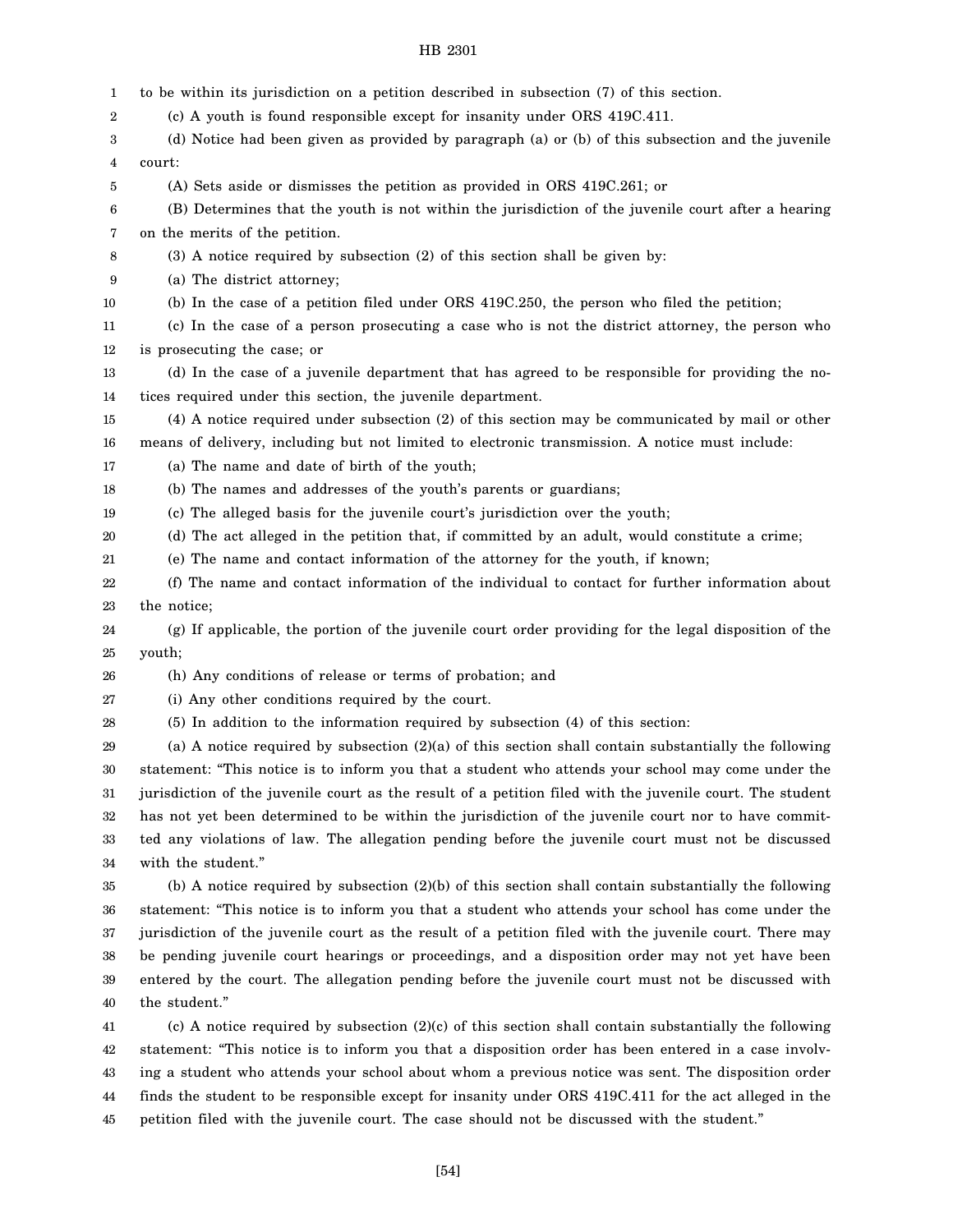to be within its jurisdiction on a petition described in subsection (7) of this section.

(c) A youth is found responsible except for insanity under ORS 419C.411.

(d) Notice had been given as provided by paragraph (a) or (b) of this subsection and the juvenile court:

(A) Sets aside or dismisses the petition as provided in ORS 419C.261; or

(B) Determines that the youth is not within the jurisdiction of the juvenile court after a hearing on the merits of the petition.

(3) A notice required by subsection (2) of this section shall be given by:

(a) The district attorney;

(b) In the case of a petition filed under ORS 419C.250, the person who filed the petition;

(c) In the case of a person prosecuting a case who is not the district attorney, the person who is prosecuting the case; or

(d) In the case of a juvenile department that has agreed to be responsible for providing the notices required under this section, the juvenile department.

(4) A notice required under subsection (2) of this section may be communicated by mail or other means of delivery, including but not limited to electronic transmission. A notice must include:

(a) The name and date of birth of the youth;

(b) The names and addresses of the youth's parents or guardians;

(c) The alleged basis for the juvenile court's jurisdiction over the youth;

(d) The act alleged in the petition that, if committed by an adult, would constitute a crime;

(e) The name and contact information of the attorney for the youth, if known;

(f) The name and contact information of the individual to contact for further information about the notice;

(g) If applicable, the portion of the juvenile court order providing for the legal disposition of the youth;

(h) Any conditions of release or terms of probation; and

(i) Any other conditions required by the court.

(5) In addition to the information required by subsection (4) of this section:

(a) A notice required by subsection (2)(a) of this section shall contain substantially the following statement: "This notice is to inform you that a student who attends your school may come under the jurisdiction of the juvenile court as the result of a petition filed with the juvenile court. The student has not yet been determined to be within the jurisdiction of the juvenile court nor to have committed any violations of law. The allegation pending before the juvenile court must not be discussed with the student."

(b) A notice required by subsection (2)(b) of this section shall contain substantially the following statement: "This notice is to inform you that a student who attends your school has come under the jurisdiction of the juvenile court as the result of a petition filed with the juvenile court. There may be pending juvenile court hearings or proceedings, and a disposition order may not yet have been entered by the court. The allegation pending before the juvenile court must not be discussed with the student."

(c) A notice required by subsection (2)(c) of this section shall contain substantially the following statement: "This notice is to inform you that a disposition order has been entered in a case involving a student who attends your school about whom a previous notice was sent. The disposition order finds the student to be responsible except for insanity under ORS 419C.411 for the act alleged in the petition filed with the juvenile court. The case should not be discussed with the student."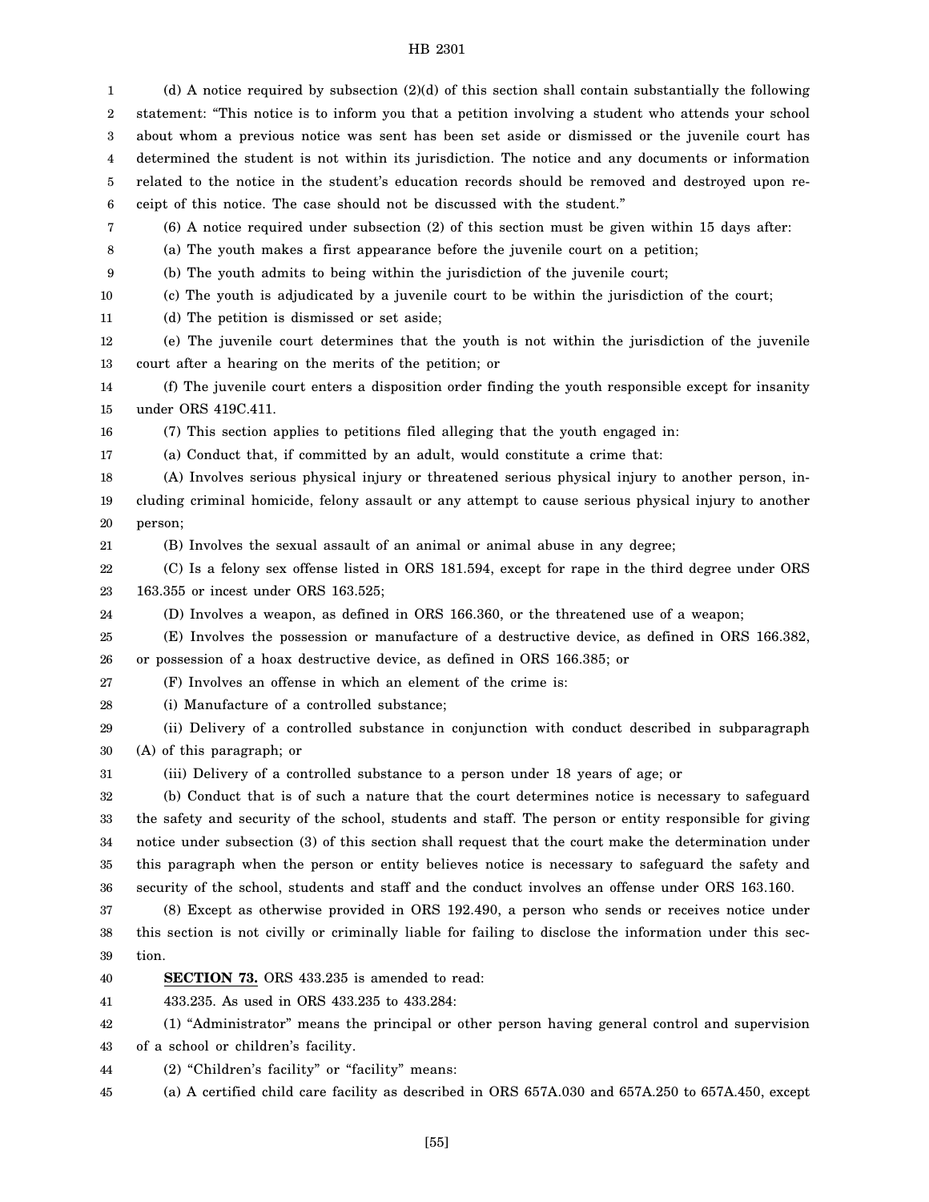(d) A notice required by subsection (2)(d) of this section shall contain substantially the following statement: "This notice is to inform you that a petition involving a student who attends your school about whom a previous notice was sent has been set aside or dismissed or the juvenile court has determined the student is not within its jurisdiction. The notice and any documents or information related to the notice in the student's education records should be removed and destroyed upon receipt of this notice. The case should not be discussed with the student."

(6) A notice required under subsection (2) of this section must be given within 15 days after:

(a) The youth makes a first appearance before the juvenile court on a petition;

(b) The youth admits to being within the jurisdiction of the juvenile court;

(c) The youth is adjudicated by a juvenile court to be within the jurisdiction of the court;

(d) The petition is dismissed or set aside;

(e) The juvenile court determines that the youth is not within the jurisdiction of the juvenile court after a hearing on the merits of the petition; or

(f) The juvenile court enters a disposition order finding the youth responsible except for insanity under ORS 419C.411.

(7) This section applies to petitions filed alleging that the youth engaged in:

(a) Conduct that, if committed by an adult, would constitute a crime that:

(A) Involves serious physical injury or threatened serious physical injury to another person, including criminal homicide, felony assault or any attempt to cause serious physical injury to another person;

(B) Involves the sexual assault of an animal or animal abuse in any degree;

(C) Is a felony sex offense listed in ORS 181.594, except for rape in the third degree under ORS 163.355 or incest under ORS 163.525;

(D) Involves a weapon, as defined in ORS 166.360, or the threatened use of a weapon;

(E) Involves the possession or manufacture of a destructive device, as defined in ORS 166.382, or possession of a hoax destructive device, as defined in ORS 166.385; or

(F) Involves an offense in which an element of the crime is:

(i) Manufacture of a controlled substance;

(ii) Delivery of a controlled substance in conjunction with conduct described in subparagraph (A) of this paragraph; or

(iii) Delivery of a controlled substance to a person under 18 years of age; or

(b) Conduct that is of such a nature that the court determines notice is necessary to safeguard the safety and security of the school, students and staff. The person or entity responsible for giving notice under subsection (3) of this section shall request that the court make the determination under this paragraph when the person or entity believes notice is necessary to safeguard the safety and security of the school, students and staff and the conduct involves an offense under ORS 163.160.

(8) Except as otherwise provided in ORS 192.490, a person who sends or receives notice under this section is not civilly or criminally liable for failing to disclose the information under this section.

**SECTION 73.** ORS 433.235 is amended to read:

433.235. As used in ORS 433.235 to 433.284:

(1) "Administrator" means the principal or other person having general control and supervision of a school or children's facility.

(2) "Children's facility" or "facility" means:

(a) A certified child care facility as described in ORS 657A.030 and 657A.250 to 657A.450, except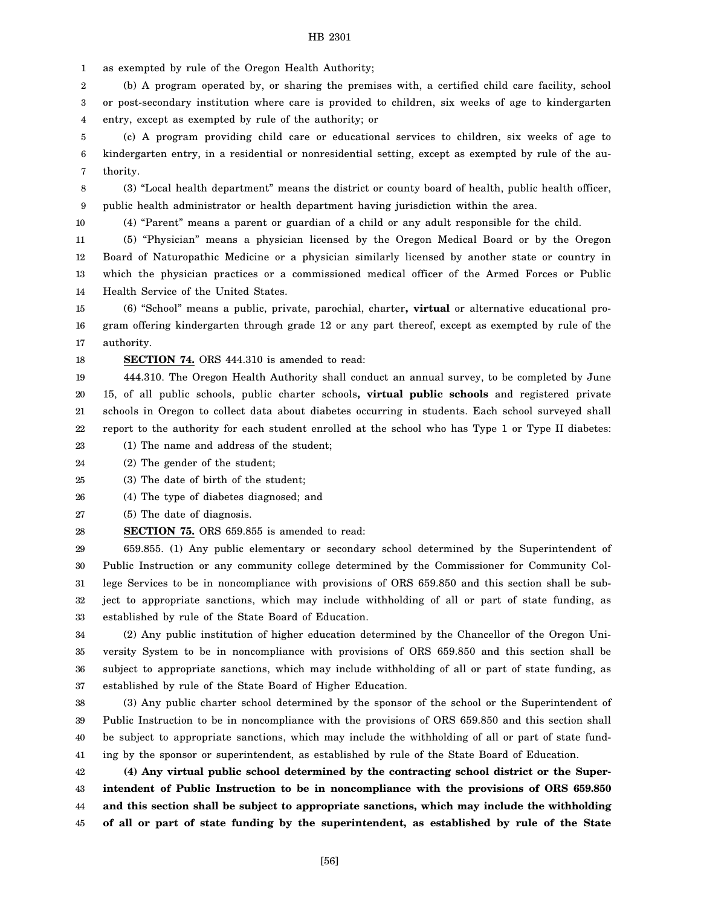as exempted by rule of the Oregon Health Authority;

(b) A program operated by, or sharing the premises with, a certified child care facility, school or post-secondary institution where care is provided to children, six weeks of age to kindergarten entry, except as exempted by rule of the authority; or

(c) A program providing child care or educational services to children, six weeks of age to kindergarten entry, in a residential or nonresidential setting, except as exempted by rule of the authority.

(3) "Local health department" means the district or county board of health, public health officer, public health administrator or health department having jurisdiction within the area.

(4) "Parent" means a parent or guardian of a child or any adult responsible for the child.

(5) "Physician" means a physician licensed by the Oregon Medical Board or by the Oregon Board of Naturopathic Medicine or a physician similarly licensed by another state or country in which the physician practices or a commissioned medical officer of the Armed Forces or Public Health Service of the United States.

(6) "School" means a public, private, parochial, charter**, virtual** or alternative educational program offering kindergarten through grade 12 or any part thereof, except as exempted by rule of the authority.

**SECTION 74.** ORS 444.310 is amended to read:

444.310. The Oregon Health Authority shall conduct an annual survey, to be completed by June 15, of all public schools, public charter schools**, virtual public schools** and registered private schools in Oregon to collect data about diabetes occurring in students. Each school surveyed shall report to the authority for each student enrolled at the school who has Type 1 or Type II diabetes:

(1) The name and address of the student;

(2) The gender of the student;

(3) The date of birth of the student;

(4) The type of diabetes diagnosed; and

(5) The date of diagnosis.

**SECTION 75.** ORS 659.855 is amended to read:

659.855. (1) Any public elementary or secondary school determined by the Superintendent of Public Instruction or any community college determined by the Commissioner for Community College Services to be in noncompliance with provisions of ORS 659.850 and this section shall be subject to appropriate sanctions, which may include withholding of all or part of state funding, as established by rule of the State Board of Education.

(2) Any public institution of higher education determined by the Chancellor of the Oregon University System to be in noncompliance with provisions of ORS 659.850 and this section shall be subject to appropriate sanctions, which may include withholding of all or part of state funding, as established by rule of the State Board of Higher Education.

(3) Any public charter school determined by the sponsor of the school or the Superintendent of Public Instruction to be in noncompliance with the provisions of ORS 659.850 and this section shall be subject to appropriate sanctions, which may include the withholding of all or part of state funding by the sponsor or superintendent, as established by rule of the State Board of Education.

**(4) Any virtual public school determined by the contracting school district or the Superintendent of Public Instruction to be in noncompliance with the provisions of ORS 659.850 and this section shall be subject to appropriate sanctions, which may include the withholding of all or part of state funding by the superintendent, as established by rule of the State**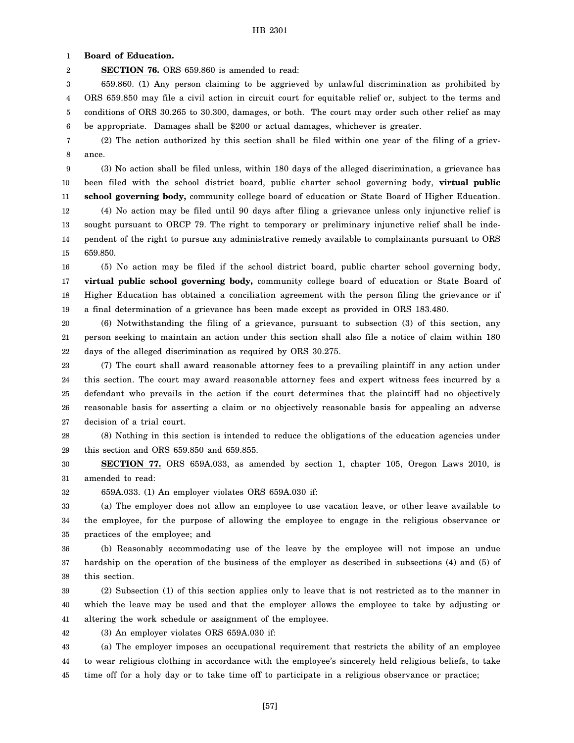**Board of Education.**

**SECTION 76.** ORS 659.860 is amended to read:

659.860. (1) Any person claiming to be aggrieved by unlawful discrimination as prohibited by ORS 659.850 may file a civil action in circuit court for equitable relief or, subject to the terms and conditions of ORS 30.265 to 30.300, damages, or both. The court may order such other relief as may be appropriate. Damages shall be $200 or actual damages, whichever is greater.

(2) The action authorized by this section shall be filed within one year of the filing of a grievance.

(3) No action shall be filed unless, within 180 days of the alleged discrimination, a grievance has been filed with the school district board, public charter school governing body, **virtual public school governing body,** community college board of education or State Board of Higher Education.

(4) No action may be filed until 90 days after filing a grievance unless only injunctive relief is sought pursuant to ORCP 79. The right to temporary or preliminary injunctive relief shall be independent of the right to pursue any administrative remedy available to complainants pursuant to ORS 659.850.

(5) No action may be filed if the school district board, public charter school governing body, **virtual public school governing body,** community college board of education or State Board of Higher Education has obtained a conciliation agreement with the person filing the grievance or if a final determination of a grievance has been made except as provided in ORS 183.480.

(6) Notwithstanding the filing of a grievance, pursuant to subsection (3) of this section, any person seeking to maintain an action under this section shall also file a notice of claim within 180 days of the alleged discrimination as required by ORS 30.275.

(7) The court shall award reasonable attorney fees to a prevailing plaintiff in any action under this section. The court may award reasonable attorney fees and expert witness fees incurred by a defendant who prevails in the action if the court determines that the plaintiff had no objectively reasonable basis for asserting a claim or no objectively reasonable basis for appealing an adverse decision of a trial court.

(8) Nothing in this section is intended to reduce the obligations of the education agencies under this section and ORS 659.850 and 659.855.

**SECTION 77.** ORS 659A.033, as amended by section 1, chapter 105, Oregon Laws 2010, is amended to read:

659A.033. (1) An employer violates ORS 659A.030 if:

(a) The employer does not allow an employee to use vacation leave, or other leave available to the employee, for the purpose of allowing the employee to engage in the religious observance or practices of the employee; and

(b) Reasonably accommodating use of the leave by the employee will not impose an undue hardship on the operation of the business of the employer as described in subsections (4) and (5) of this section.

(2) Subsection (1) of this section applies only to leave that is not restricted as to the manner in which the leave may be used and that the employer allows the employee to take by adjusting or altering the work schedule or assignment of the employee.

(3) An employer violates ORS 659A.030 if:

(a) The employer imposes an occupational requirement that restricts the ability of an employee to wear religious clothing in accordance with the employee's sincerely held religious beliefs, to take time off for a holy day or to take time off to participate in a religious observance or practice;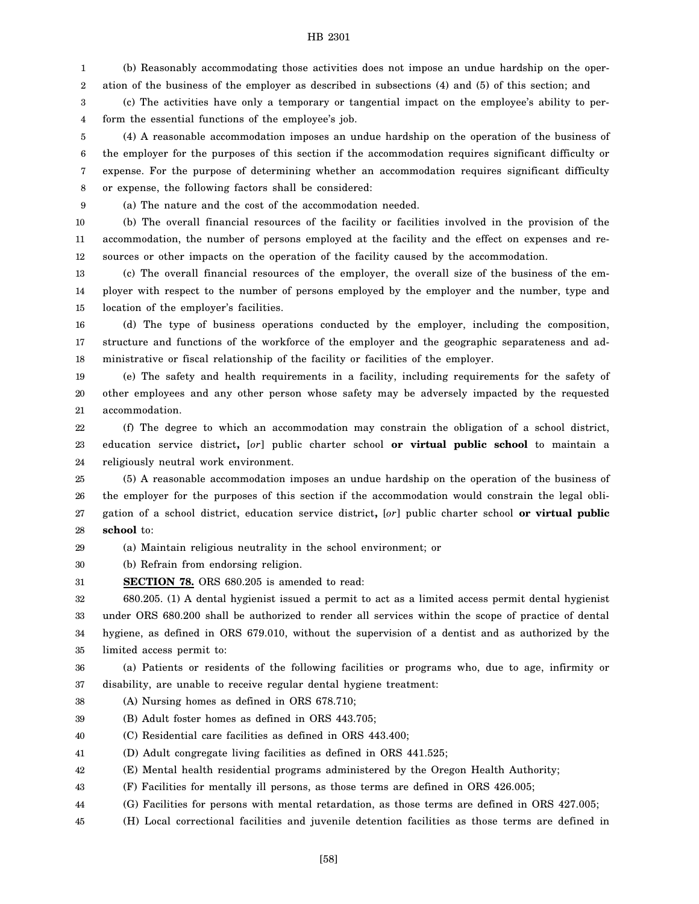(b) Reasonably accommodating those activities does not impose an undue hardship on the operation of the business of the employer as described in subsections (4) and (5) of this section; and

(c) The activities have only a temporary or tangential impact on the employee's ability to perform the essential functions of the employee's job.

(4) A reasonable accommodation imposes an undue hardship on the operation of the business of the employer for the purposes of this section if the accommodation requires significant difficulty or expense. For the purpose of determining whether an accommodation requires significant difficulty or expense, the following factors shall be considered:

(a) The nature and the cost of the accommodation needed.

(b) The overall financial resources of the facility or facilities involved in the provision of the accommodation, the number of persons employed at the facility and the effect on expenses and resources or other impacts on the operation of the facility caused by the accommodation.

(c) The overall financial resources of the employer, the overall size of the business of the employer with respect to the number of persons employed by the employer and the number, type and location of the employer's facilities.

(d) The type of business operations conducted by the employer, including the composition, structure and functions of the workforce of the employer and the geographic separateness and administrative or fiscal relationship of the facility or facilities of the employer.

(e) The safety and health requirements in a facility, including requirements for the safety of other employees and any other person whose safety may be adversely impacted by the requested accommodation.

(f) The degree to which an accommodation may constrain the obligation of a school district, education service district**,** [*or*] public charter school **or virtual public school** to maintain a religiously neutral work environment.

(5) A reasonable accommodation imposes an undue hardship on the operation of the business of the employer for the purposes of this section if the accommodation would constrain the legal obligation of a school district, education service district**,** [*or*] public charter school **or virtual public school** to:

(a) Maintain religious neutrality in the school environment; or

(b) Refrain from endorsing religion.

**SECTION 78.** ORS 680.205 is amended to read:

680.205. (1) A dental hygienist issued a permit to act as a limited access permit dental hygienist under ORS 680.200 shall be authorized to render all services within the scope of practice of dental hygiene, as defined in ORS 679.010, without the supervision of a dentist and as authorized by the limited access permit to:

(a) Patients or residents of the following facilities or programs who, due to age, infirmity or disability, are unable to receive regular dental hygiene treatment:

(A) Nursing homes as defined in ORS 678.710;

(B) Adult foster homes as defined in ORS 443.705;

(C) Residential care facilities as defined in ORS 443.400;

(D) Adult congregate living facilities as defined in ORS 441.525;

(E) Mental health residential programs administered by the Oregon Health Authority;

(F) Facilities for mentally ill persons, as those terms are defined in ORS 426.005;

(G) Facilities for persons with mental retardation, as those terms are defined in ORS 427.005;

(H) Local correctional facilities and juvenile detention facilities as those terms are defined in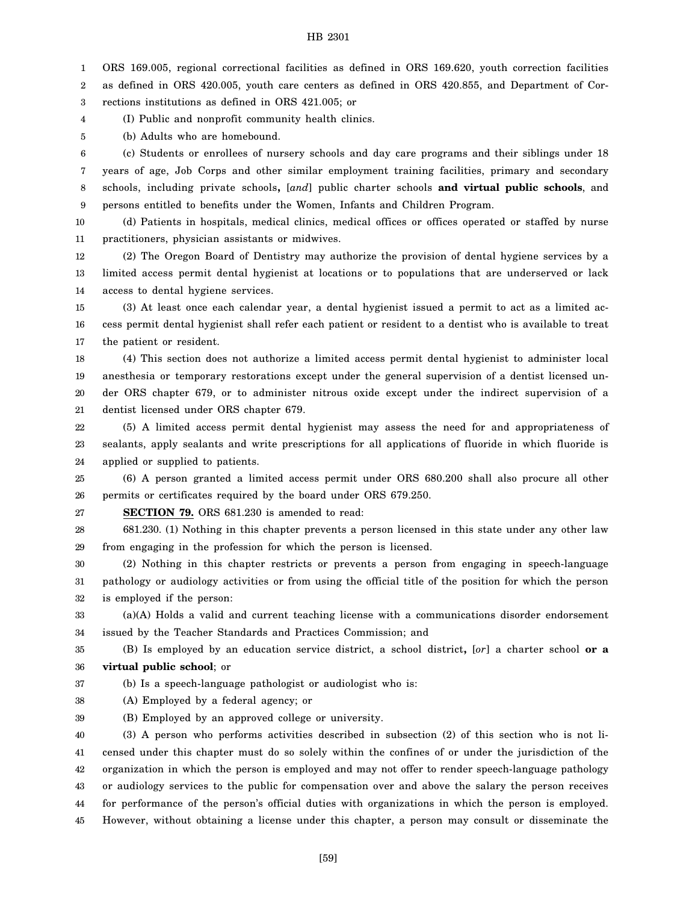ORS 169.005, regional correctional facilities as defined in ORS 169.620, youth correction facilities as defined in ORS 420.005, youth care centers as defined in ORS 420.855, and Department of Corrections institutions as defined in ORS 421.005; or

(I) Public and nonprofit community health clinics.

(b) Adults who are homebound.

(c) Students or enrollees of nursery schools and day care programs and their siblings under 18 years of age, Job Corps and other similar employment training facilities, primary and secondary schools, including private schools**,** [*and*] public charter schools **and virtual public schools**, and persons entitled to benefits under the Women, Infants and Children Program.

(d) Patients in hospitals, medical clinics, medical offices or offices operated or staffed by nurse practitioners, physician assistants or midwives.

(2) The Oregon Board of Dentistry may authorize the provision of dental hygiene services by a limited access permit dental hygienist at locations or to populations that are underserved or lack access to dental hygiene services.

(3) At least once each calendar year, a dental hygienist issued a permit to act as a limited access permit dental hygienist shall refer each patient or resident to a dentist who is available to treat the patient or resident.

(4) This section does not authorize a limited access permit dental hygienist to administer local anesthesia or temporary restorations except under the general supervision of a dentist licensed under ORS chapter 679, or to administer nitrous oxide except under the indirect supervision of a dentist licensed under ORS chapter 679.

(5) A limited access permit dental hygienist may assess the need for and appropriateness of sealants, apply sealants and write prescriptions for all applications of fluoride in which fluoride is applied or supplied to patients.

(6) A person granted a limited access permit under ORS 680.200 shall also procure all other permits or certificates required by the board under ORS 679.250.

**SECTION 79.** ORS 681.230 is amended to read:

681.230. (1) Nothing in this chapter prevents a person licensed in this state under any other law from engaging in the profession for which the person is licensed.

(2) Nothing in this chapter restricts or prevents a person from engaging in speech-language pathology or audiology activities or from using the official title of the position for which the person is employed if the person:

(a)(A) Holds a valid and current teaching license with a communications disorder endorsement issued by the Teacher Standards and Practices Commission; and

(B) Is employed by an education service district, a school district**,** [*or*] a charter school **or a virtual public school**; or

(b) Is a speech-language pathologist or audiologist who is:

(A) Employed by a federal agency; or

(B) Employed by an approved college or university.

(3) A person who performs activities described in subsection (2) of this section who is not licensed under this chapter must do so solely within the confines of or under the jurisdiction of the organization in which the person is employed and may not offer to render speech-language pathology or audiology services to the public for compensation over and above the salary the person receives for performance of the person's official duties with organizations in which the person is employed. However, without obtaining a license under this chapter, a person may consult or disseminate the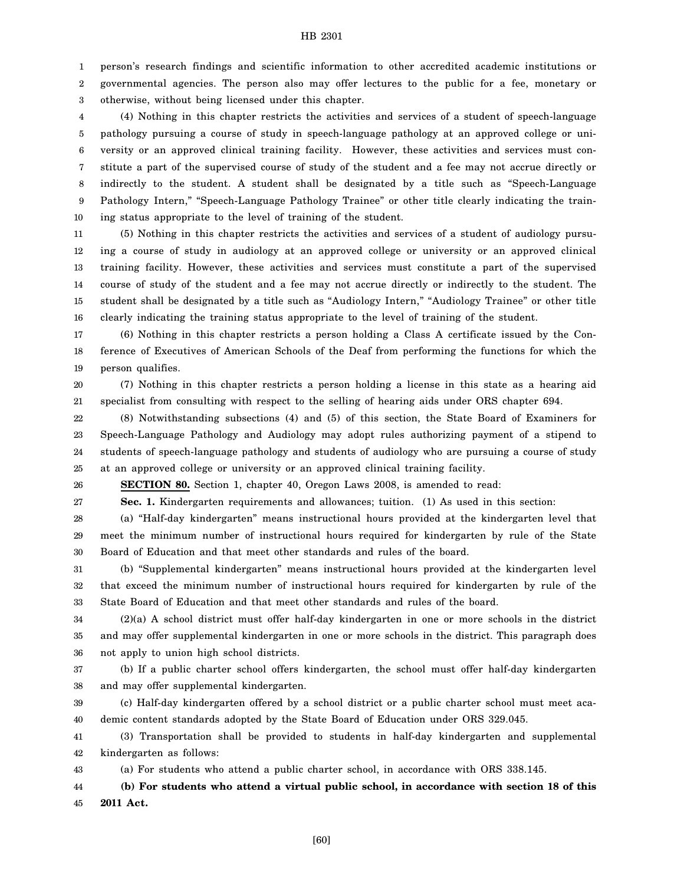person's research findings and scientific information to other accredited academic institutions or governmental agencies. The person also may offer lectures to the public for a fee, monetary or otherwise, without being licensed under this chapter.

(4) Nothing in this chapter restricts the activities and services of a student of speech-language pathology pursuing a course of study in speech-language pathology at an approved college or university or an approved clinical training facility. However, these activities and services must constitute a part of the supervised course of study of the student and a fee may not accrue directly or indirectly to the student. A student shall be designated by a title such as "Speech-Language Pathology Intern," "Speech-Language Pathology Trainee" or other title clearly indicating the training status appropriate to the level of training of the student.

(5) Nothing in this chapter restricts the activities and services of a student of audiology pursuing a course of study in audiology at an approved college or university or an approved clinical training facility. However, these activities and services must constitute a part of the supervised course of study of the student and a fee may not accrue directly or indirectly to the student. The student shall be designated by a title such as "Audiology Intern," "Audiology Trainee" or other title clearly indicating the training status appropriate to the level of training of the student.

(6) Nothing in this chapter restricts a person holding a Class A certificate issued by the Conference of Executives of American Schools of the Deaf from performing the functions for which the person qualifies.

(7) Nothing in this chapter restricts a person holding a license in this state as a hearing aid specialist from consulting with respect to the selling of hearing aids under ORS chapter 694.

(8) Notwithstanding subsections (4) and (5) of this section, the State Board of Examiners for Speech-Language Pathology and Audiology may adopt rules authorizing payment of a stipend to students of speech-language pathology and students of audiology who are pursuing a course of study at an approved college or university or an approved clinical training facility.

**SECTION 80.** Section 1, chapter 40, Oregon Laws 2008, is amended to read:

**Sec. 1.** Kindergarten requirements and allowances; tuition. (1) As used in this section:

(a) "Half-day kindergarten" means instructional hours provided at the kindergarten level that meet the minimum number of instructional hours required for kindergarten by rule of the State Board of Education and that meet other standards and rules of the board.

(b) "Supplemental kindergarten" means instructional hours provided at the kindergarten level that exceed the minimum number of instructional hours required for kindergarten by rule of the State Board of Education and that meet other standards and rules of the board.

(2)(a) A school district must offer half-day kindergarten in one or more schools in the district and may offer supplemental kindergarten in one or more schools in the district. This paragraph does not apply to union high school districts.

(b) If a public charter school offers kindergarten, the school must offer half-day kindergarten and may offer supplemental kindergarten.

(c) Half-day kindergarten offered by a school district or a public charter school must meet academic content standards adopted by the State Board of Education under ORS 329.045.

(3) Transportation shall be provided to students in half-day kindergarten and supplemental kindergarten as follows:

(a) For students who attend a public charter school, in accordance with ORS 338.145.

**(b) For students who attend a virtual public school, in accordance with section 18 of this 2011 Act.**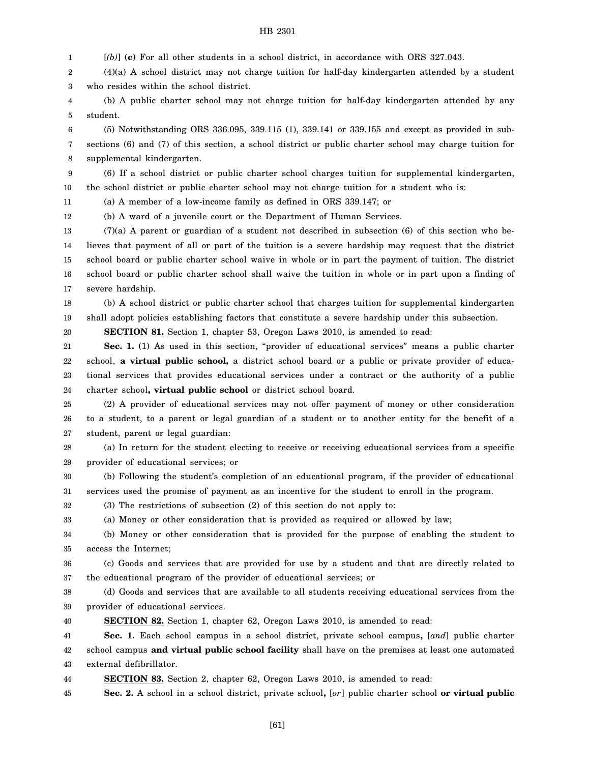[*(b)*] **(c)** For all other students in a school district, in accordance with ORS 327.043.

(4)(a) A school district may not charge tuition for half-day kindergarten attended by a student who resides within the school district.

(b) A public charter school may not charge tuition for half-day kindergarten attended by any student.

(5) Notwithstanding ORS 336.095, 339.115 (1), 339.141 or 339.155 and except as provided in subsections (6) and (7) of this section, a school district or public charter school may charge tuition for supplemental kindergarten.

(6) If a school district or public charter school charges tuition for supplemental kindergarten, the school district or public charter school may not charge tuition for a student who is:

(a) A member of a low-income family as defined in ORS 339.147; or

(b) A ward of a juvenile court or the Department of Human Services.

(7)(a) A parent or guardian of a student not described in subsection (6) of this section who believes that payment of all or part of the tuition is a severe hardship may request that the district school board or public charter school waive in whole or in part the payment of tuition. The district school board or public charter school shall waive the tuition in whole or in part upon a finding of severe hardship.

(b) A school district or public charter school that charges tuition for supplemental kindergarten shall adopt policies establishing factors that constitute a severe hardship under this subsection.

**SECTION 81.** Section 1, chapter 53, Oregon Laws 2010, is amended to read:

**Sec. 1.** (1) As used in this section, "provider of educational services" means a public charter school, **a virtual public school,** a district school board or a public or private provider of educational services that provides educational services under a contract or the authority of a public charter school**, virtual public school** or district school board.

(2) A provider of educational services may not offer payment of money or other consideration to a student, to a parent or legal guardian of a student or to another entity for the benefit of a student, parent or legal guardian:

(a) In return for the student electing to receive or receiving educational services from a specific provider of educational services; or

(b) Following the student's completion of an educational program, if the provider of educational services used the promise of payment as an incentive for the student to enroll in the program.

(3) The restrictions of subsection (2) of this section do not apply to:

(a) Money or other consideration that is provided as required or allowed by law;

(b) Money or other consideration that is provided for the purpose of enabling the student to access the Internet;

(c) Goods and services that are provided for use by a student and that are directly related to the educational program of the provider of educational services; or

(d) Goods and services that are available to all students receiving educational services from the provider of educational services.

**SECTION 82.** Section 1, chapter 62, Oregon Laws 2010, is amended to read:

**Sec. 1.** Each school campus in a school district, private school campus**,** [*and*] public charter school campus **and virtual public school facility** shall have on the premises at least one automated external defibrillator.

**SECTION 83.** Section 2, chapter 62, Oregon Laws 2010, is amended to read:

**Sec. 2.** A school in a school district, private school**,** [*or*] public charter school **or virtual public**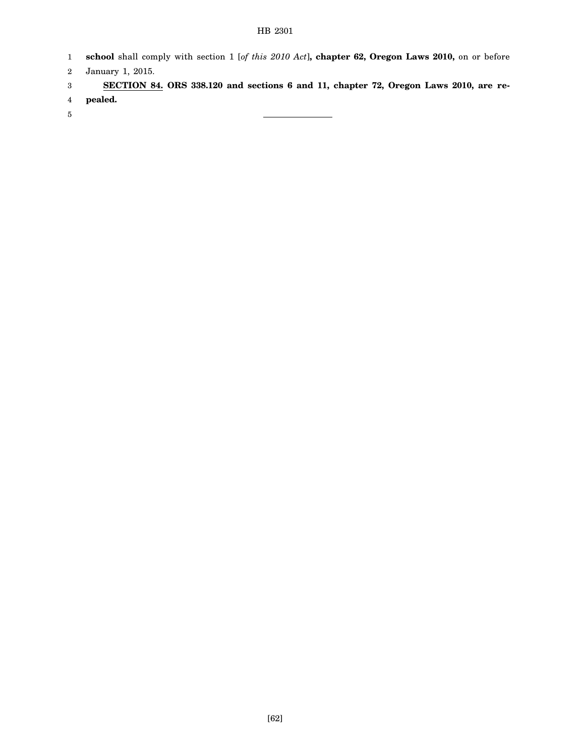**school** shall comply with section 1 [*of this 2010 Act*]**, chapter 62, Oregon Laws 2010,** on or before January 1, 2015.

**SECTION 84. ORS 338.120 and sections 6 and 11, chapter 72, Oregon Laws 2010, are repealed.**